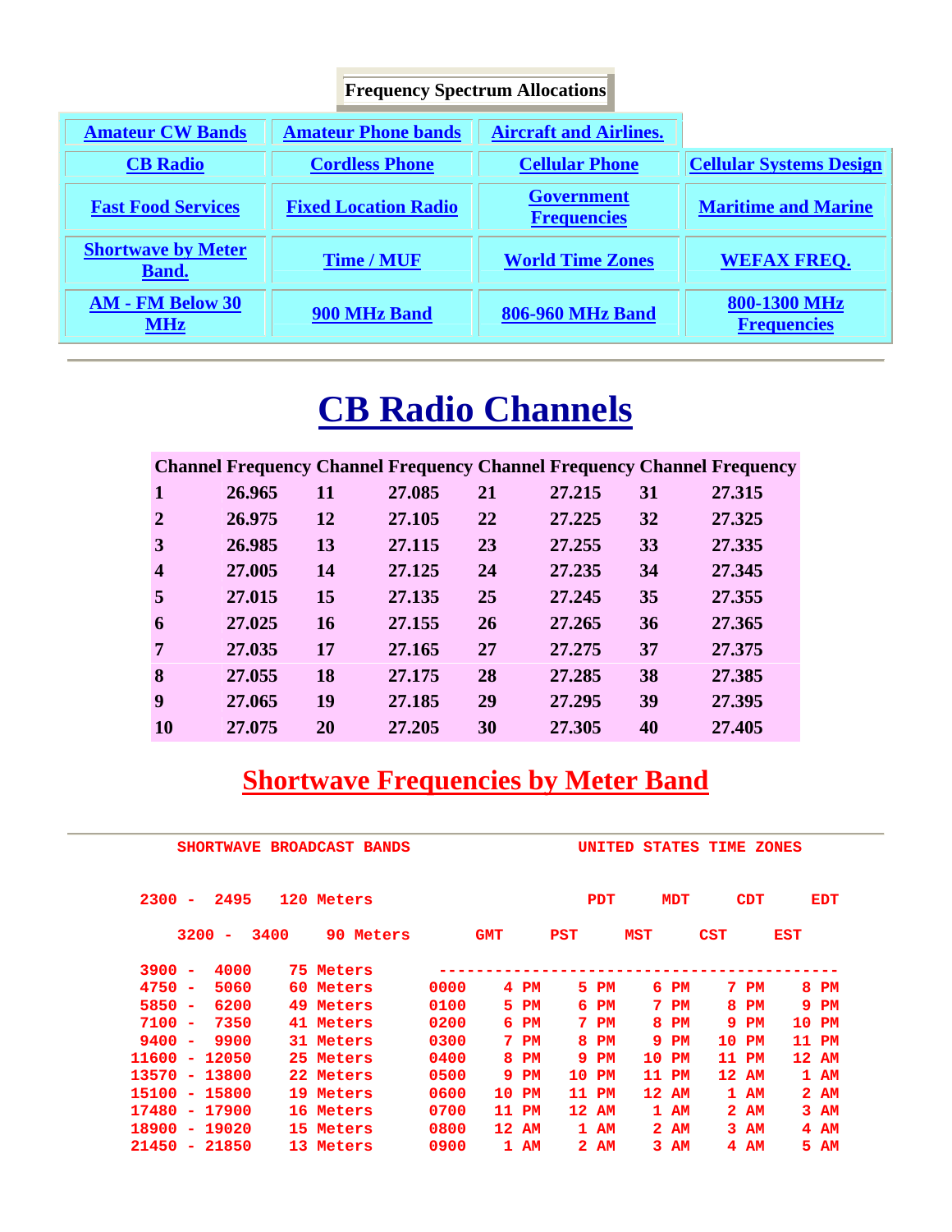**Frequency Spectrum Allocations**

| Amateur CW Bands | Amateur Phone bands | Aircraft and Airlines. | |
|---|---|---|---|
| CB Radio | Cordless Phone | Cellular Phone | Cellular Systems Design |
| Fast Food Services | Fixed Location Radio | Government Frequencies | Maritime and Marine |
| Shortwave by Meter Band. | Time / MUF | World Time Zones | WEFAX FREQ. |
| AM - FM Below 30 MHz | 900 MHz Band | 806-960 MHz Band | 800-1300 MHz Frequencies |

---

# CB Radio Channels

| Channel | Frequency | Channel | Frequency | Channel | Frequency | Channel | Frequency |
|---|---|---|---|---|---|---|---|
| 1 | 26.965 | 11 | 27.085 | 21 | 27.215 | 31 | 27.315 |
| 2 | 26.975 | 12 | 27.105 | 22 | 27.225 | 32 | 27.325 |
| 3 | 26.985 | 13 | 27.115 | 23 | 27.255 | 33 | 27.335 |
| 4 | 27.005 | 14 | 27.125 | 24 | 27.235 | 34 | 27.345 |
| 5 | 27.015 | 15 | 27.135 | 25 | 27.245 | 35 | 27.355 |
| 6 | 27.025 | 16 | 27.155 | 26 | 27.265 | 36 | 27.365 |
| 7 | 27.035 | 17 | 27.165 | 27 | 27.275 | 37 | 27.375 |
| 8 | 27.055 | 18 | 27.175 | 28 | 27.285 | 38 | 27.385 |
| 9 | 27.065 | 19 | 27.185 | 29 | 27.295 | 39 | 27.395 |
| 10 | 27.075 | 20 | 27.205 | 30 | 27.305 | 40 | 27.405 |

## Shortwave Frequencies by Meter Band

---

```
       SHORTWAVE BROADCAST BANDS                     UNITED STATES TIME ZONES


   2300 -  2495   120 Meters                            PDT     MDT     CDT     EDT

       3200 -  3400    90 Meters        GMT     PST     MST     CST     EST

   3900 -  4000    75 Meters       -------------------------------------------
   4750 -  5060    60 Meters       0000     4 PM    5 PM    6 PM    7 PM    8 PM
   5850 -  6200    49 Meters       0100     5 PM    6 PM    7 PM    8 PM    9 PM
   7100 -  7350    41 Meters       0200     6 PM    7 PM    8 PM    9 PM   10 PM
   9400 -  9900    31 Meters       0300     7 PM    8 PM    9 PM   10 PM   11 PM
  11600 - 12050    25 Meters       0400     8 PM    9 PM   10 PM   11 PM   12 AM
  13570 - 13800    22 Meters       0500     9 PM   10 PM   11 PM   12 AM    1 AM
  15100 - 15800    19 Meters       0600    10 PM   11 PM   12 AM    1 AM    2 AM
  17480 - 17900    16 Meters       0700    11 PM   12 AM    1 AM    2 AM    3 AM
  18900 - 19020    15 Meters       0800    12 AM    1 AM    2 AM    3 AM    4 AM
  21450 - 21850    13 Meters       0900     1 AM    2 AM    3 AM    4 AM    5 AM
```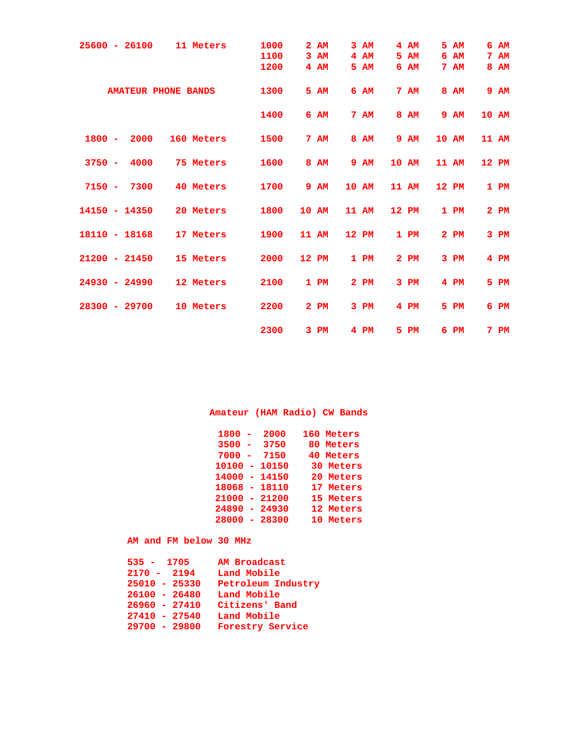| | | | | | | | |
|---|---|---|---|---|---|---|---|
| 25600 - 26100 | 11 Meters | 1000 | 2 AM | 3 AM | 4 AM | 5 AM | 6 AM |
| | | 1100 | 3 AM | 4 AM | 5 AM | 6 AM | 7 AM |
| | | 1200 | 4 AM | 5 AM | 6 AM | 7 AM | 8 AM |
| **AMATEUR PHONE BANDS** | | 1300 | 5 AM | 6 AM | 7 AM | 8 AM | 9 AM |
| | | 1400 | 6 AM | 7 AM | 8 AM | 9 AM | 10 AM |
| 1800 - 2000 | 160 Meters | 1500 | 7 AM | 8 AM | 9 AM | 10 AM | 11 AM |
| 3750 - 4000 | 75 Meters | 1600 | 8 AM | 9 AM | 10 AM | 11 AM | 12 PM |
| 7150 - 7300 | 40 Meters | 1700 | 9 AM | 10 AM | 11 AM | 12 PM | 1 PM |
| 14150 - 14350 | 20 Meters | 1800 | 10 AM | 11 AM | 12 PM | 1 PM | 2 PM |
| 18110 - 18168 | 17 Meters | 1900 | 11 AM | 12 PM | 1 PM | 2 PM | 3 PM |
| 21200 - 21450 | 15 Meters | 2000 | 12 PM | 1 PM | 2 PM | 3 PM | 4 PM |
| 24930 - 24990 | 12 Meters | 2100 | 1 PM | 2 PM | 3 PM | 4 PM | 5 PM |
| 28300 - 29700 | 10 Meters | 2200 | 2 PM | 3 PM | 4 PM | 5 PM | 6 PM |
| | | 2300 | 3 PM | 4 PM | 5 PM | 6 PM | 7 PM |

## Amateur (HAM Radio) CW Bands

| | |
|---|---|
| 1800 - 2000 | 160 Meters |
| 3500 - 3750 | 80 Meters |
| 7000 - 7150 | 40 Meters |
| 10100 - 10150 | 30 Meters |
| 14000 - 14150 | 20 Meters |
| 18068 - 18110 | 17 Meters |
| 21000 - 21200 | 15 Meters |
| 24890 - 24930 | 12 Meters |
| 28000 - 28300 | 10 Meters |

## AM and FM below 30 MHz

| | |
|---|---|
| 535 - 1705 | AM Broadcast |
| 2170 - 2194 | Land Mobile |
| 25010 - 25330 | Petroleum Industry |
| 26100 - 26480 | Land Mobile |
| 26960 - 27410 | Citizens' Band |
| 27410 - 27540 | Land Mobile |
| 29700 - 29800 | Forestry Service |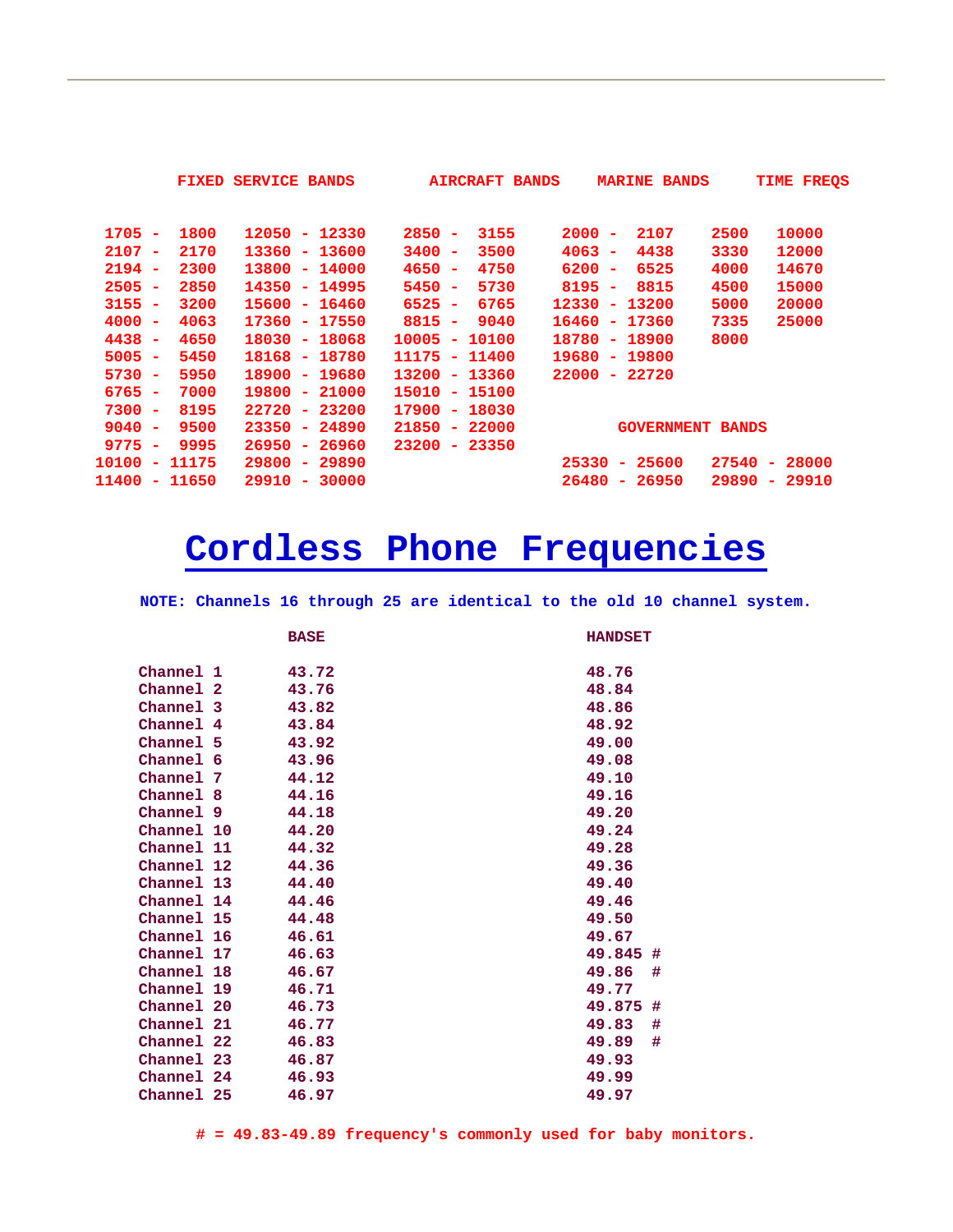| FIXED SERVICE BANDS | | AIRCRAFT BANDS | MARINE BANDS | TIME FREQS | |
|---|---|---|---|---|---|
| 1705 - 1800 | 12050 - 12330 | 2850 - 3155 | 2000 - 2107 | 2500 | 10000 |
| 2107 - 2170 | 13360 - 13600 | 3400 - 3500 | 4063 - 4438 | 3330 | 12000 |
| 2194 - 2300 | 13800 - 14000 | 4650 - 4750 | 6200 - 6525 | 4000 | 14670 |
| 2505 - 2850 | 14350 - 14995 | 5450 - 5730 | 8195 - 8815 | 4500 | 15000 |
| 3155 - 3200 | 15600 - 16460 | 6525 - 6765 | 12330 - 13200 | 5000 | 20000 |
| 4000 - 4063 | 17360 - 17550 | 8815 - 9040 | 16460 - 17360 | 7335 | 25000 |
| 4438 - 4650 | 18030 - 18068 | 10005 - 10100 | 18780 - 18900 | 8000 | |
| 5005 - 5450 | 18168 - 18780 | 11175 - 11400 | 19680 - 19800 | | |
| 5730 - 5950 | 18900 - 19680 | 13200 - 13360 | 22000 - 22720 | | |
| 6765 - 7000 | 19800 - 21000 | 15010 - 15100 | | | |
| 7300 - 8195 | 22720 - 23200 | 17900 - 18030 | | | |
| 9040 - 9500 | 23350 - 24890 | 21850 - 22000 | | | |
| 9775 - 9995 | 26950 - 26960 | 23200 - 23350 | | | |
| 10100 - 11175 | 29800 - 29890 | | | | |
| 11400 - 11650 | 29910 - 30000 | | | | |

**GOVERNMENT BANDS**

| | |
|---|---|
| 25330 - 25600 | 27540 - 28000 |
| 26480 - 26950 | 29890 - 29910 |

# Cordless Phone Frequencies

**NOTE: Channels 16 through 25 are identical to the old 10 channel system.**

| | BASE | HANDSET |
|---|---|---|
| Channel 1 | 43.72 | 48.76 |
| Channel 2 | 43.76 | 48.84 |
| Channel 3 | 43.82 | 48.86 |
| Channel 4 | 43.84 | 48.92 |
| Channel 5 | 43.92 | 49.00 |
| Channel 6 | 43.96 | 49.08 |
| Channel 7 | 44.12 | 49.10 |
| Channel 8 | 44.16 | 49.16 |
| Channel 9 | 44.18 | 49.20 |
| Channel 10 | 44.20 | 49.24 |
| Channel 11 | 44.32 | 49.28 |
| Channel 12 | 44.36 | 49.36 |
| Channel 13 | 44.40 | 49.40 |
| Channel 14 | 44.46 | 49.46 |
| Channel 15 | 44.48 | 49.50 |
| Channel 16 | 46.61 | 49.67 |
| Channel 17 | 46.63 | 49.845 # |
| Channel 18 | 46.67 | 49.86 # |
| Channel 19 | 46.71 | 49.77 |
| Channel 20 | 46.73 | 49.875 # |
| Channel 21 | 46.77 | 49.83 # |
| Channel 22 | 46.83 | 49.89 # |
| Channel 23 | 46.87 | 49.93 |
| Channel 24 | 46.93 | 49.99 |
| Channel 25 | 46.97 | 49.97 |

**# = 49.83-49.89 frequency's commonly used for baby monitors.**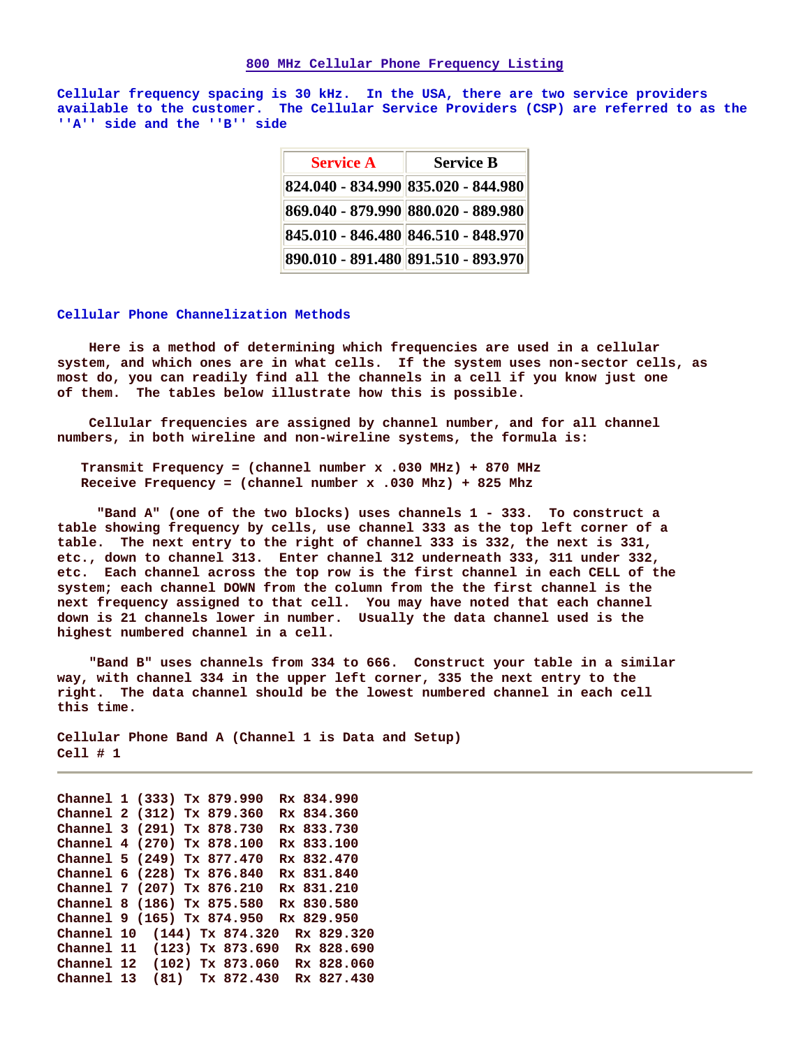# 800 MHz Cellular Phone Frequency Listing

Cellular frequency spacing is 30 kHz. In the USA, there are two service providers available to the customer. The Cellular Service Providers (CSP) are referred to as the ''A'' side and the ''B'' side

| Service A | Service B |
|---|---|
| 824.040 - 834.990 | 835.020 - 844.980 |
| 869.040 - 879.990 | 880.020 - 889.980 |
| 845.010 - 846.480 | 846.510 - 848.970 |
| 890.010 - 891.480 | 891.510 - 893.970 |

## Cellular Phone Channelization Methods

Here is a method of determining which frequencies are used in a cellular system, and which ones are in what cells. If the system uses non-sector cells, as most do, you can readily find all the channels in a cell if you know just one of them. The tables below illustrate how this is possible.

Cellular frequencies are assigned by channel number, and for all channel numbers, in both wireline and non-wireline systems, the formula is:

Transmit Frequency = (channel number x .030 MHz) + 870 MHz
Receive Frequency = (channel number x .030 Mhz) + 825 Mhz

"Band A" (one of the two blocks) uses channels 1 - 333. To construct a table showing frequency by cells, use channel 333 as the top left corner of a table. The next entry to the right of channel 333 is 332, the next is 331, etc., down to channel 313. Enter channel 312 underneath 333, 311 under 332, etc. Each channel across the top row is the first channel in each CELL of the system; each channel DOWN from the column from the the first channel is the next frequency assigned to that cell. You may have noted that each channel down is 21 channels lower in number. Usually the data channel used is the highest numbered channel in a cell.

"Band B" uses channels from 334 to 666. Construct your table in a similar way, with channel 334 in the upper left corner, 335 the next entry to the right. The data channel should be the lowest numbered channel in each cell this time.

Cellular Phone Band A (Channel 1 is Data and Setup)
Cell # 1

---

```
Channel 1 (333) Tx 879.990  Rx 834.990
Channel 2 (312) Tx 879.360  Rx 834.360
Channel 3 (291) Tx 878.730  Rx 833.730
Channel 4 (270) Tx 878.100  Rx 833.100
Channel 5 (249) Tx 877.470  Rx 832.470
Channel 6 (228) Tx 876.840  Rx 831.840
Channel 7 (207) Tx 876.210  Rx 831.210
Channel 8 (186) Tx 875.580  Rx 830.580
Channel 9 (165) Tx 874.950  Rx 829.950
Channel 10  (144) Tx 874.320  Rx 829.320
Channel 11  (123) Tx 873.690  Rx 828.690
Channel 12  (102) Tx 873.060  Rx 828.060
Channel 13  (81)  Tx 872.430  Rx 827.430
```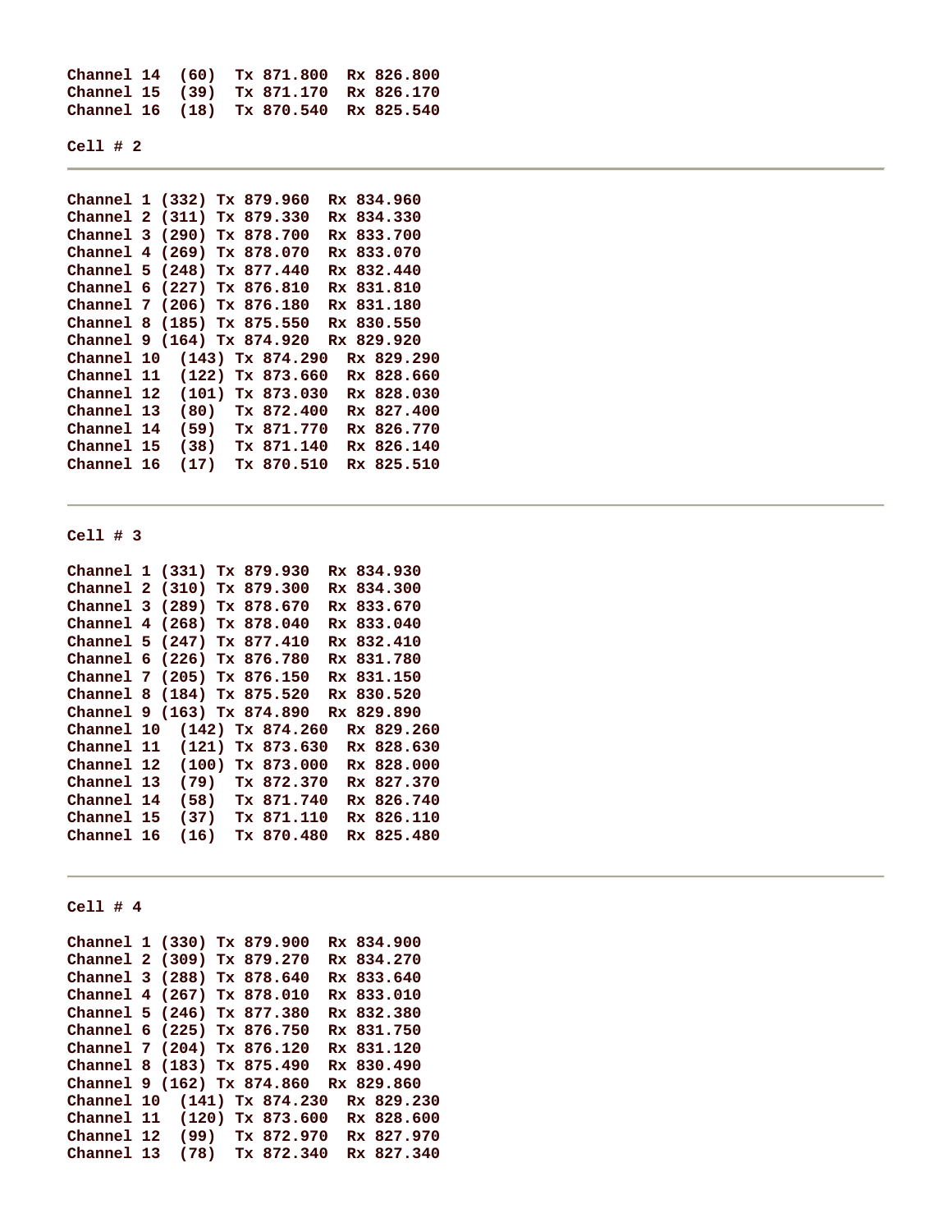```
Channel 14  (60)  Tx 871.800  Rx 826.800
Channel 15  (39)  Tx 871.170  Rx 826.170
Channel 16  (18)  Tx 870.540  Rx 825.540
```

**Cell # 2**

---

```
Channel 1 (332) Tx 879.960  Rx 834.960
Channel 2 (311) Tx 879.330  Rx 834.330
Channel 3 (290) Tx 878.700  Rx 833.700
Channel 4 (269) Tx 878.070  Rx 833.070
Channel 5 (248) Tx 877.440  Rx 832.440
Channel 6 (227) Tx 876.810  Rx 831.810
Channel 7 (206) Tx 876.180  Rx 831.180
Channel 8 (185) Tx 875.550  Rx 830.550
Channel 9 (164) Tx 874.920  Rx 829.920
Channel 10  (143) Tx 874.290  Rx 829.290
Channel 11  (122) Tx 873.660  Rx 828.660
Channel 12  (101) Tx 873.030  Rx 828.030
Channel 13  (80)  Tx 872.400  Rx 827.400
Channel 14  (59)  Tx 871.770  Rx 826.770
Channel 15  (38)  Tx 871.140  Rx 826.140
Channel 16  (17)  Tx 870.510  Rx 825.510
```

---

**Cell # 3**

```
Channel 1 (331) Tx 879.930  Rx 834.930
Channel 2 (310) Tx 879.300  Rx 834.300
Channel 3 (289) Tx 878.670  Rx 833.670
Channel 4 (268) Tx 878.040  Rx 833.040
Channel 5 (247) Tx 877.410  Rx 832.410
Channel 6 (226) Tx 876.780  Rx 831.780
Channel 7 (205) Tx 876.150  Rx 831.150
Channel 8 (184) Tx 875.520  Rx 830.520
Channel 9 (163) Tx 874.890  Rx 829.890
Channel 10  (142) Tx 874.260  Rx 829.260
Channel 11  (121) Tx 873.630  Rx 828.630
Channel 12  (100) Tx 873.000  Rx 828.000
Channel 13  (79)  Tx 872.370  Rx 827.370
Channel 14  (58)  Tx 871.740  Rx 826.740
Channel 15  (37)  Tx 871.110  Rx 826.110
Channel 16  (16)  Tx 870.480  Rx 825.480
```

---

**Cell # 4**

```
Channel 1 (330) Tx 879.900  Rx 834.900
Channel 2 (309) Tx 879.270  Rx 834.270
Channel 3 (288) Tx 878.640  Rx 833.640
Channel 4 (267) Tx 878.010  Rx 833.010
Channel 5 (246) Tx 877.380  Rx 832.380
Channel 6 (225) Tx 876.750  Rx 831.750
Channel 7 (204) Tx 876.120  Rx 831.120
Channel 8 (183) Tx 875.490  Rx 830.490
Channel 9 (162) Tx 874.860  Rx 829.860
Channel 10  (141) Tx 874.230  Rx 829.230
Channel 11  (120) Tx 873.600  Rx 828.600
Channel 12  (99)  Tx 872.970  Rx 827.970
Channel 13  (78)  Tx 872.340  Rx 827.340
```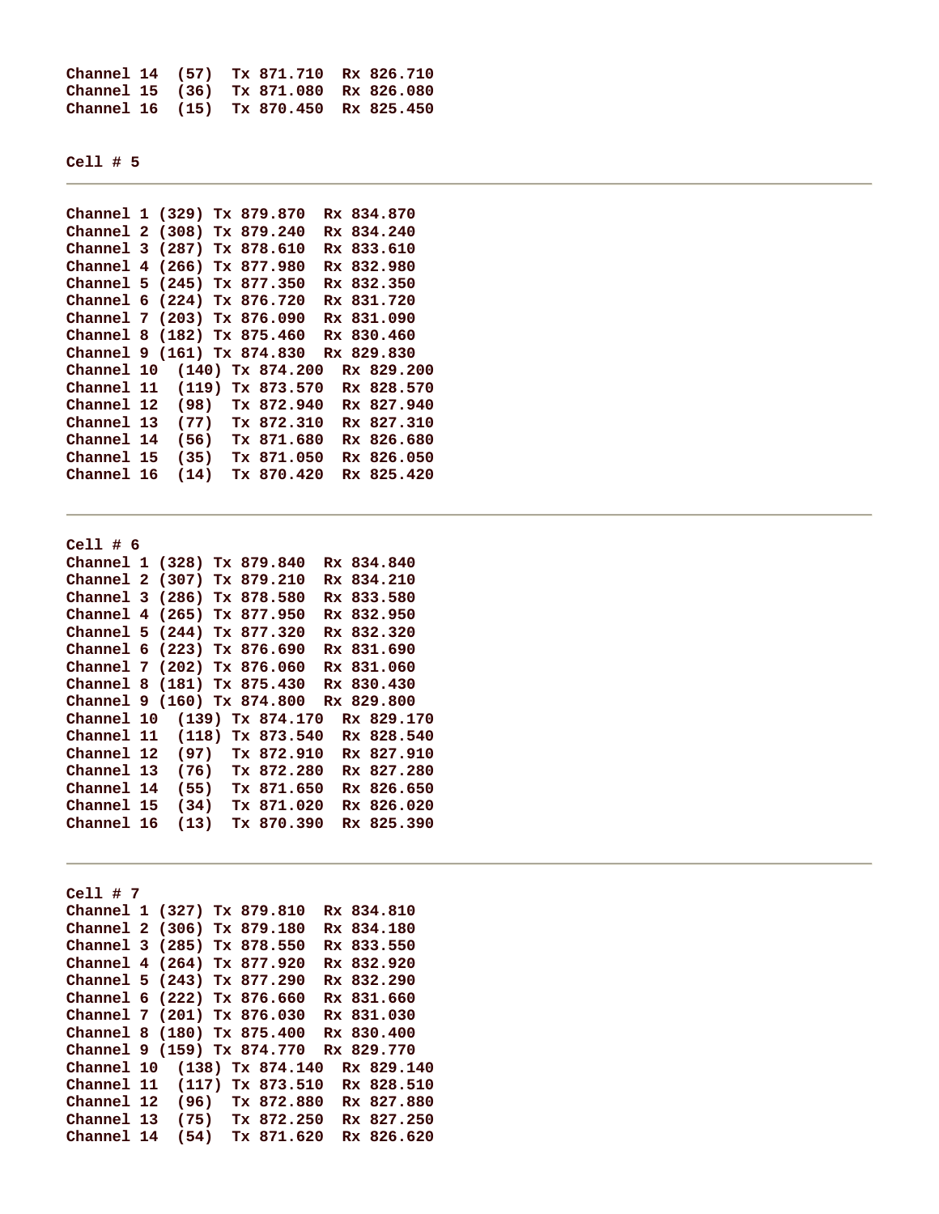```
Channel 14  (57)  Tx 871.710  Rx 826.710
Channel 15  (36)  Tx 871.080  Rx 826.080
Channel 16  (15)  Tx 870.450  Rx 825.450
```

**Cell # 5**

---

```
Channel 1 (329) Tx 879.870  Rx 834.870
Channel 2 (308) Tx 879.240  Rx 834.240
Channel 3 (287) Tx 878.610  Rx 833.610
Channel 4 (266) Tx 877.980  Rx 832.980
Channel 5 (245) Tx 877.350  Rx 832.350
Channel 6 (224) Tx 876.720  Rx 831.720
Channel 7 (203) Tx 876.090  Rx 831.090
Channel 8 (182) Tx 875.460  Rx 830.460
Channel 9 (161) Tx 874.830  Rx 829.830
Channel 10  (140) Tx 874.200  Rx 829.200
Channel 11  (119) Tx 873.570  Rx 828.570
Channel 12  (98)  Tx 872.940  Rx 827.940
Channel 13  (77)  Tx 872.310  Rx 827.310
Channel 14  (56)  Tx 871.680  Rx 826.680
Channel 15  (35)  Tx 871.050  Rx 826.050
Channel 16  (14)  Tx 870.420  Rx 825.420
```

---

**Cell # 6**

```
Channel 1 (328) Tx 879.840  Rx 834.840
Channel 2 (307) Tx 879.210  Rx 834.210
Channel 3 (286) Tx 878.580  Rx 833.580
Channel 4 (265) Tx 877.950  Rx 832.950
Channel 5 (244) Tx 877.320  Rx 832.320
Channel 6 (223) Tx 876.690  Rx 831.690
Channel 7 (202) Tx 876.060  Rx 831.060
Channel 8 (181) Tx 875.430  Rx 830.430
Channel 9 (160) Tx 874.800  Rx 829.800
Channel 10  (139) Tx 874.170  Rx 829.170
Channel 11  (118) Tx 873.540  Rx 828.540
Channel 12  (97)  Tx 872.910  Rx 827.910
Channel 13  (76)  Tx 872.280  Rx 827.280
Channel 14  (55)  Tx 871.650  Rx 826.650
Channel 15  (34)  Tx 871.020  Rx 826.020
Channel 16  (13)  Tx 870.390  Rx 825.390
```

---

**Cell # 7**

```
Channel 1 (327) Tx 879.810  Rx 834.810
Channel 2 (306) Tx 879.180  Rx 834.180
Channel 3 (285) Tx 878.550  Rx 833.550
Channel 4 (264) Tx 877.920  Rx 832.920
Channel 5 (243) Tx 877.290  Rx 832.290
Channel 6 (222) Tx 876.660  Rx 831.660
Channel 7 (201) Tx 876.030  Rx 831.030
Channel 8 (180) Tx 875.400  Rx 830.400
Channel 9 (159) Tx 874.770  Rx 829.770
Channel 10  (138) Tx 874.140  Rx 829.140
Channel 11  (117) Tx 873.510  Rx 828.510
Channel 12  (96)  Tx 872.880  Rx 827.880
Channel 13  (75)  Tx 872.250  Rx 827.250
Channel 14  (54)  Tx 871.620  Rx 826.620
```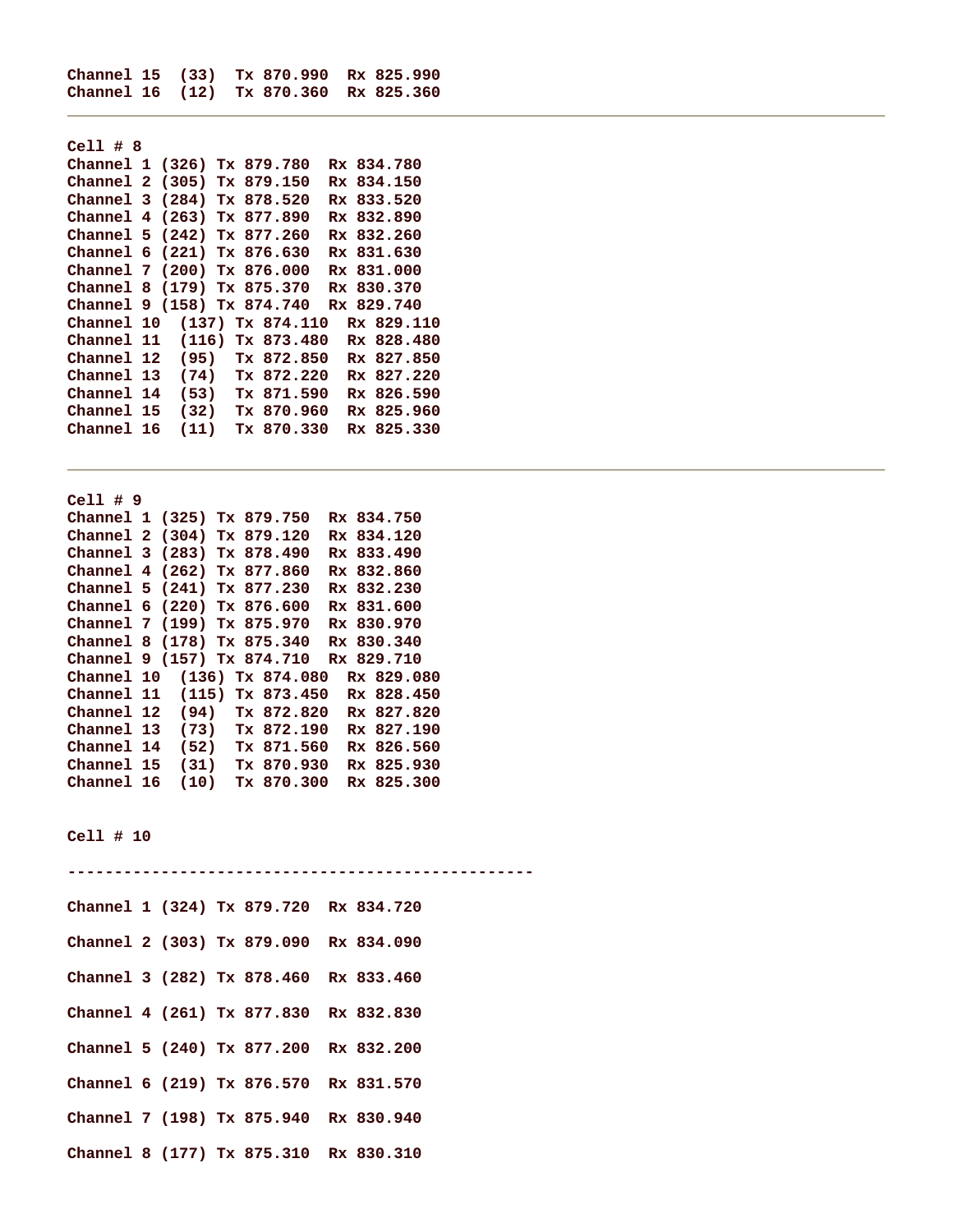```
Channel 15  (33)  Tx 870.990  Rx 825.990
Channel 16  (12)  Tx 870.360  Rx 825.360
```

---

```
Cell # 8
Channel 1 (326) Tx 879.780  Rx 834.780
Channel 2 (305) Tx 879.150  Rx 834.150
Channel 3 (284) Tx 878.520  Rx 833.520
Channel 4 (263) Tx 877.890  Rx 832.890
Channel 5 (242) Tx 877.260  Rx 832.260
Channel 6 (221) Tx 876.630  Rx 831.630
Channel 7 (200) Tx 876.000  Rx 831.000
Channel 8 (179) Tx 875.370  Rx 830.370
Channel 9 (158) Tx 874.740  Rx 829.740
Channel 10  (137) Tx 874.110  Rx 829.110
Channel 11  (116) Tx 873.480  Rx 828.480
Channel 12  (95)  Tx 872.850  Rx 827.850
Channel 13  (74)  Tx 872.220  Rx 827.220
Channel 14  (53)  Tx 871.590  Rx 826.590
Channel 15  (32)  Tx 870.960  Rx 825.960
Channel 16  (11)  Tx 870.330  Rx 825.330
```

---

```
Cell # 9
Channel 1 (325) Tx 879.750  Rx 834.750
Channel 2 (304) Tx 879.120  Rx 834.120
Channel 3 (283) Tx 878.490  Rx 833.490
Channel 4 (262) Tx 877.860  Rx 832.860
Channel 5 (241) Tx 877.230  Rx 832.230
Channel 6 (220) Tx 876.600  Rx 831.600
Channel 7 (199) Tx 875.970  Rx 830.970
Channel 8 (178) Tx 875.340  Rx 830.340
Channel 9 (157) Tx 874.710  Rx 829.710
Channel 10  (136) Tx 874.080  Rx 829.080
Channel 11  (115) Tx 873.450  Rx 828.450
Channel 12  (94)  Tx 872.820  Rx 827.820
Channel 13  (73)  Tx 872.190  Rx 827.190
Channel 14  (52)  Tx 871.560  Rx 826.560
Channel 15  (31)  Tx 870.930  Rx 825.930
Channel 16  (10)  Tx 870.300  Rx 825.300
```

```
Cell # 10

--------------------------------------------------

Channel 1 (324) Tx 879.720  Rx 834.720

Channel 2 (303) Tx 879.090  Rx 834.090

Channel 3 (282) Tx 878.460  Rx 833.460

Channel 4 (261) Tx 877.830  Rx 832.830

Channel 5 (240) Tx 877.200  Rx 832.200

Channel 6 (219) Tx 876.570  Rx 831.570

Channel 7 (198) Tx 875.940  Rx 830.940

Channel 8 (177) Tx 875.310  Rx 830.310
```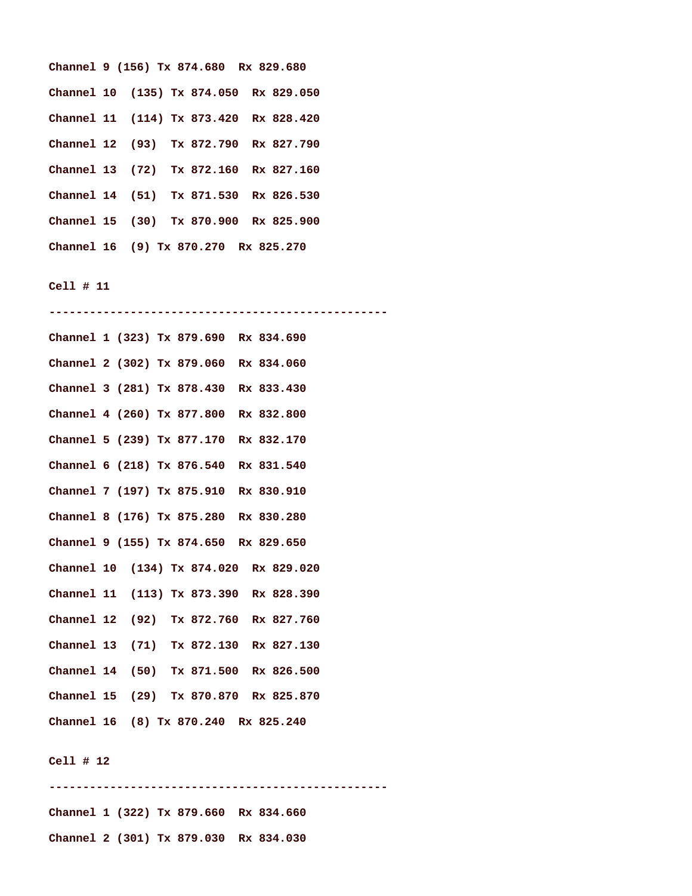Channel 9 (156) Tx 874.680  Rx 829.680

Channel 10  (135) Tx 874.050  Rx 829.050

Channel 11  (114) Tx 873.420  Rx 828.420

Channel 12  (93)  Tx 872.790  Rx 827.790

Channel 13  (72)  Tx 872.160  Rx 827.160

Channel 14  (51)  Tx 871.530  Rx 826.530

Channel 15  (30)  Tx 870.900  Rx 825.900

Channel 16  (9) Tx 870.270  Rx 825.270

Cell # 11

-------------------------------------------------

Channel 1 (323) Tx 879.690  Rx 834.690

Channel 2 (302) Tx 879.060  Rx 834.060

Channel 3 (281) Tx 878.430  Rx 833.430

Channel 4 (260) Tx 877.800  Rx 832.800

Channel 5 (239) Tx 877.170  Rx 832.170

Channel 6 (218) Tx 876.540  Rx 831.540

Channel 7 (197) Tx 875.910  Rx 830.910

Channel 8 (176) Tx 875.280  Rx 830.280

Channel 9 (155) Tx 874.650  Rx 829.650

Channel 10  (134) Tx 874.020  Rx 829.020

Channel 11  (113) Tx 873.390  Rx 828.390

Channel 12  (92)  Tx 872.760  Rx 827.760

Channel 13  (71)  Tx 872.130  Rx 827.130

Channel 14  (50)  Tx 871.500  Rx 826.500

Channel 15  (29)  Tx 870.870  Rx 825.870

Channel 16  (8) Tx 870.240  Rx 825.240

Cell # 12

-------------------------------------------------

Channel 1 (322) Tx 879.660  Rx 834.660

Channel 2 (301) Tx 879.030  Rx 834.030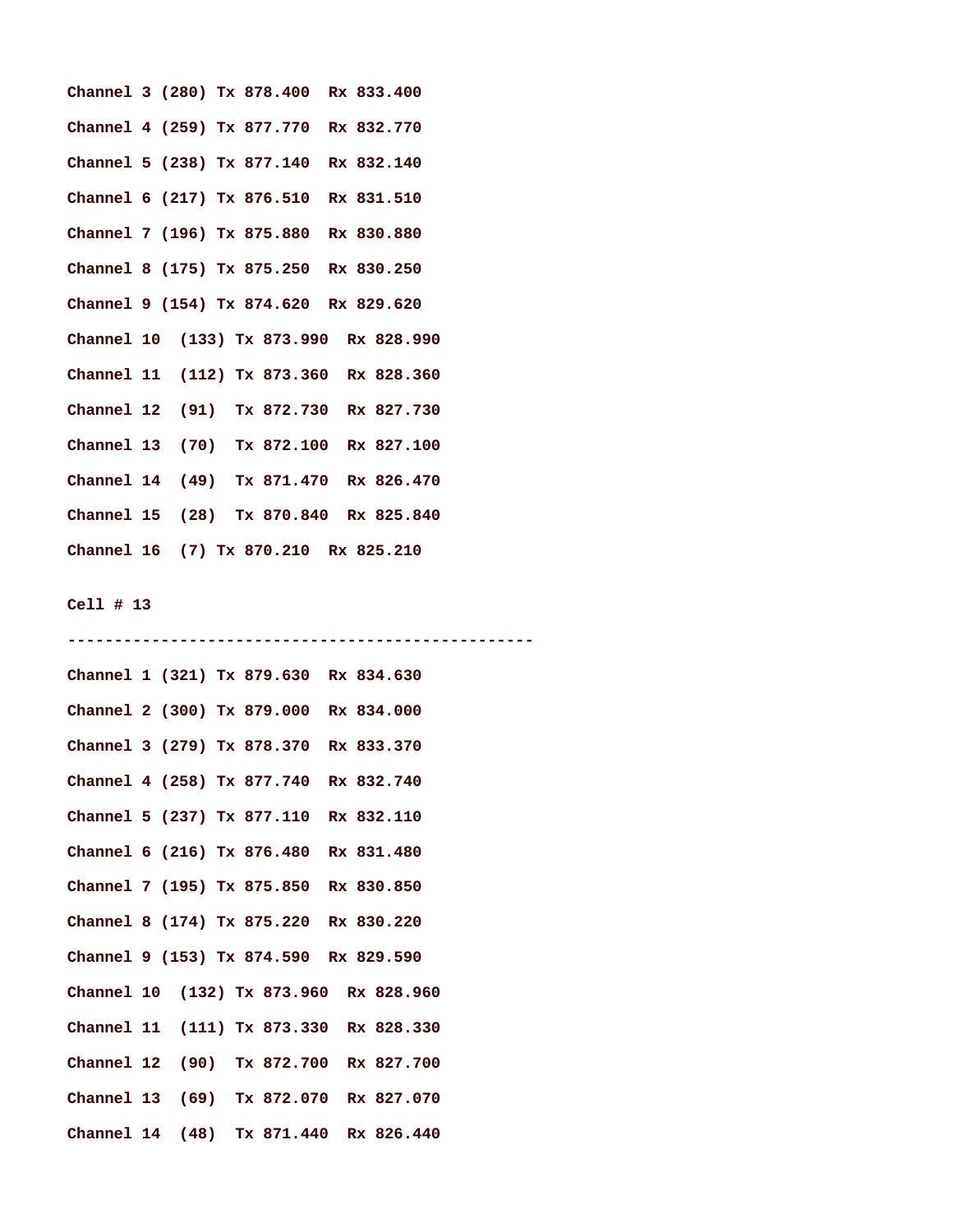Channel 3 (280) Tx 878.400  Rx 833.400

Channel 4 (259) Tx 877.770  Rx 832.770

Channel 5 (238) Tx 877.140  Rx 832.140

Channel 6 (217) Tx 876.510  Rx 831.510

Channel 7 (196) Tx 875.880  Rx 830.880

Channel 8 (175) Tx 875.250  Rx 830.250

Channel 9 (154) Tx 874.620  Rx 829.620

Channel 10  (133) Tx 873.990  Rx 828.990

Channel 11  (112) Tx 873.360  Rx 828.360

Channel 12  (91)  Tx 872.730  Rx 827.730

Channel 13  (70)  Tx 872.100  Rx 827.100

Channel 14  (49)  Tx 871.470  Rx 826.470

Channel 15  (28)  Tx 870.840  Rx 825.840

Channel 16  (7) Tx 870.210  Rx 825.210

Cell # 13

--------------------------------------------------

Channel 1 (321) Tx 879.630  Rx 834.630

Channel 2 (300) Tx 879.000  Rx 834.000

Channel 3 (279) Tx 878.370  Rx 833.370

Channel 4 (258) Tx 877.740  Rx 832.740

Channel 5 (237) Tx 877.110  Rx 832.110

Channel 6 (216) Tx 876.480  Rx 831.480

Channel 7 (195) Tx 875.850  Rx 830.850

Channel 8 (174) Tx 875.220  Rx 830.220

Channel 9 (153) Tx 874.590  Rx 829.590

Channel 10  (132) Tx 873.960  Rx 828.960

Channel 11  (111) Tx 873.330  Rx 828.330

Channel 12  (90)  Tx 872.700  Rx 827.700

Channel 13  (69)  Tx 872.070  Rx 827.070

Channel 14  (48)  Tx 871.440  Rx 826.440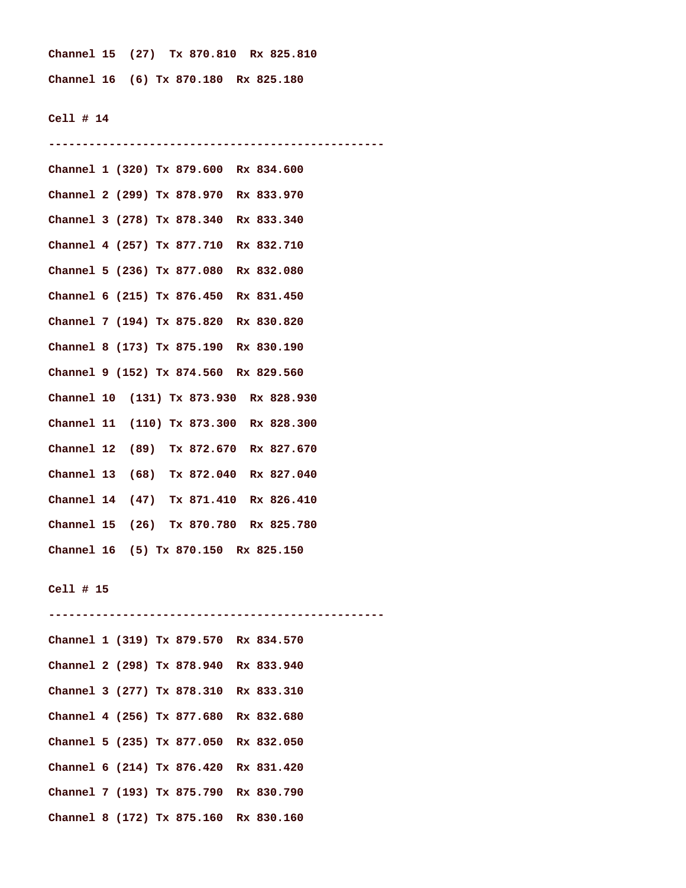Channel 15  (27)  Tx 870.810  Rx 825.810

Channel 16  (6) Tx 870.180  Rx 825.180

Cell # 14

-------------------------------------------------

Channel 1 (320) Tx 879.600  Rx 834.600

Channel 2 (299) Tx 878.970  Rx 833.970

Channel 3 (278) Tx 878.340  Rx 833.340

Channel 4 (257) Tx 877.710  Rx 832.710

Channel 5 (236) Tx 877.080  Rx 832.080

Channel 6 (215) Tx 876.450  Rx 831.450

Channel 7 (194) Tx 875.820  Rx 830.820

Channel 8 (173) Tx 875.190  Rx 830.190

Channel 9 (152) Tx 874.560  Rx 829.560

Channel 10  (131) Tx 873.930  Rx 828.930

Channel 11  (110) Tx 873.300  Rx 828.300

Channel 12  (89)  Tx 872.670  Rx 827.670

Channel 13  (68)  Tx 872.040  Rx 827.040

Channel 14  (47)  Tx 871.410  Rx 826.410

Channel 15  (26)  Tx 870.780  Rx 825.780

Channel 16  (5) Tx 870.150  Rx 825.150

Cell # 15

-------------------------------------------------

Channel 1 (319) Tx 879.570  Rx 834.570

Channel 2 (298) Tx 878.940  Rx 833.940

Channel 3 (277) Tx 878.310  Rx 833.310

Channel 4 (256) Tx 877.680  Rx 832.680

Channel 5 (235) Tx 877.050  Rx 832.050

Channel 6 (214) Tx 876.420  Rx 831.420

Channel 7 (193) Tx 875.790  Rx 830.790

Channel 8 (172) Tx 875.160  Rx 830.160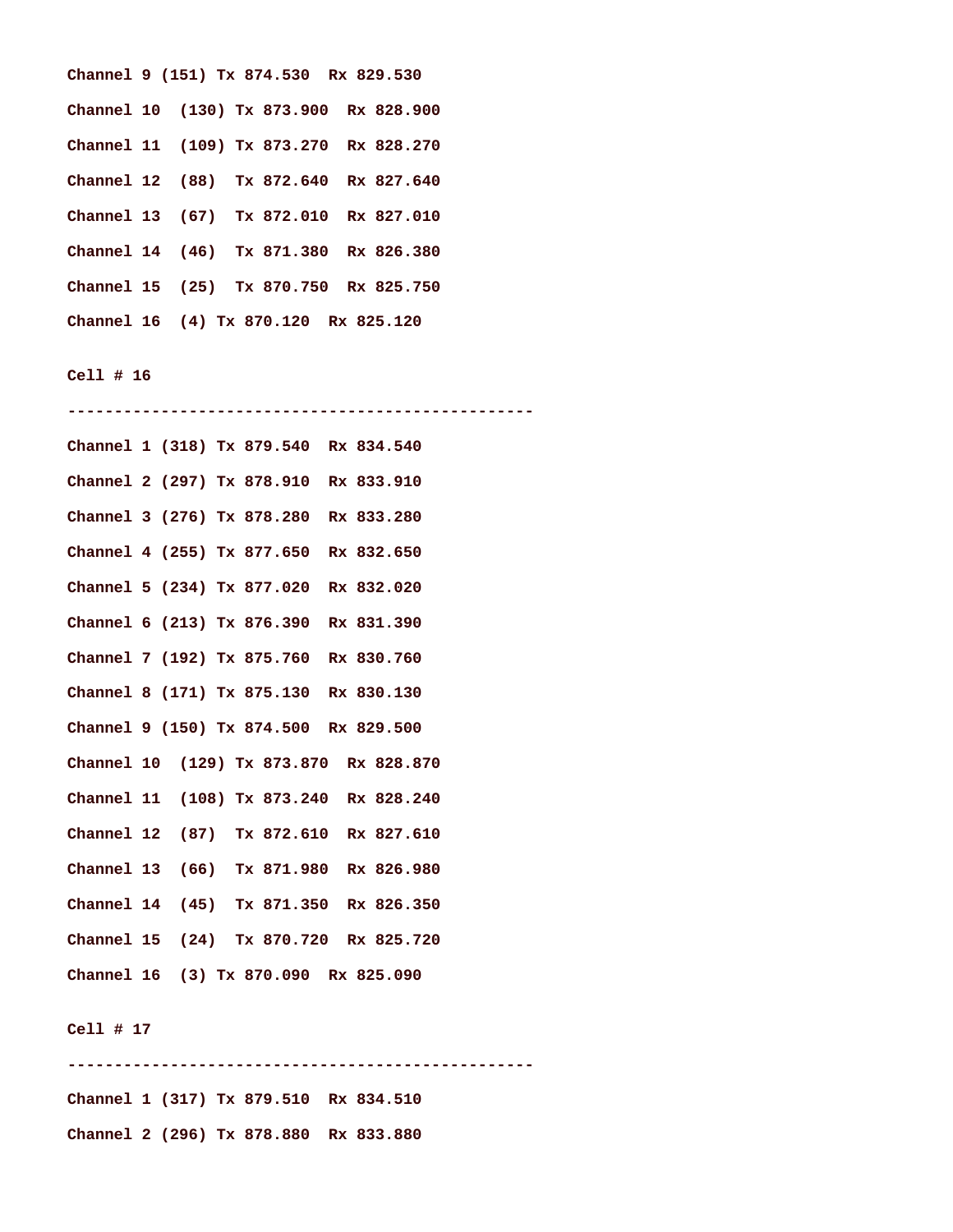Channel 9 (151) Tx 874.530  Rx 829.530

Channel 10  (130) Tx 873.900  Rx 828.900

Channel 11  (109) Tx 873.270  Rx 828.270

Channel 12  (88)  Tx 872.640  Rx 827.640

Channel 13  (67)  Tx 872.010  Rx 827.010

Channel 14  (46)  Tx 871.380  Rx 826.380

Channel 15  (25)  Tx 870.750  Rx 825.750

Channel 16  (4) Tx 870.120  Rx 825.120

Cell # 16

-------------------------------------------------

Channel 1 (318) Tx 879.540  Rx 834.540

Channel 2 (297) Tx 878.910  Rx 833.910

Channel 3 (276) Tx 878.280  Rx 833.280

Channel 4 (255) Tx 877.650  Rx 832.650

Channel 5 (234) Tx 877.020  Rx 832.020

Channel 6 (213) Tx 876.390  Rx 831.390

Channel 7 (192) Tx 875.760  Rx 830.760

Channel 8 (171) Tx 875.130  Rx 830.130

Channel 9 (150) Tx 874.500  Rx 829.500

Channel 10  (129) Tx 873.870  Rx 828.870

Channel 11  (108) Tx 873.240  Rx 828.240

Channel 12  (87)  Tx 872.610  Rx 827.610

Channel 13  (66)  Tx 871.980  Rx 826.980

Channel 14  (45)  Tx 871.350  Rx 826.350

Channel 15  (24)  Tx 870.720  Rx 825.720

Channel 16  (3) Tx 870.090  Rx 825.090

Cell # 17

-------------------------------------------------

Channel 1 (317) Tx 879.510  Rx 834.510

Channel 2 (296) Tx 878.880  Rx 833.880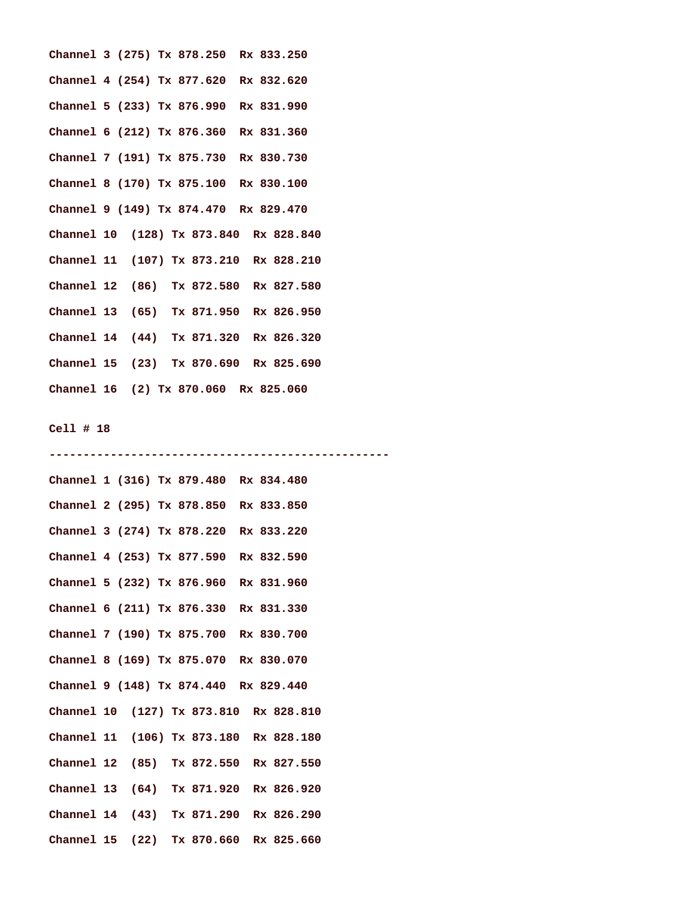Channel 3 (275) Tx 878.250  Rx 833.250

Channel 4 (254) Tx 877.620  Rx 832.620

Channel 5 (233) Tx 876.990  Rx 831.990

Channel 6 (212) Tx 876.360  Rx 831.360

Channel 7 (191) Tx 875.730  Rx 830.730

Channel 8 (170) Tx 875.100  Rx 830.100

Channel 9 (149) Tx 874.470  Rx 829.470

Channel 10  (128) Tx 873.840  Rx 828.840

Channel 11  (107) Tx 873.210  Rx 828.210

Channel 12  (86)  Tx 872.580  Rx 827.580

Channel 13  (65)  Tx 871.950  Rx 826.950

Channel 14  (44)  Tx 871.320  Rx 826.320

Channel 15  (23)  Tx 870.690  Rx 825.690

Channel 16  (2) Tx 870.060  Rx 825.060

Cell # 18

--------------------------------------------------

Channel 1 (316) Tx 879.480  Rx 834.480

Channel 2 (295) Tx 878.850  Rx 833.850

Channel 3 (274) Tx 878.220  Rx 833.220

Channel 4 (253) Tx 877.590  Rx 832.590

Channel 5 (232) Tx 876.960  Rx 831.960

Channel 6 (211) Tx 876.330  Rx 831.330

Channel 7 (190) Tx 875.700  Rx 830.700

Channel 8 (169) Tx 875.070  Rx 830.070

Channel 9 (148) Tx 874.440  Rx 829.440

Channel 10  (127) Tx 873.810  Rx 828.810

Channel 11  (106) Tx 873.180  Rx 828.180

Channel 12  (85)  Tx 872.550  Rx 827.550

Channel 13  (64)  Tx 871.920  Rx 826.920

Channel 14  (43)  Tx 871.290  Rx 826.290

Channel 15  (22)  Tx 870.660  Rx 825.660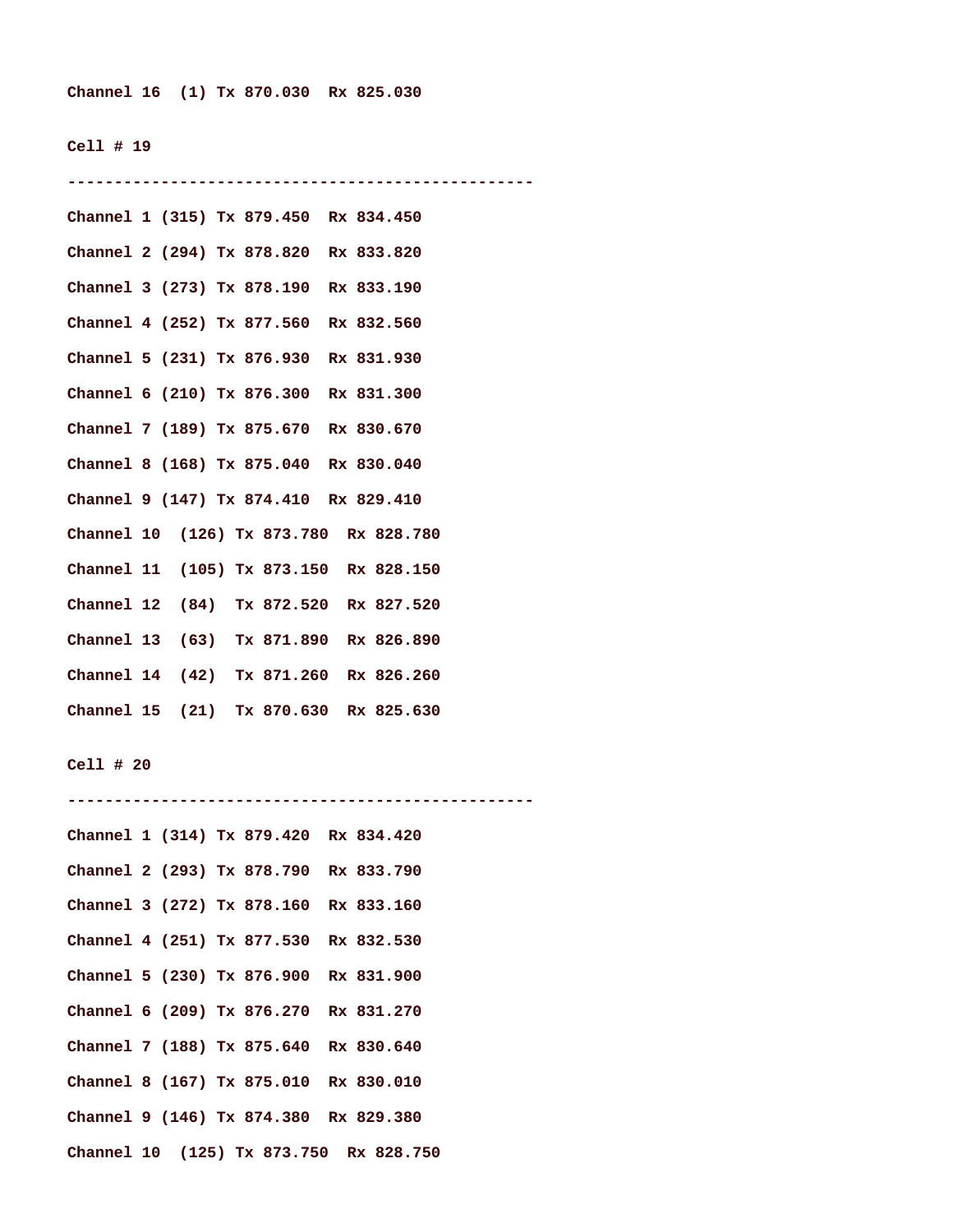**Channel 16  (1) Tx 870.030  Rx 825.030**

**Cell # 19**

**-------------------------------------------------**

**Channel 1 (315) Tx 879.450  Rx 834.450**

**Channel 2 (294) Tx 878.820  Rx 833.820**

**Channel 3 (273) Tx 878.190  Rx 833.190**

**Channel 4 (252) Tx 877.560  Rx 832.560**

**Channel 5 (231) Tx 876.930  Rx 831.930**

**Channel 6 (210) Tx 876.300  Rx 831.300**

**Channel 7 (189) Tx 875.670  Rx 830.670**

**Channel 8 (168) Tx 875.040  Rx 830.040**

**Channel 9 (147) Tx 874.410  Rx 829.410**

**Channel 10  (126) Tx 873.780  Rx 828.780**

**Channel 11  (105) Tx 873.150  Rx 828.150**

**Channel 12  (84)  Tx 872.520  Rx 827.520**

**Channel 13  (63)  Tx 871.890  Rx 826.890**

**Channel 14  (42)  Tx 871.260  Rx 826.260**

**Channel 15  (21)  Tx 870.630  Rx 825.630**

**Cell # 20**

**-------------------------------------------------**

**Channel 1 (314) Tx 879.420  Rx 834.420**

**Channel 2 (293) Tx 878.790  Rx 833.790**

**Channel 3 (272) Tx 878.160  Rx 833.160**

**Channel 4 (251) Tx 877.530  Rx 832.530**

**Channel 5 (230) Tx 876.900  Rx 831.900**

**Channel 6 (209) Tx 876.270  Rx 831.270**

**Channel 7 (188) Tx 875.640  Rx 830.640**

**Channel 8 (167) Tx 875.010  Rx 830.010**

**Channel 9 (146) Tx 874.380  Rx 829.380**

**Channel 10  (125) Tx 873.750  Rx 828.750**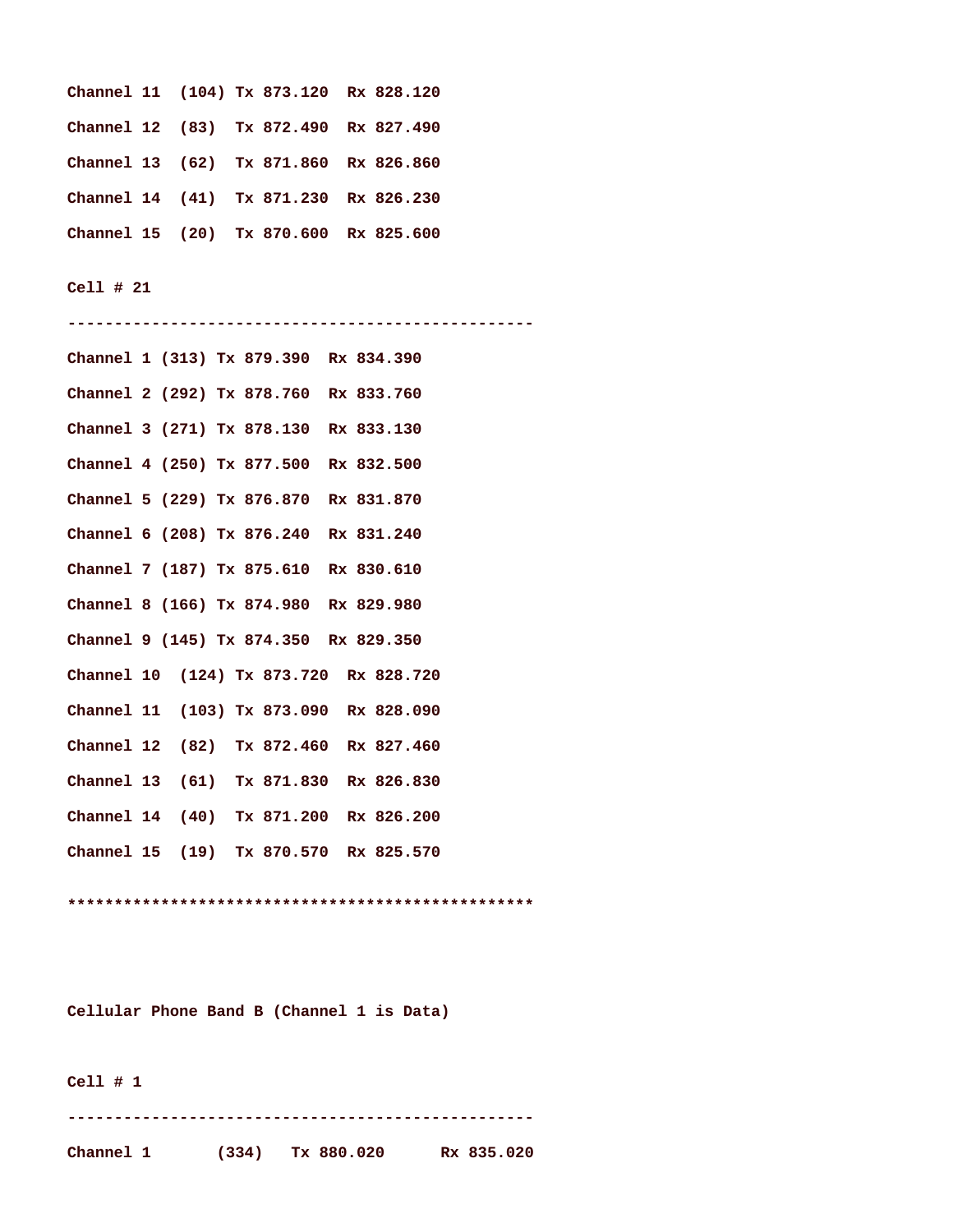Channel 11  (104) Tx 873.120  Rx 828.120

Channel 12  (83)  Tx 872.490  Rx 827.490

Channel 13  (62)  Tx 871.860  Rx 826.860

Channel 14  (41)  Tx 871.230  Rx 826.230

Channel 15  (20)  Tx 870.600  Rx 825.600

Cell # 21

--------------------------------------------------

Channel 1 (313) Tx 879.390  Rx 834.390

Channel 2 (292) Tx 878.760  Rx 833.760

Channel 3 (271) Tx 878.130  Rx 833.130

Channel 4 (250) Tx 877.500  Rx 832.500

Channel 5 (229) Tx 876.870  Rx 831.870

Channel 6 (208) Tx 876.240  Rx 831.240

Channel 7 (187) Tx 875.610  Rx 830.610

Channel 8 (166) Tx 874.980  Rx 829.980

Channel 9 (145) Tx 874.350  Rx 829.350

Channel 10  (124) Tx 873.720  Rx 828.720

Channel 11  (103) Tx 873.090  Rx 828.090

Channel 12  (82)  Tx 872.460  Rx 827.460

Channel 13  (61)  Tx 871.830  Rx 826.830

Channel 14  (40)  Tx 871.200  Rx 826.200

Channel 15  (19)  Tx 870.570  Rx 825.570

**************************************************

Cellular Phone Band B (Channel 1 is Data)

Cell # 1

--------------------------------------------------

Channel 1 (334) Tx 880.020 Rx 835.020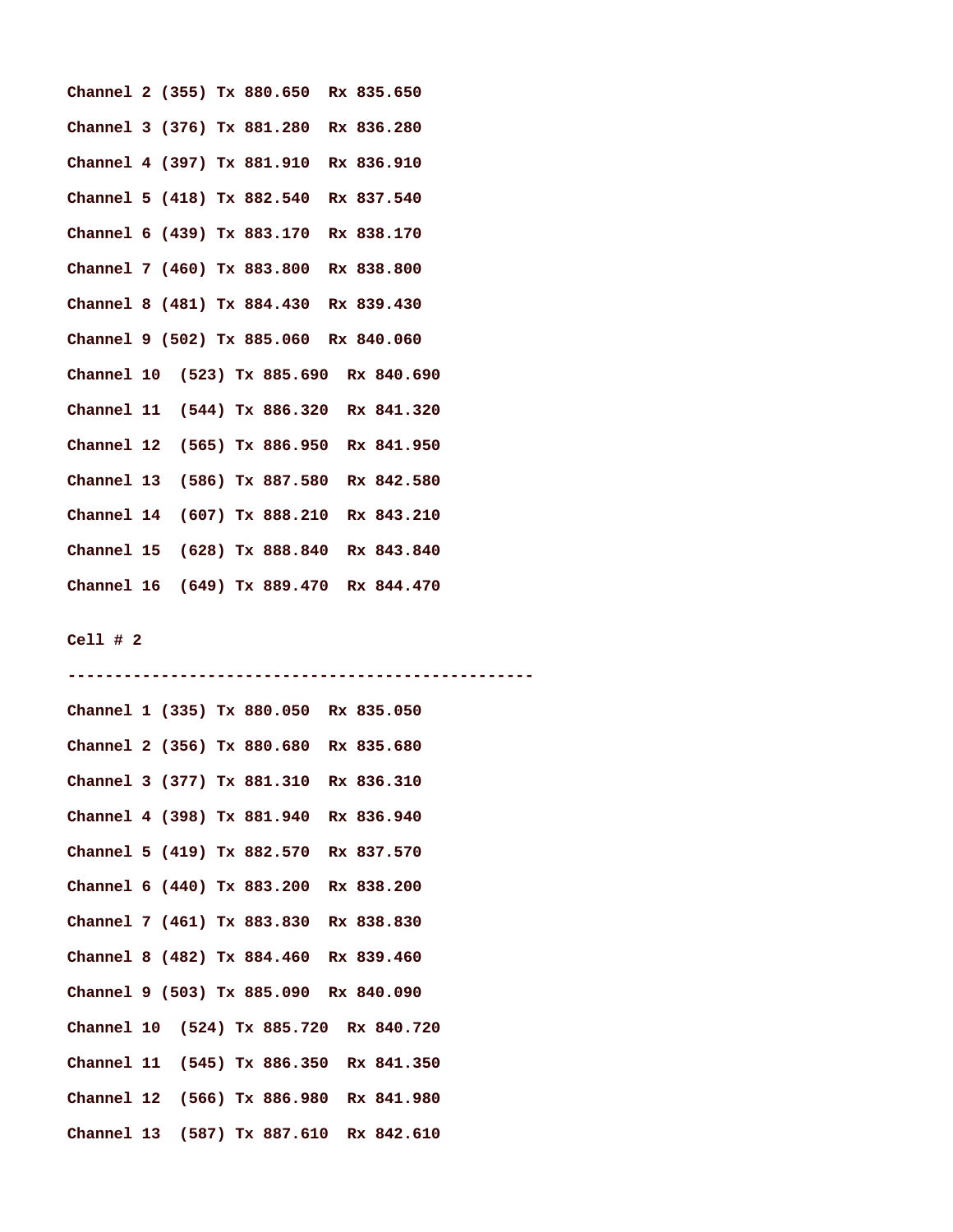**Channel 2 (355) Tx 880.650  Rx 835.650**

**Channel 3 (376) Tx 881.280  Rx 836.280**

**Channel 4 (397) Tx 881.910  Rx 836.910**

**Channel 5 (418) Tx 882.540  Rx 837.540**

**Channel 6 (439) Tx 883.170  Rx 838.170**

**Channel 7 (460) Tx 883.800  Rx 838.800**

**Channel 8 (481) Tx 884.430  Rx 839.430**

**Channel 9 (502) Tx 885.060  Rx 840.060**

**Channel 10  (523) Tx 885.690  Rx 840.690**

**Channel 11  (544) Tx 886.320  Rx 841.320**

**Channel 12  (565) Tx 886.950  Rx 841.950**

**Channel 13  (586) Tx 887.580  Rx 842.580**

**Channel 14  (607) Tx 888.210  Rx 843.210**

**Channel 15  (628) Tx 888.840  Rx 843.840**

**Channel 16  (649) Tx 889.470  Rx 844.470**

**Cell # 2**

**--------------------------------------------------**

**Channel 1 (335) Tx 880.050  Rx 835.050**

**Channel 2 (356) Tx 880.680  Rx 835.680**

**Channel 3 (377) Tx 881.310  Rx 836.310**

**Channel 4 (398) Tx 881.940  Rx 836.940**

**Channel 5 (419) Tx 882.570  Rx 837.570**

**Channel 6 (440) Tx 883.200  Rx 838.200**

**Channel 7 (461) Tx 883.830  Rx 838.830**

**Channel 8 (482) Tx 884.460  Rx 839.460**

**Channel 9 (503) Tx 885.090  Rx 840.090**

**Channel 10  (524) Tx 885.720  Rx 840.720**

**Channel 11  (545) Tx 886.350  Rx 841.350**

**Channel 12  (566) Tx 886.980  Rx 841.980**

**Channel 13  (587) Tx 887.610  Rx 842.610**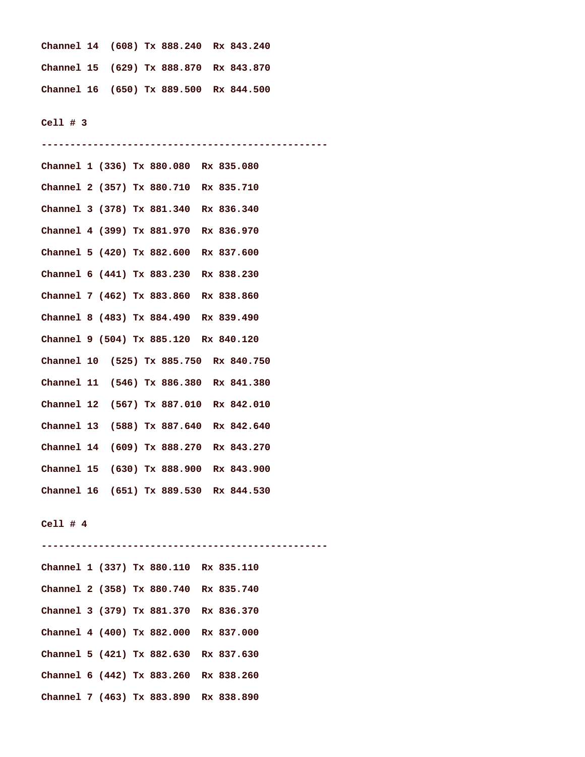Channel 14  (608) Tx 888.240  Rx 843.240

Channel 15  (629) Tx 888.870  Rx 843.870

Channel 16  (650) Tx 889.500  Rx 844.500

Cell # 3

-------------------------------------------------

Channel 1 (336) Tx 880.080  Rx 835.080

Channel 2 (357) Tx 880.710  Rx 835.710

Channel 3 (378) Tx 881.340  Rx 836.340

Channel 4 (399) Tx 881.970  Rx 836.970

Channel 5 (420) Tx 882.600  Rx 837.600

Channel 6 (441) Tx 883.230  Rx 838.230

Channel 7 (462) Tx 883.860  Rx 838.860

Channel 8 (483) Tx 884.490  Rx 839.490

Channel 9 (504) Tx 885.120  Rx 840.120

Channel 10  (525) Tx 885.750  Rx 840.750

Channel 11  (546) Tx 886.380  Rx 841.380

Channel 12  (567) Tx 887.010  Rx 842.010

Channel 13  (588) Tx 887.640  Rx 842.640

Channel 14  (609) Tx 888.270  Rx 843.270

Channel 15  (630) Tx 888.900  Rx 843.900

Channel 16  (651) Tx 889.530  Rx 844.530

Cell # 4

-------------------------------------------------

Channel 1 (337) Tx 880.110  Rx 835.110

Channel 2 (358) Tx 880.740  Rx 835.740

Channel 3 (379) Tx 881.370  Rx 836.370

Channel 4 (400) Tx 882.000  Rx 837.000

Channel 5 (421) Tx 882.630  Rx 837.630

Channel 6 (442) Tx 883.260  Rx 838.260

Channel 7 (463) Tx 883.890  Rx 838.890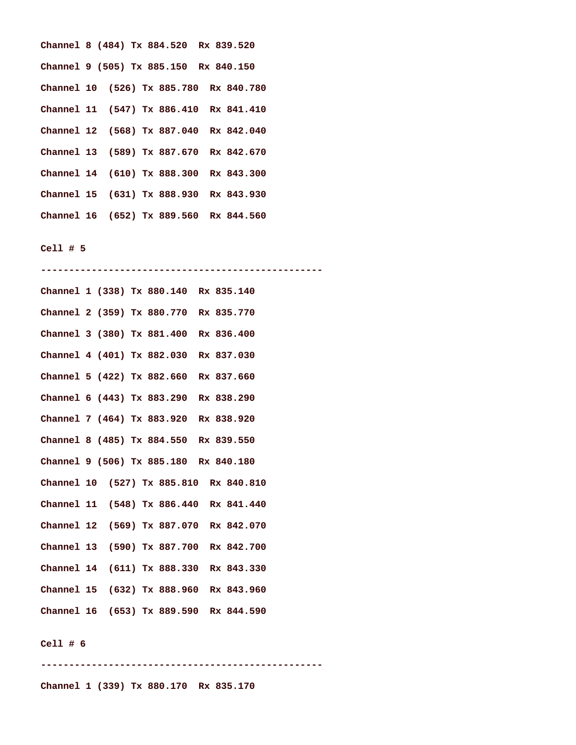Channel 8 (484) Tx 884.520  Rx 839.520

Channel 9 (505) Tx 885.150  Rx 840.150

Channel 10  (526) Tx 885.780  Rx 840.780

Channel 11  (547) Tx 886.410  Rx 841.410

Channel 12  (568) Tx 887.040  Rx 842.040

Channel 13  (589) Tx 887.670  Rx 842.670

Channel 14  (610) Tx 888.300  Rx 843.300

Channel 15  (631) Tx 888.930  Rx 843.930

Channel 16  (652) Tx 889.560  Rx 844.560

Cell # 5

--------------------------------------------------

Channel 1 (338) Tx 880.140  Rx 835.140

Channel 2 (359) Tx 880.770  Rx 835.770

Channel 3 (380) Tx 881.400  Rx 836.400

Channel 4 (401) Tx 882.030  Rx 837.030

Channel 5 (422) Tx 882.660  Rx 837.660

Channel 6 (443) Tx 883.290  Rx 838.290

Channel 7 (464) Tx 883.920  Rx 838.920

Channel 8 (485) Tx 884.550  Rx 839.550

Channel 9 (506) Tx 885.180  Rx 840.180

Channel 10  (527) Tx 885.810  Rx 840.810

Channel 11  (548) Tx 886.440  Rx 841.440

Channel 12  (569) Tx 887.070  Rx 842.070

Channel 13  (590) Tx 887.700  Rx 842.700

Channel 14  (611) Tx 888.330  Rx 843.330

Channel 15  (632) Tx 888.960  Rx 843.960

Channel 16  (653) Tx 889.590  Rx 844.590

Cell # 6

--------------------------------------------------

Channel 1 (339) Tx 880.170  Rx 835.170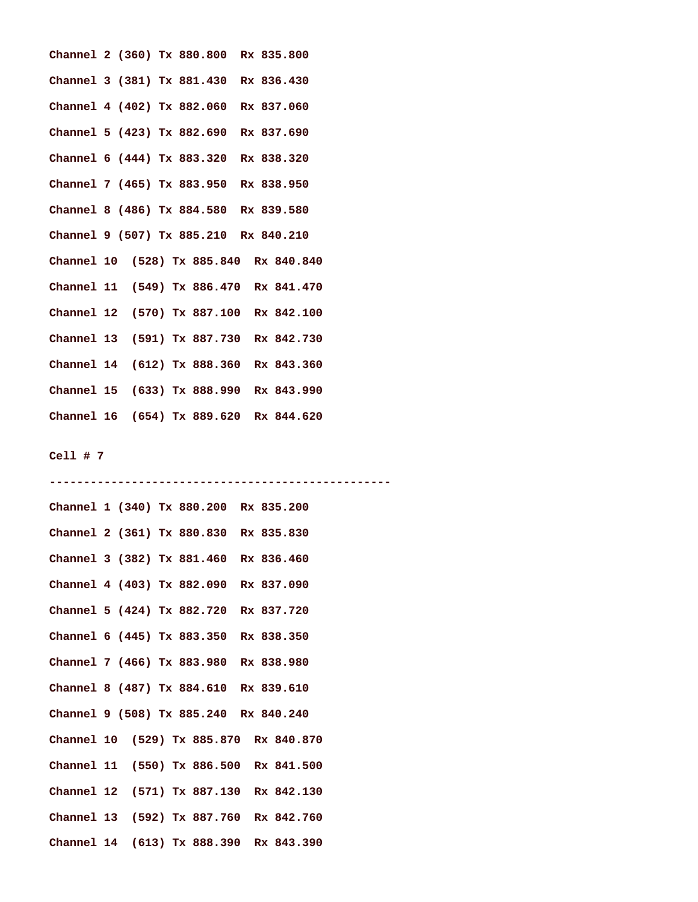Channel 2 (360) Tx 880.800  Rx 835.800

Channel 3 (381) Tx 881.430  Rx 836.430

Channel 4 (402) Tx 882.060  Rx 837.060

Channel 5 (423) Tx 882.690  Rx 837.690

Channel 6 (444) Tx 883.320  Rx 838.320

Channel 7 (465) Tx 883.950  Rx 838.950

Channel 8 (486) Tx 884.580  Rx 839.580

Channel 9 (507) Tx 885.210  Rx 840.210

Channel 10  (528) Tx 885.840  Rx 840.840

Channel 11  (549) Tx 886.470  Rx 841.470

Channel 12  (570) Tx 887.100  Rx 842.100

Channel 13  (591) Tx 887.730  Rx 842.730

Channel 14  (612) Tx 888.360  Rx 843.360

Channel 15  (633) Tx 888.990  Rx 843.990

Channel 16  (654) Tx 889.620  Rx 844.620

Cell # 7

--------------------------------------------------

Channel 1 (340) Tx 880.200  Rx 835.200

Channel 2 (361) Tx 880.830  Rx 835.830

Channel 3 (382) Tx 881.460  Rx 836.460

Channel 4 (403) Tx 882.090  Rx 837.090

Channel 5 (424) Tx 882.720  Rx 837.720

Channel 6 (445) Tx 883.350  Rx 838.350

Channel 7 (466) Tx 883.980  Rx 838.980

Channel 8 (487) Tx 884.610  Rx 839.610

Channel 9 (508) Tx 885.240  Rx 840.240

Channel 10  (529) Tx 885.870  Rx 840.870

Channel 11  (550) Tx 886.500  Rx 841.500

Channel 12  (571) Tx 887.130  Rx 842.130

Channel 13  (592) Tx 887.760  Rx 842.760

Channel 14  (613) Tx 888.390  Rx 843.390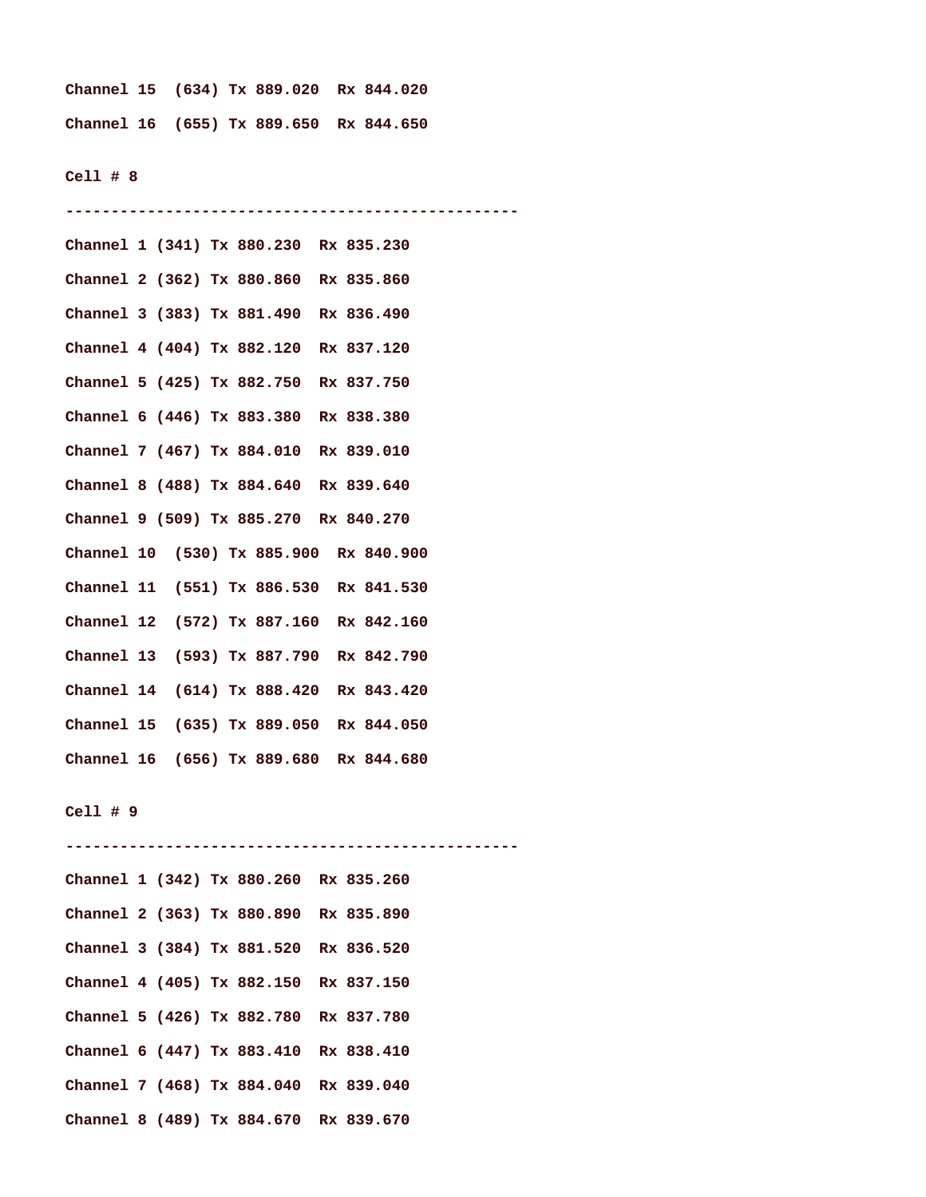Channel 15  (634) Tx 889.020  Rx 844.020

Channel 16  (655) Tx 889.650  Rx 844.650

Cell # 8

--------------------------------------------------

Channel 1 (341) Tx 880.230  Rx 835.230

Channel 2 (362) Tx 880.860  Rx 835.860

Channel 3 (383) Tx 881.490  Rx 836.490

Channel 4 (404) Tx 882.120  Rx 837.120

Channel 5 (425) Tx 882.750  Rx 837.750

Channel 6 (446) Tx 883.380  Rx 838.380

Channel 7 (467) Tx 884.010  Rx 839.010

Channel 8 (488) Tx 884.640  Rx 839.640

Channel 9 (509) Tx 885.270  Rx 840.270

Channel 10  (530) Tx 885.900  Rx 840.900

Channel 11  (551) Tx 886.530  Rx 841.530

Channel 12  (572) Tx 887.160  Rx 842.160

Channel 13  (593) Tx 887.790  Rx 842.790

Channel 14  (614) Tx 888.420  Rx 843.420

Channel 15  (635) Tx 889.050  Rx 844.050

Channel 16  (656) Tx 889.680  Rx 844.680

Cell # 9

--------------------------------------------------

Channel 1 (342) Tx 880.260  Rx 835.260

Channel 2 (363) Tx 880.890  Rx 835.890

Channel 3 (384) Tx 881.520  Rx 836.520

Channel 4 (405) Tx 882.150  Rx 837.150

Channel 5 (426) Tx 882.780  Rx 837.780

Channel 6 (447) Tx 883.410  Rx 838.410

Channel 7 (468) Tx 884.040  Rx 839.040

Channel 8 (489) Tx 884.670  Rx 839.670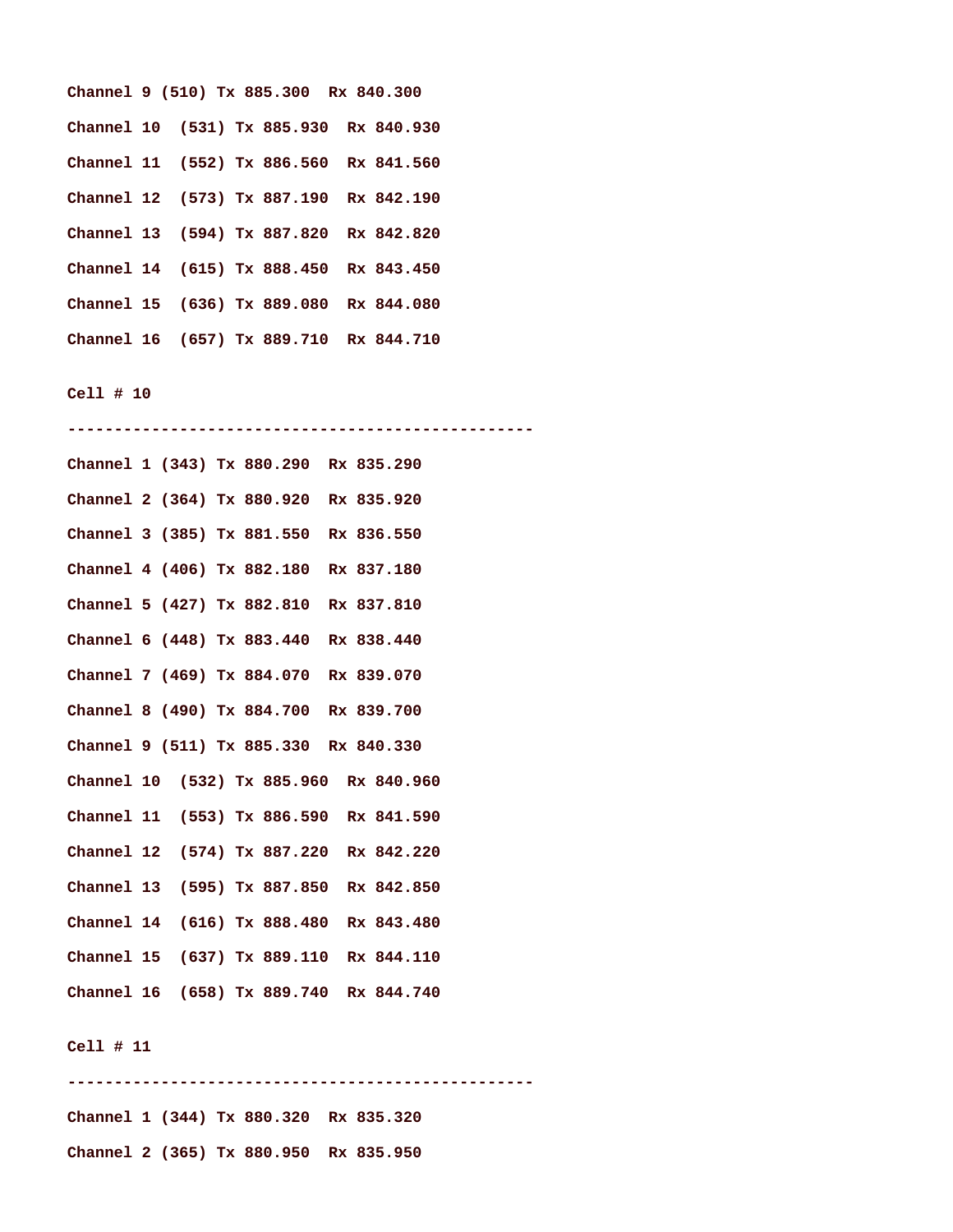Channel 9 (510) Tx 885.300  Rx 840.300

Channel 10  (531) Tx 885.930  Rx 840.930

Channel 11  (552) Tx 886.560  Rx 841.560

Channel 12  (573) Tx 887.190  Rx 842.190

Channel 13  (594) Tx 887.820  Rx 842.820

Channel 14  (615) Tx 888.450  Rx 843.450

Channel 15  (636) Tx 889.080  Rx 844.080

Channel 16  (657) Tx 889.710  Rx 844.710

Cell # 10

-------------------------------------------------

Channel 1 (343) Tx 880.290  Rx 835.290

Channel 2 (364) Tx 880.920  Rx 835.920

Channel 3 (385) Tx 881.550  Rx 836.550

Channel 4 (406) Tx 882.180  Rx 837.180

Channel 5 (427) Tx 882.810  Rx 837.810

Channel 6 (448) Tx 883.440  Rx 838.440

Channel 7 (469) Tx 884.070  Rx 839.070

Channel 8 (490) Tx 884.700  Rx 839.700

Channel 9 (511) Tx 885.330  Rx 840.330

Channel 10  (532) Tx 885.960  Rx 840.960

Channel 11  (553) Tx 886.590  Rx 841.590

Channel 12  (574) Tx 887.220  Rx 842.220

Channel 13  (595) Tx 887.850  Rx 842.850

Channel 14  (616) Tx 888.480  Rx 843.480

Channel 15  (637) Tx 889.110  Rx 844.110

Channel 16  (658) Tx 889.740  Rx 844.740

Cell # 11

-------------------------------------------------

Channel 1 (344) Tx 880.320  Rx 835.320

Channel 2 (365) Tx 880.950  Rx 835.950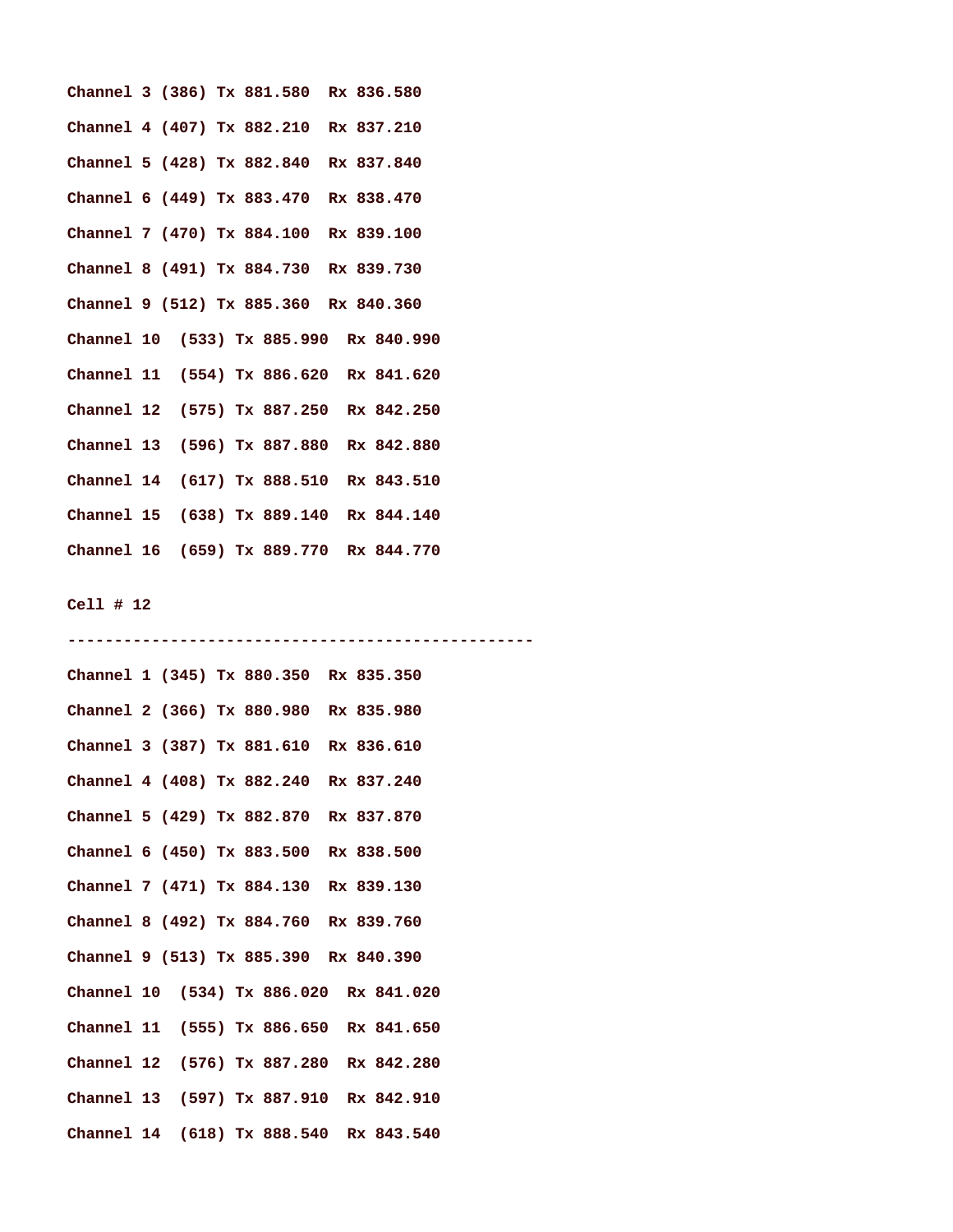Channel 3 (386) Tx 881.580  Rx 836.580

Channel 4 (407) Tx 882.210  Rx 837.210

Channel 5 (428) Tx 882.840  Rx 837.840

Channel 6 (449) Tx 883.470  Rx 838.470

Channel 7 (470) Tx 884.100  Rx 839.100

Channel 8 (491) Tx 884.730  Rx 839.730

Channel 9 (512) Tx 885.360  Rx 840.360

Channel 10  (533) Tx 885.990  Rx 840.990

Channel 11  (554) Tx 886.620  Rx 841.620

Channel 12  (575) Tx 887.250  Rx 842.250

Channel 13  (596) Tx 887.880  Rx 842.880

Channel 14  (617) Tx 888.510  Rx 843.510

Channel 15  (638) Tx 889.140  Rx 844.140

Channel 16  (659) Tx 889.770  Rx 844.770

Cell # 12

--------------------------------------------------

Channel 1 (345) Tx 880.350  Rx 835.350

Channel 2 (366) Tx 880.980  Rx 835.980

Channel 3 (387) Tx 881.610  Rx 836.610

Channel 4 (408) Tx 882.240  Rx 837.240

Channel 5 (429) Tx 882.870  Rx 837.870

Channel 6 (450) Tx 883.500  Rx 838.500

Channel 7 (471) Tx 884.130  Rx 839.130

Channel 8 (492) Tx 884.760  Rx 839.760

Channel 9 (513) Tx 885.390  Rx 840.390

Channel 10  (534) Tx 886.020  Rx 841.020

Channel 11  (555) Tx 886.650  Rx 841.650

Channel 12  (576) Tx 887.280  Rx 842.280

Channel 13  (597) Tx 887.910  Rx 842.910

Channel 14  (618) Tx 888.540  Rx 843.540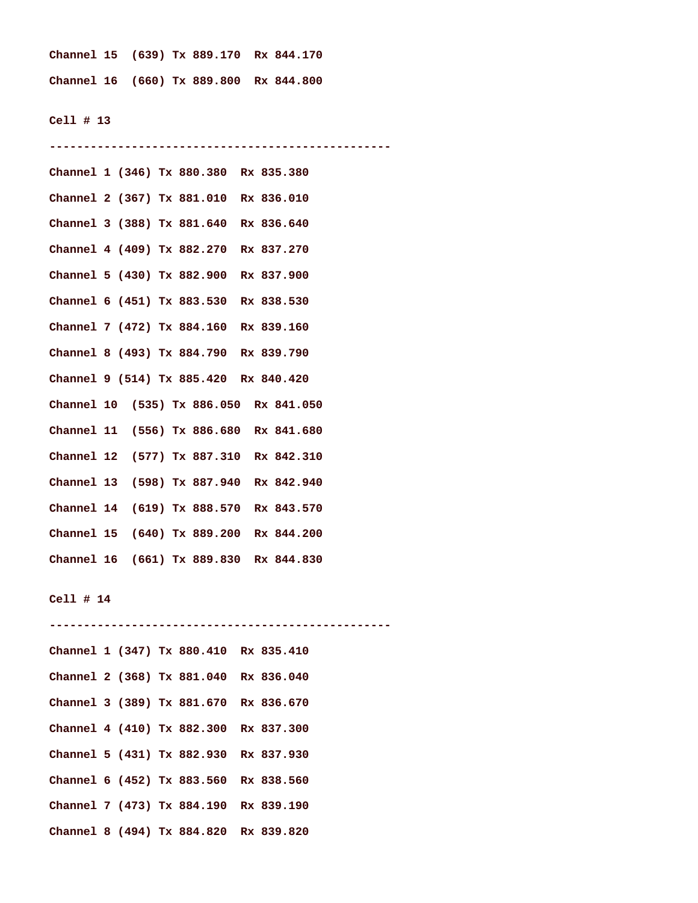**Channel 15  (639) Tx 889.170  Rx 844.170**

**Channel 16  (660) Tx 889.800  Rx 844.800**

**Cell # 13**

**-------------------------------------------------**

**Channel 1 (346) Tx 880.380  Rx 835.380**

**Channel 2 (367) Tx 881.010  Rx 836.010**

**Channel 3 (388) Tx 881.640  Rx 836.640**

**Channel 4 (409) Tx 882.270  Rx 837.270**

**Channel 5 (430) Tx 882.900  Rx 837.900**

**Channel 6 (451) Tx 883.530  Rx 838.530**

**Channel 7 (472) Tx 884.160  Rx 839.160**

**Channel 8 (493) Tx 884.790  Rx 839.790**

**Channel 9 (514) Tx 885.420  Rx 840.420**

**Channel 10  (535) Tx 886.050  Rx 841.050**

**Channel 11  (556) Tx 886.680  Rx 841.680**

**Channel 12  (577) Tx 887.310  Rx 842.310**

**Channel 13  (598) Tx 887.940  Rx 842.940**

**Channel 14  (619) Tx 888.570  Rx 843.570**

**Channel 15  (640) Tx 889.200  Rx 844.200**

**Channel 16  (661) Tx 889.830  Rx 844.830**

**Cell # 14**

**-------------------------------------------------**

**Channel 1 (347) Tx 880.410  Rx 835.410**

**Channel 2 (368) Tx 881.040  Rx 836.040**

**Channel 3 (389) Tx 881.670  Rx 836.670**

**Channel 4 (410) Tx 882.300  Rx 837.300**

**Channel 5 (431) Tx 882.930  Rx 837.930**

**Channel 6 (452) Tx 883.560  Rx 838.560**

**Channel 7 (473) Tx 884.190  Rx 839.190**

**Channel 8 (494) Tx 884.820  Rx 839.820**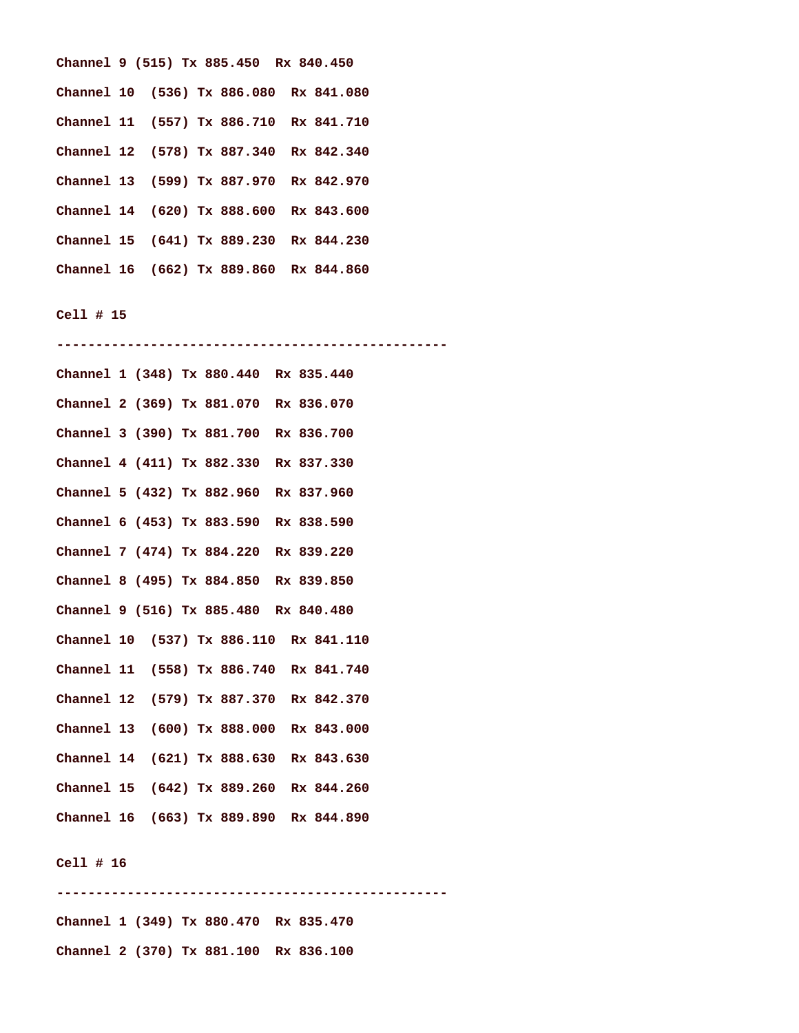**Channel 9 (515) Tx 885.450  Rx 840.450**

**Channel 10  (536) Tx 886.080  Rx 841.080**

**Channel 11  (557) Tx 886.710  Rx 841.710**

**Channel 12  (578) Tx 887.340  Rx 842.340**

**Channel 13  (599) Tx 887.970  Rx 842.970**

**Channel 14  (620) Tx 888.600  Rx 843.600**

**Channel 15  (641) Tx 889.230  Rx 844.230**

**Channel 16  (662) Tx 889.860  Rx 844.860**

**Cell # 15**

**-------------------------------------------------**

**Channel 1 (348) Tx 880.440  Rx 835.440**

**Channel 2 (369) Tx 881.070  Rx 836.070**

**Channel 3 (390) Tx 881.700  Rx 836.700**

**Channel 4 (411) Tx 882.330  Rx 837.330**

**Channel 5 (432) Tx 882.960  Rx 837.960**

**Channel 6 (453) Tx 883.590  Rx 838.590**

**Channel 7 (474) Tx 884.220  Rx 839.220**

**Channel 8 (495) Tx 884.850  Rx 839.850**

**Channel 9 (516) Tx 885.480  Rx 840.480**

**Channel 10  (537) Tx 886.110  Rx 841.110**

**Channel 11  (558) Tx 886.740  Rx 841.740**

**Channel 12  (579) Tx 887.370  Rx 842.370**

**Channel 13  (600) Tx 888.000  Rx 843.000**

**Channel 14  (621) Tx 888.630  Rx 843.630**

**Channel 15  (642) Tx 889.260  Rx 844.260**

**Channel 16  (663) Tx 889.890  Rx 844.890**

**Cell # 16**

**-------------------------------------------------**

**Channel 1 (349) Tx 880.470  Rx 835.470**

**Channel 2 (370) Tx 881.100  Rx 836.100**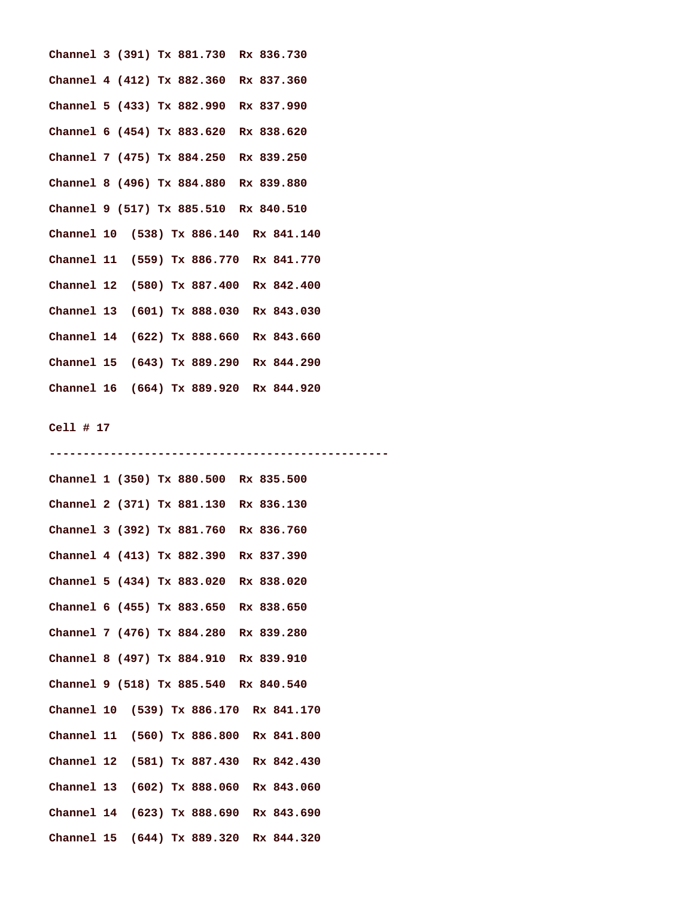Channel 3 (391) Tx 881.730  Rx 836.730

Channel 4 (412) Tx 882.360  Rx 837.360

Channel 5 (433) Tx 882.990  Rx 837.990

Channel 6 (454) Tx 883.620  Rx 838.620

Channel 7 (475) Tx 884.250  Rx 839.250

Channel 8 (496) Tx 884.880  Rx 839.880

Channel 9 (517) Tx 885.510  Rx 840.510

Channel 10  (538) Tx 886.140  Rx 841.140

Channel 11  (559) Tx 886.770  Rx 841.770

Channel 12  (580) Tx 887.400  Rx 842.400

Channel 13  (601) Tx 888.030  Rx 843.030

Channel 14  (622) Tx 888.660  Rx 843.660

Channel 15  (643) Tx 889.290  Rx 844.290

Channel 16  (664) Tx 889.920  Rx 844.920

Cell # 17

--------------------------------------------------

Channel 1 (350) Tx 880.500  Rx 835.500

Channel 2 (371) Tx 881.130  Rx 836.130

Channel 3 (392) Tx 881.760  Rx 836.760

Channel 4 (413) Tx 882.390  Rx 837.390

Channel 5 (434) Tx 883.020  Rx 838.020

Channel 6 (455) Tx 883.650  Rx 838.650

Channel 7 (476) Tx 884.280  Rx 839.280

Channel 8 (497) Tx 884.910  Rx 839.910

Channel 9 (518) Tx 885.540  Rx 840.540

Channel 10  (539) Tx 886.170  Rx 841.170

Channel 11  (560) Tx 886.800  Rx 841.800

Channel 12  (581) Tx 887.430  Rx 842.430

Channel 13  (602) Tx 888.060  Rx 843.060

Channel 14  (623) Tx 888.690  Rx 843.690

Channel 15  (644) Tx 889.320  Rx 844.320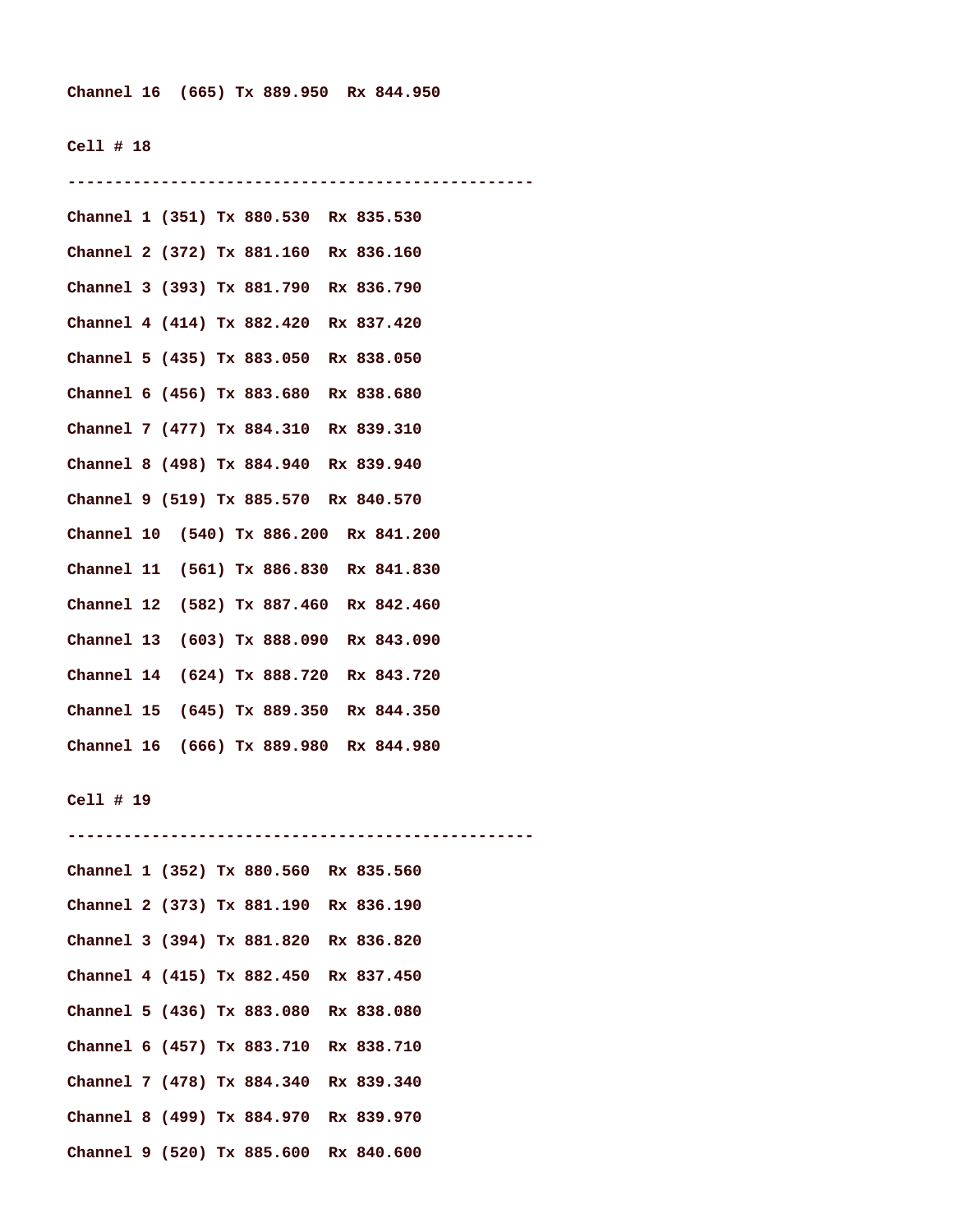Channel 16  (665) Tx 889.950  Rx 844.950

Cell # 18

-------------------------------------------------

Channel 1 (351) Tx 880.530  Rx 835.530

Channel 2 (372) Tx 881.160  Rx 836.160

Channel 3 (393) Tx 881.790  Rx 836.790

Channel 4 (414) Tx 882.420  Rx 837.420

Channel 5 (435) Tx 883.050  Rx 838.050

Channel 6 (456) Tx 883.680  Rx 838.680

Channel 7 (477) Tx 884.310  Rx 839.310

Channel 8 (498) Tx 884.940  Rx 839.940

Channel 9 (519) Tx 885.570  Rx 840.570

Channel 10  (540) Tx 886.200  Rx 841.200

Channel 11  (561) Tx 886.830  Rx 841.830

Channel 12  (582) Tx 887.460  Rx 842.460

Channel 13  (603) Tx 888.090  Rx 843.090

Channel 14  (624) Tx 888.720  Rx 843.720

Channel 15  (645) Tx 889.350  Rx 844.350

Channel 16  (666) Tx 889.980  Rx 844.980

Cell # 19

-------------------------------------------------

Channel 1 (352) Tx 880.560  Rx 835.560

Channel 2 (373) Tx 881.190  Rx 836.190

Channel 3 (394) Tx 881.820  Rx 836.820

Channel 4 (415) Tx 882.450  Rx 837.450

Channel 5 (436) Tx 883.080  Rx 838.080

Channel 6 (457) Tx 883.710  Rx 838.710

Channel 7 (478) Tx 884.340  Rx 839.340

Channel 8 (499) Tx 884.970  Rx 839.970

Channel 9 (520) Tx 885.600  Rx 840.600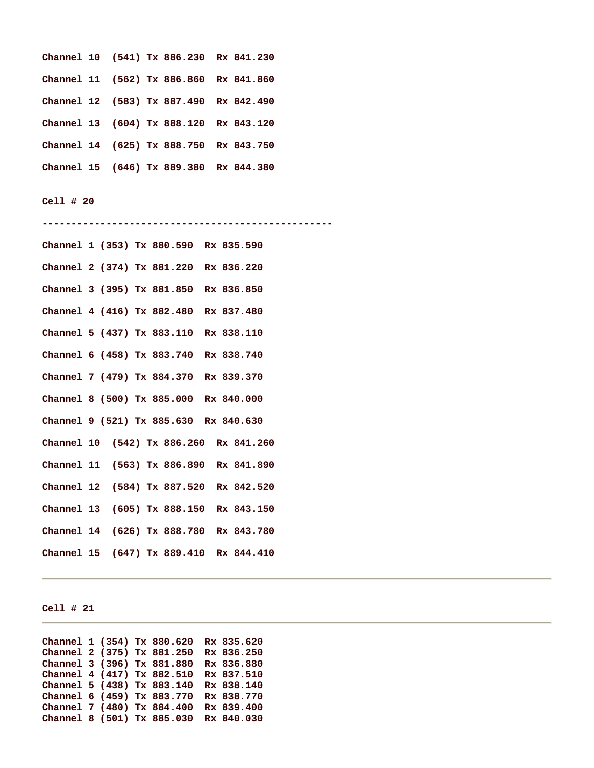**Channel 10 (541) Tx 886.230 Rx 841.230**

**Channel 11 (562) Tx 886.860 Rx 841.860**

**Channel 12 (583) Tx 887.490 Rx 842.490**

**Channel 13 (604) Tx 888.120 Rx 843.120**

**Channel 14 (625) Tx 888.750 Rx 843.750**

**Channel 15 (646) Tx 889.380 Rx 844.380**

**Cell # 20**

**-------------------------------------------------**

**Channel 1 (353) Tx 880.590 Rx 835.590**

**Channel 2 (374) Tx 881.220 Rx 836.220**

**Channel 3 (395) Tx 881.850 Rx 836.850**

**Channel 4 (416) Tx 882.480 Rx 837.480**

**Channel 5 (437) Tx 883.110 Rx 838.110**

**Channel 6 (458) Tx 883.740 Rx 838.740**

**Channel 7 (479) Tx 884.370 Rx 839.370**

**Channel 8 (500) Tx 885.000 Rx 840.000**

**Channel 9 (521) Tx 885.630 Rx 840.630**

**Channel 10 (542) Tx 886.260 Rx 841.260**

**Channel 11 (563) Tx 886.890 Rx 841.890**

**Channel 12 (584) Tx 887.520 Rx 842.520**

**Channel 13 (605) Tx 888.150 Rx 843.150**

**Channel 14 (626) Tx 888.780 Rx 843.780**

**Channel 15 (647) Tx 889.410 Rx 844.410**

---

**Cell # 21**

---

```
Channel 1 (354) Tx 880.620  Rx 835.620
Channel 2 (375) Tx 881.250  Rx 836.250
Channel 3 (396) Tx 881.880  Rx 836.880
Channel 4 (417) Tx 882.510  Rx 837.510
Channel 5 (438) Tx 883.140  Rx 838.140
Channel 6 (459) Tx 883.770  Rx 838.770
Channel 7 (480) Tx 884.400  Rx 839.400
Channel 8 (501) Tx 885.030  Rx 840.030
```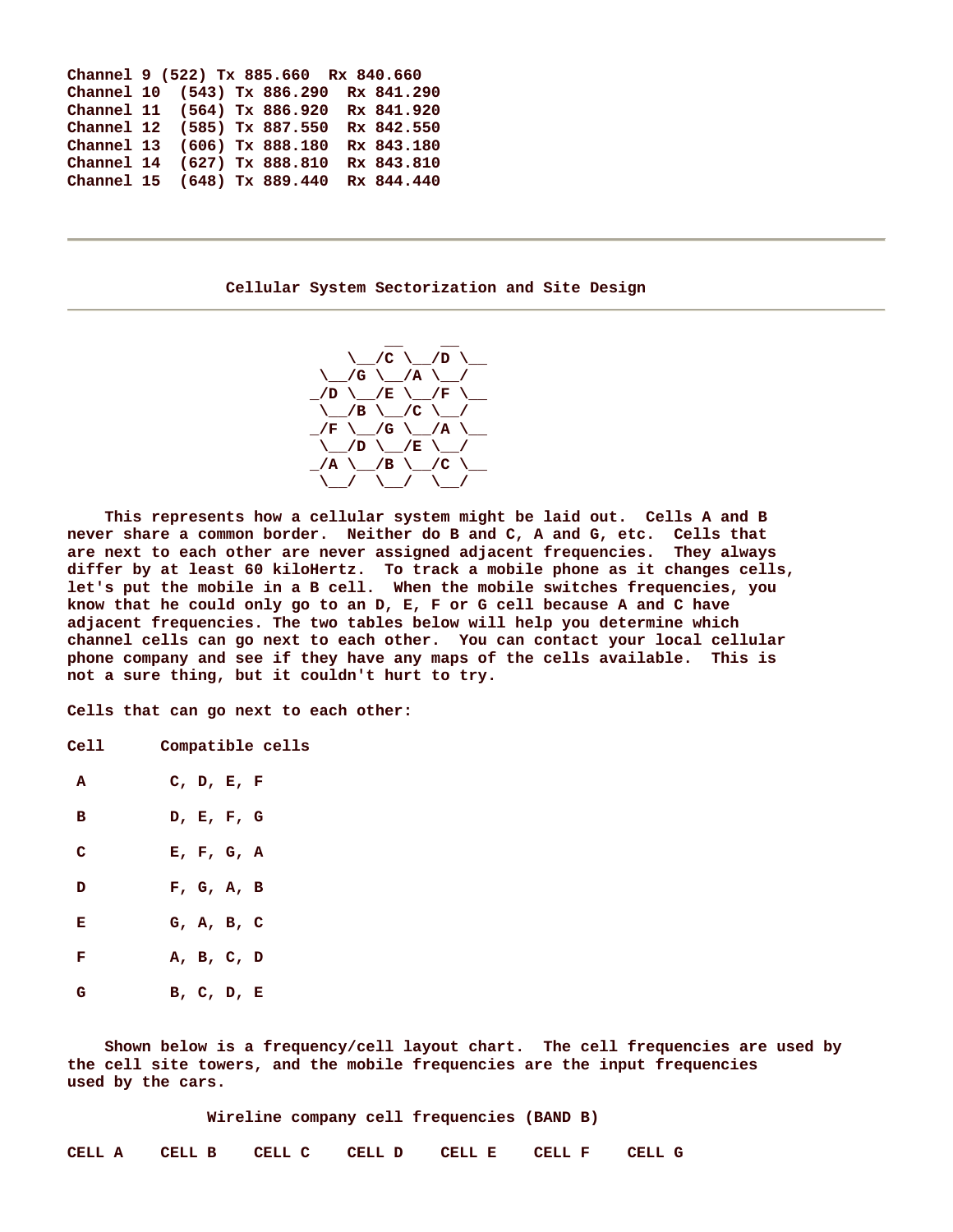```
Channel 9 (522) Tx 885.660  Rx 840.660
Channel 10  (543) Tx 886.290  Rx 841.290
Channel 11  (564) Tx 886.920  Rx 841.920
Channel 12  (585) Tx 887.550  Rx 842.550
Channel 13  (606) Tx 888.180  Rx 843.180
Channel 14  (627) Tx 888.810  Rx 843.810
Channel 15  (648) Tx 889.440  Rx 844.440
```

---

## Cellular System Sectorization and Site Design

---

```
          __    __
    \__/C \__/D \__
   \__/G \__/A \__/
  _/D \__/E \__/F \__
   \__/B \__/C \__/
  _/F \__/G \__/A \__
   \__/D \__/E \__/
  _/A \__/B \__/C \__
   \__/  \__/  \__/
```

This represents how a cellular system might be laid out. Cells A and B never share a common border. Neither do B and C, A and G, etc. Cells that are next to each other are never assigned adjacent frequencies. They always differ by at least 60 kiloHertz. To track a mobile phone as it changes cells, let's put the mobile in a B cell. When the mobile switches frequencies, you know that he could only go to an D, E, F or G cell because A and C have adjacent frequencies. The two tables below will help you determine which channel cells can go next to each other. You can contact your local cellular phone company and see if they have any maps of the cells available. This is not a sure thing, but it couldn't hurt to try.

Cells that can go next to each other:

| Cell | Compatible cells |
|---|---|
| A | C, D, E, F |
| B | D, E, F, G |
| C | E, F, G, A |
| D | F, G, A, B |
| E | G, A, B, C |
| F | A, B, C, D |
| G | B, C, D, E |

Shown below is a frequency/cell layout chart. The cell frequencies are used by the cell site towers, and the mobile frequencies are the input frequencies used by the cars.

Wireline company cell frequencies (BAND B)

CELL A    CELL B    CELL C    CELL D    CELL E    CELL F    CELL G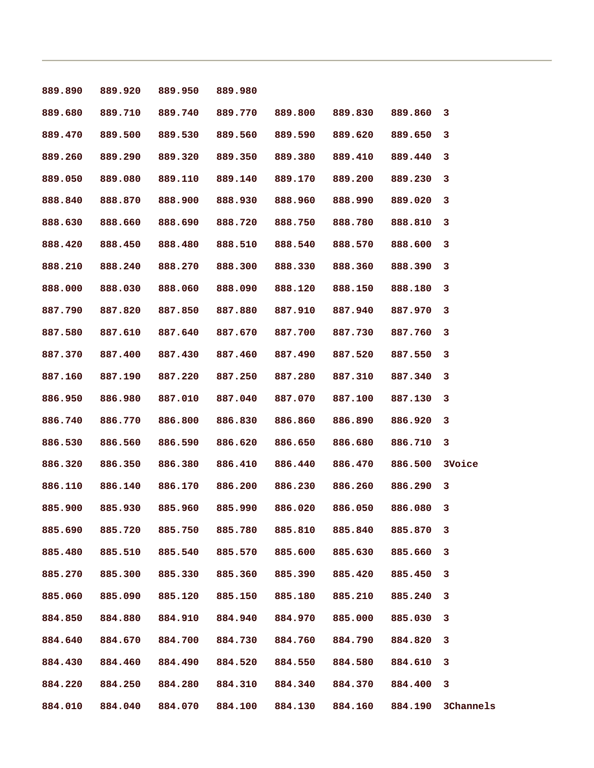| | | | | | | | |
|---|---|---|---|---|---|---|---|
| 889.890 | 889.920 | 889.950 | 889.980 | | | | |
| 889.680 | 889.710 | 889.740 | 889.770 | 889.800 | 889.830 | 889.860 | 3 |
| 889.470 | 889.500 | 889.530 | 889.560 | 889.590 | 889.620 | 889.650 | 3 |
| 889.260 | 889.290 | 889.320 | 889.350 | 889.380 | 889.410 | 889.440 | 3 |
| 889.050 | 889.080 | 889.110 | 889.140 | 889.170 | 889.200 | 889.230 | 3 |
| 888.840 | 888.870 | 888.900 | 888.930 | 888.960 | 888.990 | 889.020 | 3 |
| 888.630 | 888.660 | 888.690 | 888.720 | 888.750 | 888.780 | 888.810 | 3 |
| 888.420 | 888.450 | 888.480 | 888.510 | 888.540 | 888.570 | 888.600 | 3 |
| 888.210 | 888.240 | 888.270 | 888.300 | 888.330 | 888.360 | 888.390 | 3 |
| 888.000 | 888.030 | 888.060 | 888.090 | 888.120 | 888.150 | 888.180 | 3 |
| 887.790 | 887.820 | 887.850 | 887.880 | 887.910 | 887.940 | 887.970 | 3 |
| 887.580 | 887.610 | 887.640 | 887.670 | 887.700 | 887.730 | 887.760 | 3 |
| 887.370 | 887.400 | 887.430 | 887.460 | 887.490 | 887.520 | 887.550 | 3 |
| 887.160 | 887.190 | 887.220 | 887.250 | 887.280 | 887.310 | 887.340 | 3 |
| 886.950 | 886.980 | 887.010 | 887.040 | 887.070 | 887.100 | 887.130 | 3 |
| 886.740 | 886.770 | 886.800 | 886.830 | 886.860 | 886.890 | 886.920 | 3 |
| 886.530 | 886.560 | 886.590 | 886.620 | 886.650 | 886.680 | 886.710 | 3 |
| 886.320 | 886.350 | 886.380 | 886.410 | 886.440 | 886.470 | 886.500 | 3Voice |
| 886.110 | 886.140 | 886.170 | 886.200 | 886.230 | 886.260 | 886.290 | 3 |
| 885.900 | 885.930 | 885.960 | 885.990 | 886.020 | 886.050 | 886.080 | 3 |
| 885.690 | 885.720 | 885.750 | 885.780 | 885.810 | 885.840 | 885.870 | 3 |
| 885.480 | 885.510 | 885.540 | 885.570 | 885.600 | 885.630 | 885.660 | 3 |
| 885.270 | 885.300 | 885.330 | 885.360 | 885.390 | 885.420 | 885.450 | 3 |
| 885.060 | 885.090 | 885.120 | 885.150 | 885.180 | 885.210 | 885.240 | 3 |
| 884.850 | 884.880 | 884.910 | 884.940 | 884.970 | 885.000 | 885.030 | 3 |
| 884.640 | 884.670 | 884.700 | 884.730 | 884.760 | 884.790 | 884.820 | 3 |
| 884.430 | 884.460 | 884.490 | 884.520 | 884.550 | 884.580 | 884.610 | 3 |
| 884.220 | 884.250 | 884.280 | 884.310 | 884.340 | 884.370 | 884.400 | 3 |
| 884.010 | 884.040 | 884.070 | 884.100 | 884.130 | 884.160 | 884.190 | 3Channels |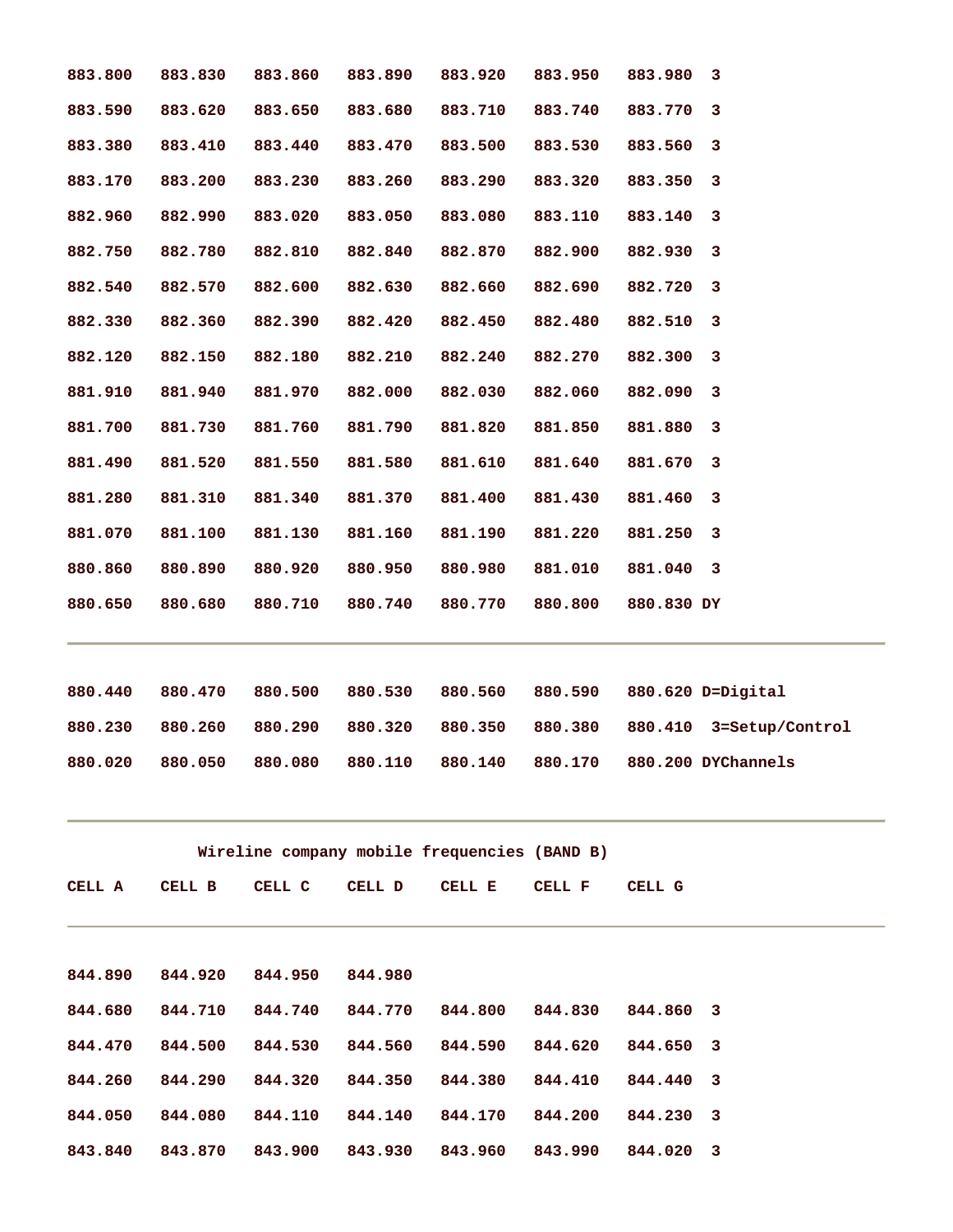| | | | | | | | |
|---|---|---|---|---|---|---|---|
| 883.800 | 883.830 | 883.860 | 883.890 | 883.920 | 883.950 | 883.980 | 3 |
| 883.590 | 883.620 | 883.650 | 883.680 | 883.710 | 883.740 | 883.770 | 3 |
| 883.380 | 883.410 | 883.440 | 883.470 | 883.500 | 883.530 | 883.560 | 3 |
| 883.170 | 883.200 | 883.230 | 883.260 | 883.290 | 883.320 | 883.350 | 3 |
| 882.960 | 882.990 | 883.020 | 883.050 | 883.080 | 883.110 | 883.140 | 3 |
| 882.750 | 882.780 | 882.810 | 882.840 | 882.870 | 882.900 | 882.930 | 3 |
| 882.540 | 882.570 | 882.600 | 882.630 | 882.660 | 882.690 | 882.720 | 3 |
| 882.330 | 882.360 | 882.390 | 882.420 | 882.450 | 882.480 | 882.510 | 3 |
| 882.120 | 882.150 | 882.180 | 882.210 | 882.240 | 882.270 | 882.300 | 3 |
| 881.910 | 881.940 | 881.970 | 882.000 | 882.030 | 882.060 | 882.090 | 3 |
| 881.700 | 881.730 | 881.760 | 881.790 | 881.820 | 881.850 | 881.880 | 3 |
| 881.490 | 881.520 | 881.550 | 881.580 | 881.610 | 881.640 | 881.670 | 3 |
| 881.280 | 881.310 | 881.340 | 881.370 | 881.400 | 881.430 | 881.460 | 3 |
| 881.070 | 881.100 | 881.130 | 881.160 | 881.190 | 881.220 | 881.250 | 3 |
| 880.860 | 880.890 | 880.920 | 880.950 | 880.980 | 881.010 | 881.040 | 3 |
| 880.650 | 880.680 | 880.710 | 880.740 | 880.770 | 880.800 | 880.830 | DY |

---

| | | | | | | | |
|---|---|---|---|---|---|---|---|
| 880.440 | 880.470 | 880.500 | 880.530 | 880.560 | 880.590 | 880.620 | D=Digital |
| 880.230 | 880.260 | 880.290 | 880.320 | 880.350 | 880.380 | 880.410 | 3=Setup/Control |
| 880.020 | 880.050 | 880.080 | 880.110 | 880.140 | 880.170 | 880.200 | DYChannels |

---

**Wireline company mobile frequencies (BAND B)**

| CELL A | CELL B | CELL C | CELL D | CELL E | CELL F | CELL G | |
|---|---|---|---|---|---|---|---|
| 844.890 | 844.920 | 844.950 | 844.980 | | | | |
| 844.680 | 844.710 | 844.740 | 844.770 | 844.800 | 844.830 | 844.860 | 3 |
| 844.470 | 844.500 | 844.530 | 844.560 | 844.590 | 844.620 | 844.650 | 3 |
| 844.260 | 844.290 | 844.320 | 844.350 | 844.380 | 844.410 | 844.440 | 3 |
| 844.050 | 844.080 | 844.110 | 844.140 | 844.170 | 844.200 | 844.230 | 3 |
| 843.840 | 843.870 | 843.900 | 843.930 | 843.960 | 843.990 | 844.020 | 3 |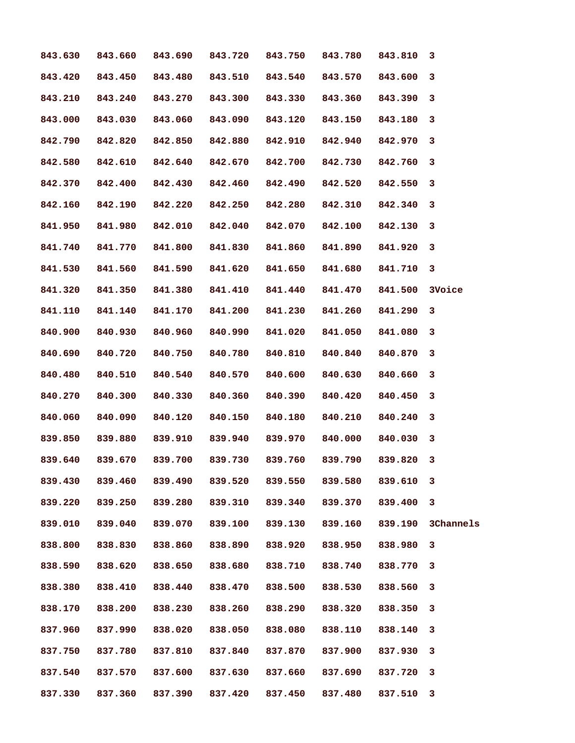| | | | | | | | |
|---|---|---|---|---|---|---|---|
| 843.630 | 843.660 | 843.690 | 843.720 | 843.750 | 843.780 | 843.810 | 3 |
| 843.420 | 843.450 | 843.480 | 843.510 | 843.540 | 843.570 | 843.600 | 3 |
| 843.210 | 843.240 | 843.270 | 843.300 | 843.330 | 843.360 | 843.390 | 3 |
| 843.000 | 843.030 | 843.060 | 843.090 | 843.120 | 843.150 | 843.180 | 3 |
| 842.790 | 842.820 | 842.850 | 842.880 | 842.910 | 842.940 | 842.970 | 3 |
| 842.580 | 842.610 | 842.640 | 842.670 | 842.700 | 842.730 | 842.760 | 3 |
| 842.370 | 842.400 | 842.430 | 842.460 | 842.490 | 842.520 | 842.550 | 3 |
| 842.160 | 842.190 | 842.220 | 842.250 | 842.280 | 842.310 | 842.340 | 3 |
| 841.950 | 841.980 | 842.010 | 842.040 | 842.070 | 842.100 | 842.130 | 3 |
| 841.740 | 841.770 | 841.800 | 841.830 | 841.860 | 841.890 | 841.920 | 3 |
| 841.530 | 841.560 | 841.590 | 841.620 | 841.650 | 841.680 | 841.710 | 3 |
| 841.320 | 841.350 | 841.380 | 841.410 | 841.440 | 841.470 | 841.500 | 3Voice |
| 841.110 | 841.140 | 841.170 | 841.200 | 841.230 | 841.260 | 841.290 | 3 |
| 840.900 | 840.930 | 840.960 | 840.990 | 841.020 | 841.050 | 841.080 | 3 |
| 840.690 | 840.720 | 840.750 | 840.780 | 840.810 | 840.840 | 840.870 | 3 |
| 840.480 | 840.510 | 840.540 | 840.570 | 840.600 | 840.630 | 840.660 | 3 |
| 840.270 | 840.300 | 840.330 | 840.360 | 840.390 | 840.420 | 840.450 | 3 |
| 840.060 | 840.090 | 840.120 | 840.150 | 840.180 | 840.210 | 840.240 | 3 |
| 839.850 | 839.880 | 839.910 | 839.940 | 839.970 | 840.000 | 840.030 | 3 |
| 839.640 | 839.670 | 839.700 | 839.730 | 839.760 | 839.790 | 839.820 | 3 |
| 839.430 | 839.460 | 839.490 | 839.520 | 839.550 | 839.580 | 839.610 | 3 |
| 839.220 | 839.250 | 839.280 | 839.310 | 839.340 | 839.370 | 839.400 | 3 |
| 839.010 | 839.040 | 839.070 | 839.100 | 839.130 | 839.160 | 839.190 | 3Channels |
| 838.800 | 838.830 | 838.860 | 838.890 | 838.920 | 838.950 | 838.980 | 3 |
| 838.590 | 838.620 | 838.650 | 838.680 | 838.710 | 838.740 | 838.770 | 3 |
| 838.380 | 838.410 | 838.440 | 838.470 | 838.500 | 838.530 | 838.560 | 3 |
| 838.170 | 838.200 | 838.230 | 838.260 | 838.290 | 838.320 | 838.350 | 3 |
| 837.960 | 837.990 | 838.020 | 838.050 | 838.080 | 838.110 | 838.140 | 3 |
| 837.750 | 837.780 | 837.810 | 837.840 | 837.870 | 837.900 | 837.930 | 3 |
| 837.540 | 837.570 | 837.600 | 837.630 | 837.660 | 837.690 | 837.720 | 3 |
| 837.330 | 837.360 | 837.390 | 837.420 | 837.450 | 837.480 | 837.510 | 3 |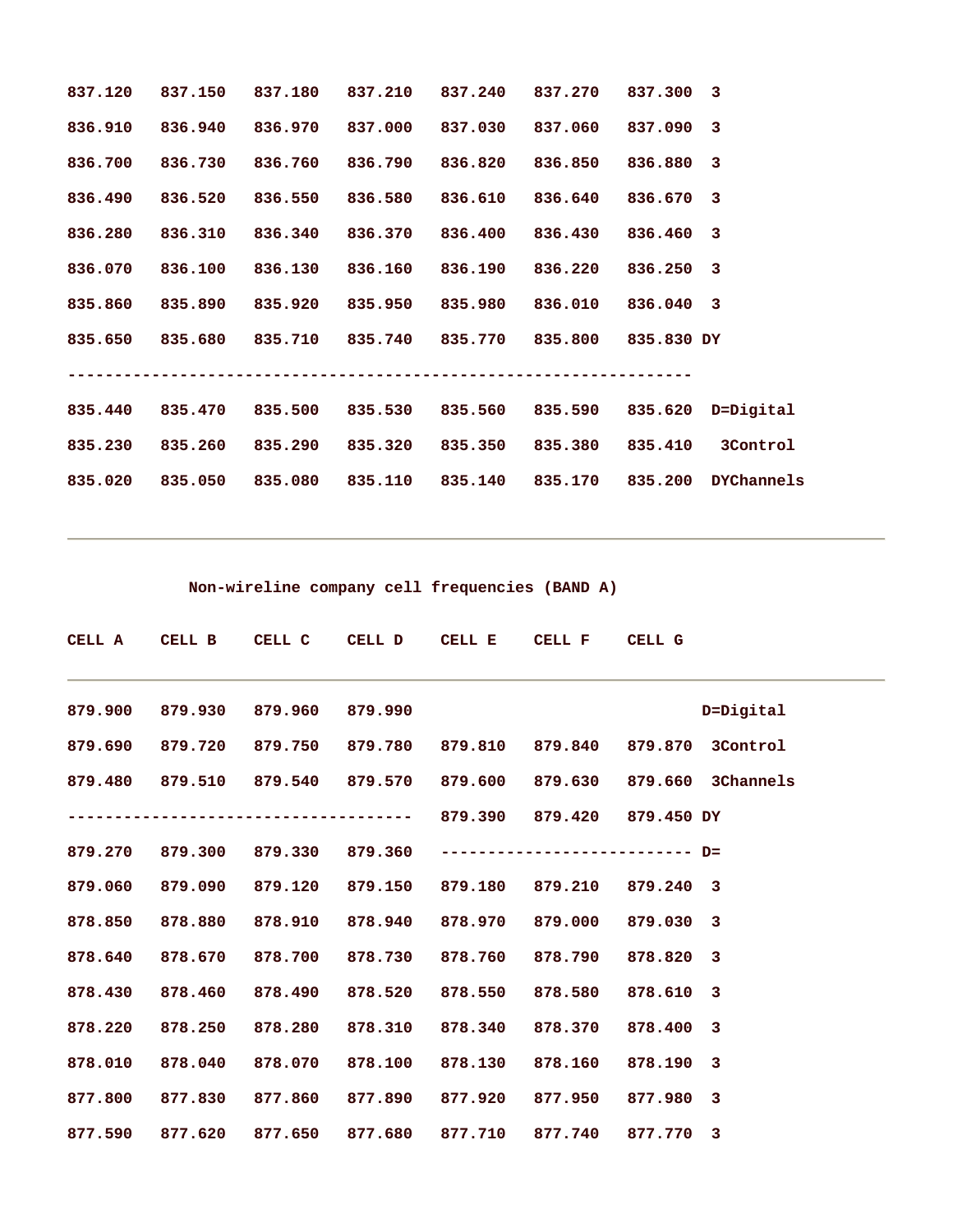```
837.120   837.150   837.180   837.210   837.240   837.270   837.300  3

836.910   836.940   836.970   837.000   837.030   837.060   837.090  3

836.700   836.730   836.760   836.790   836.820   836.850   836.880  3

836.490   836.520   836.550   836.580   836.610   836.640   836.670  3

836.280   836.310   836.340   836.370   836.400   836.430   836.460  3

836.070   836.100   836.130   836.160   836.190   836.220   836.250  3

835.860   835.890   835.920   835.950   835.980   836.010   836.040  3

835.650   835.680   835.710   835.740   835.770   835.800   835.830 DY

-------------------------------------------------------------------

835.440   835.470   835.500   835.530   835.560   835.590   835.620  D=Digital

835.230   835.260   835.290   835.320   835.350   835.380   835.410   3Control

835.020   835.050   835.080   835.110   835.140   835.170   835.200  DYChannels
```

---

Non-wireline company cell frequencies (BAND A)

```
CELL A    CELL B    CELL C    CELL D    CELL E    CELL F    CELL G
---------------------------------------------------------------------------

879.900   879.930   879.960   879.990                               D=Digital

879.690   879.720   879.750   879.780   879.810   879.840   879.870  3Control

879.480   879.510   879.540   879.570   879.600   879.630   879.660  3Channels

------------------------------------    879.390   879.420   879.450 DY

879.270   879.300   879.330   879.360   -------------------------- D=

879.060   879.090   879.120   879.150   879.180   879.210   879.240  3

878.850   878.880   878.910   878.940   878.970   879.000   879.030  3

878.640   878.670   878.700   878.730   878.760   878.790   878.820  3

878.430   878.460   878.490   878.520   878.550   878.580   878.610  3

878.220   878.250   878.280   878.310   878.340   878.370   878.400  3

878.010   878.040   878.070   878.100   878.130   878.160   878.190  3

877.800   877.830   877.860   877.890   877.920   877.950   877.980  3

877.590   877.620   877.650   877.680   877.710   877.740   877.770  3
```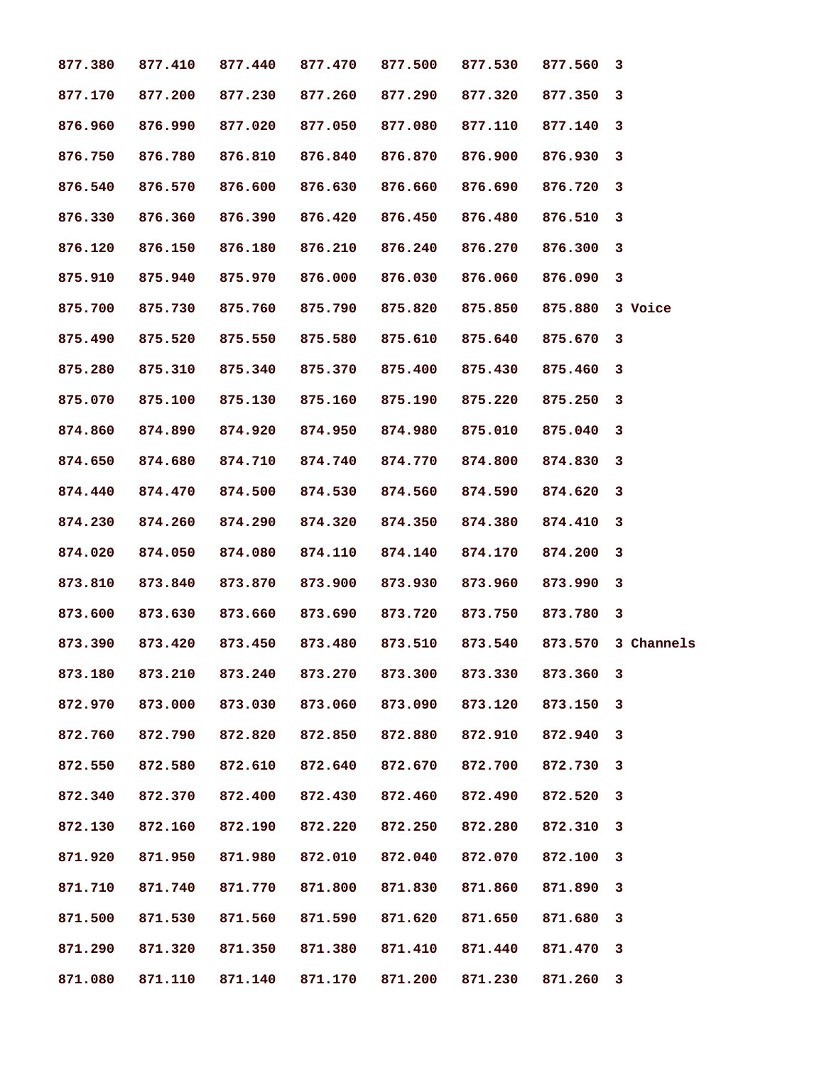```
877.380   877.410   877.440   877.470   877.500   877.530   877.560   3
877.170   877.200   877.230   877.260   877.290   877.320   877.350   3
876.960   876.990   877.020   877.050   877.080   877.110   877.140   3
876.750   876.780   876.810   876.840   876.870   876.900   876.930   3
876.540   876.570   876.600   876.630   876.660   876.690   876.720   3
876.330   876.360   876.390   876.420   876.450   876.480   876.510   3
876.120   876.150   876.180   876.210   876.240   876.270   876.300   3
875.910   875.940   875.970   876.000   876.030   876.060   876.090   3
875.700   875.730   875.760   875.790   875.820   875.850   875.880   3 Voice
875.490   875.520   875.550   875.580   875.610   875.640   875.670   3
875.280   875.310   875.340   875.370   875.400   875.430   875.460   3
875.070   875.100   875.130   875.160   875.190   875.220   875.250   3
874.860   874.890   874.920   874.950   874.980   875.010   875.040   3
874.650   874.680   874.710   874.740   874.770   874.800   874.830   3
874.440   874.470   874.500   874.530   874.560   874.590   874.620   3
874.230   874.260   874.290   874.320   874.350   874.380   874.410   3
874.020   874.050   874.080   874.110   874.140   874.170   874.200   3
873.810   873.840   873.870   873.900   873.930   873.960   873.990   3
873.600   873.630   873.660   873.690   873.720   873.750   873.780   3
873.390   873.420   873.450   873.480   873.510   873.540   873.570   3 Channels
873.180   873.210   873.240   873.270   873.300   873.330   873.360   3
872.970   873.000   873.030   873.060   873.090   873.120   873.150   3
872.760   872.790   872.820   872.850   872.880   872.910   872.940   3
872.550   872.580   872.610   872.640   872.670   872.700   872.730   3
872.340   872.370   872.400   872.430   872.460   872.490   872.520   3
872.130   872.160   872.190   872.220   872.250   872.280   872.310   3
871.920   871.950   871.980   872.010   872.040   872.070   872.100   3
871.710   871.740   871.770   871.800   871.830   871.860   871.890   3
871.500   871.530   871.560   871.590   871.620   871.650   871.680   3
871.290   871.320   871.350   871.380   871.410   871.440   871.470   3
871.080   871.110   871.140   871.170   871.200   871.230   871.260   3
```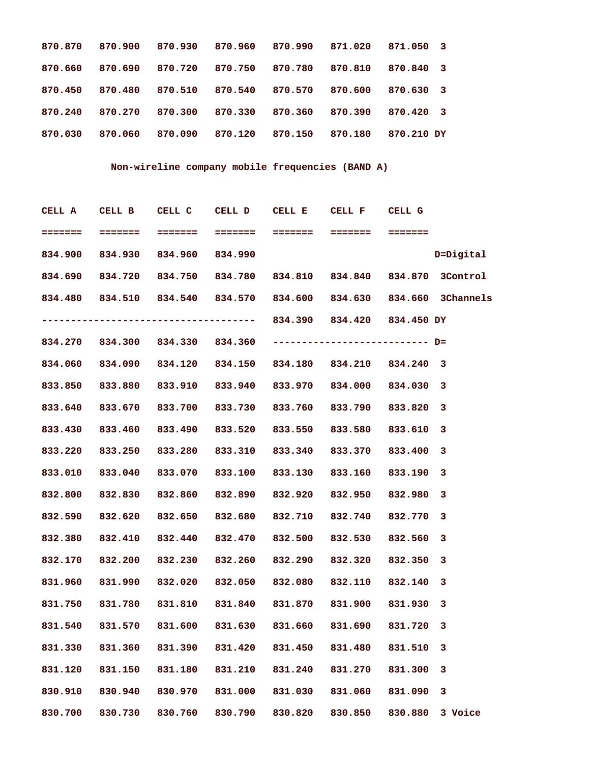```
870.870   870.900   870.930   870.960   870.990   871.020   871.050  3
870.660   870.690   870.720   870.750   870.780   870.810   870.840  3
870.450   870.480   870.510   870.540   870.570   870.600   870.630  3
870.240   870.270   870.300   870.330   870.360   870.390   870.420  3
870.030   870.060   870.090   870.120   870.150   870.180   870.210 DY
```

Non-wireline company mobile frequencies (BAND A)

```
CELL A    CELL B    CELL C    CELL D    CELL E    CELL F    CELL G
=======   =======   =======   =======   =======   =======   =======
834.900   834.930   834.960   834.990                               D=Digital
834.690   834.720   834.750   834.780   834.810   834.840   834.870  3Control
834.480   834.510   834.540   834.570   834.600   834.630   834.660  3Channels
-------------------------------------   834.390   834.420   834.450 DY
834.270   834.300   834.330   834.360   --------------------------- D=
834.060   834.090   834.120   834.150   834.180   834.210   834.240  3
833.850   833.880   833.910   833.940   833.970   834.000   834.030  3
833.640   833.670   833.700   833.730   833.760   833.790   833.820  3
833.430   833.460   833.490   833.520   833.550   833.580   833.610  3
833.220   833.250   833.280   833.310   833.340   833.370   833.400  3
833.010   833.040   833.070   833.100   833.130   833.160   833.190  3
832.800   832.830   832.860   832.890   832.920   832.950   832.980  3
832.590   832.620   832.650   832.680   832.710   832.740   832.770  3
832.380   832.410   832.440   832.470   832.500   832.530   832.560  3
832.170   832.200   832.230   832.260   832.290   832.320   832.350  3
831.960   831.990   832.020   832.050   832.080   832.110   832.140  3
831.750   831.780   831.810   831.840   831.870   831.900   831.930  3
831.540   831.570   831.600   831.630   831.660   831.690   831.720  3
831.330   831.360   831.390   831.420   831.450   831.480   831.510  3
831.120   831.150   831.180   831.210   831.240   831.270   831.300  3
830.910   830.940   830.970   831.000   831.030   831.060   831.090  3
830.700   830.730   830.760   830.790   830.820   830.850   830.880  3 Voice
```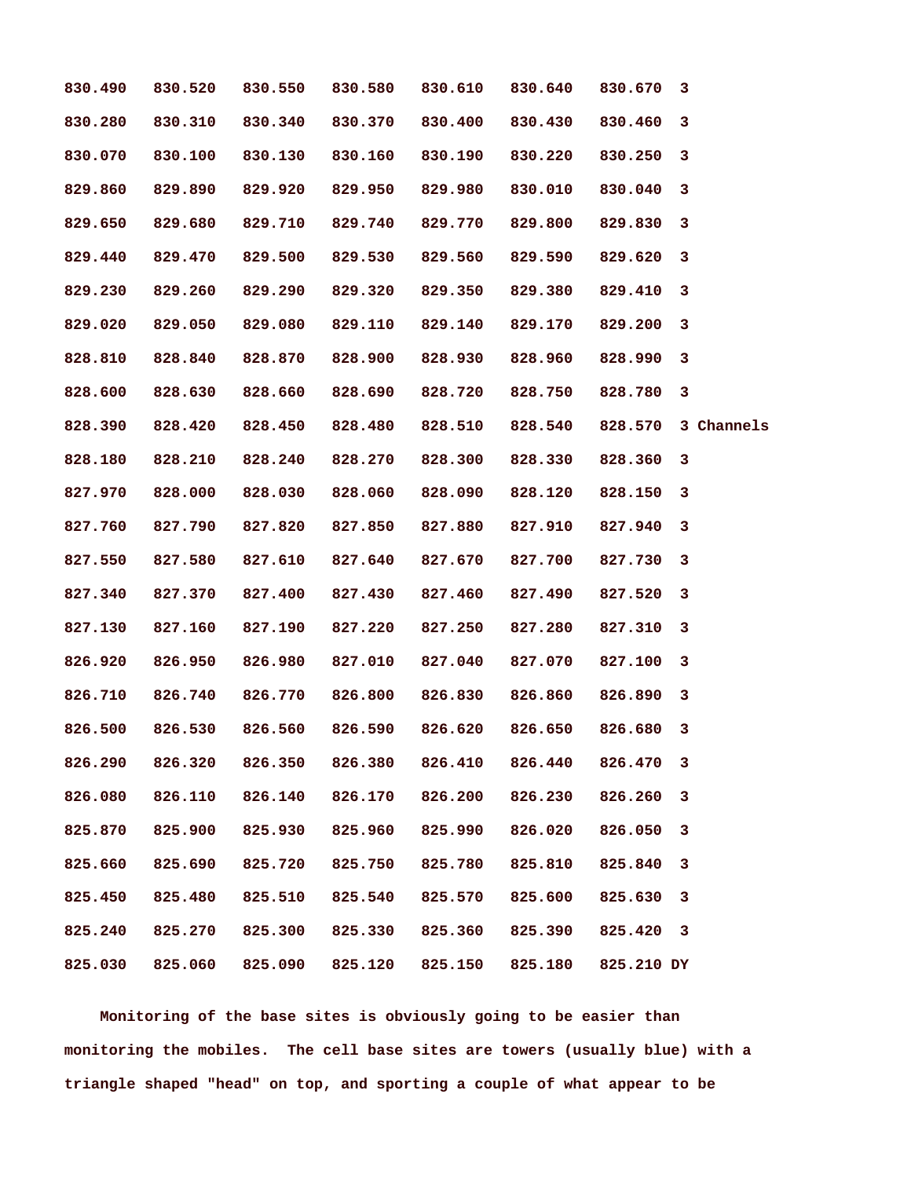```
830.490   830.520   830.550   830.580   830.610   830.640   830.670  3
830.280   830.310   830.340   830.370   830.400   830.430   830.460  3
830.070   830.100   830.130   830.160   830.190   830.220   830.250  3
829.860   829.890   829.920   829.950   829.980   830.010   830.040  3
829.650   829.680   829.710   829.740   829.770   829.800   829.830  3
829.440   829.470   829.500   829.530   829.560   829.590   829.620  3
829.230   829.260   829.290   829.320   829.350   829.380   829.410  3
829.020   829.050   829.080   829.110   829.140   829.170   829.200  3
828.810   828.840   828.870   828.900   828.930   828.960   828.990  3
828.600   828.630   828.660   828.690   828.720   828.750   828.780  3
828.390   828.420   828.450   828.480   828.510   828.540   828.570  3 Channels
828.180   828.210   828.240   828.270   828.300   828.330   828.360  3
827.970   828.000   828.030   828.060   828.090   828.120   828.150  3
827.760   827.790   827.820   827.850   827.880   827.910   827.940  3
827.550   827.580   827.610   827.640   827.670   827.700   827.730  3
827.340   827.370   827.400   827.430   827.460   827.490   827.520  3
827.130   827.160   827.190   827.220   827.250   827.280   827.310  3
826.920   826.950   826.980   827.010   827.040   827.070   827.100  3
826.710   826.740   826.770   826.800   826.830   826.860   826.890  3
826.500   826.530   826.560   826.590   826.620   826.650   826.680  3
826.290   826.320   826.350   826.380   826.410   826.440   826.470  3
826.080   826.110   826.140   826.170   826.200   826.230   826.260  3
825.870   825.900   825.930   825.960   825.990   826.020   826.050  3
825.660   825.690   825.720   825.750   825.780   825.810   825.840  3
825.450   825.480   825.510   825.540   825.570   825.600   825.630  3
825.240   825.270   825.300   825.330   825.360   825.390   825.420  3
825.030   825.060   825.090   825.120   825.150   825.180   825.210 DY
```

Monitoring of the base sites is obviously going to be easier than monitoring the mobiles. The cell base sites are towers (usually blue) with a triangle shaped "head" on top, and sporting a couple of what appear to be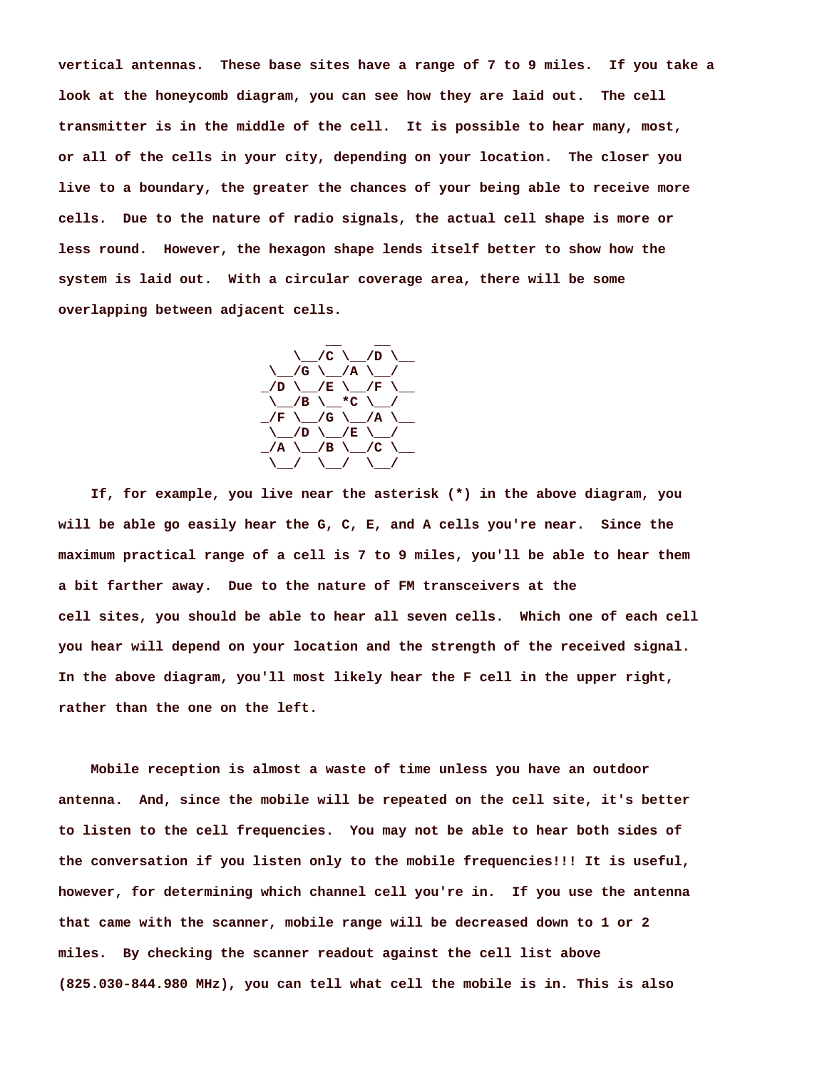vertical antennas.  These base sites have a range of 7 to 9 miles.  If you take a look at the honeycomb diagram, you can see how they are laid out.  The cell transmitter is in the middle of the cell.  It is possible to hear many, most, or all of the cells in your city, depending on your location.  The closer you live to a boundary, the greater the chances of your being able to receive more cells.  Due to the nature of radio signals, the actual cell shape is more or less round.  However, the hexagon shape lends itself better to show how the system is laid out.  With a circular coverage area, there will be some overlapping between adjacent cells.

```
           __    __
     \__/C \__/D \__
   \__/G \__/A \__/
  _/D \__/E \__/F \__
   \__/B \__*C \__/
  _/F \__/G \__/A \__
   \__/D \__/E \__/
  _/A \__/B \__/C \__
   \__/  \__/  \__/
```

If, for example, you live near the asterisk (*) in the above diagram, you will be able go easily hear the G, C, E, and A cells you're near.  Since the maximum practical range of a cell is 7 to 9 miles, you'll be able to hear them a bit farther away.  Due to the nature of FM transceivers at the cell sites, you should be able to hear all seven cells.  Which one of each cell you hear will depend on your location and the strength of the received signal.  In the above diagram, you'll most likely hear the F cell in the upper right, rather than the one on the left.

Mobile reception is almost a waste of time unless you have an outdoor antenna.  And, since the mobile will be repeated on the cell site, it's better to listen to the cell frequencies.  You may not be able to hear both sides of the conversation if you listen only to the mobile frequencies!!! It is useful, however, for determining which channel cell you're in.  If you use the antenna that came with the scanner, mobile range will be decreased down to 1 or 2 miles.  By checking the scanner readout against the cell list above (825.030-844.980 MHz), you can tell what cell the mobile is in. This is also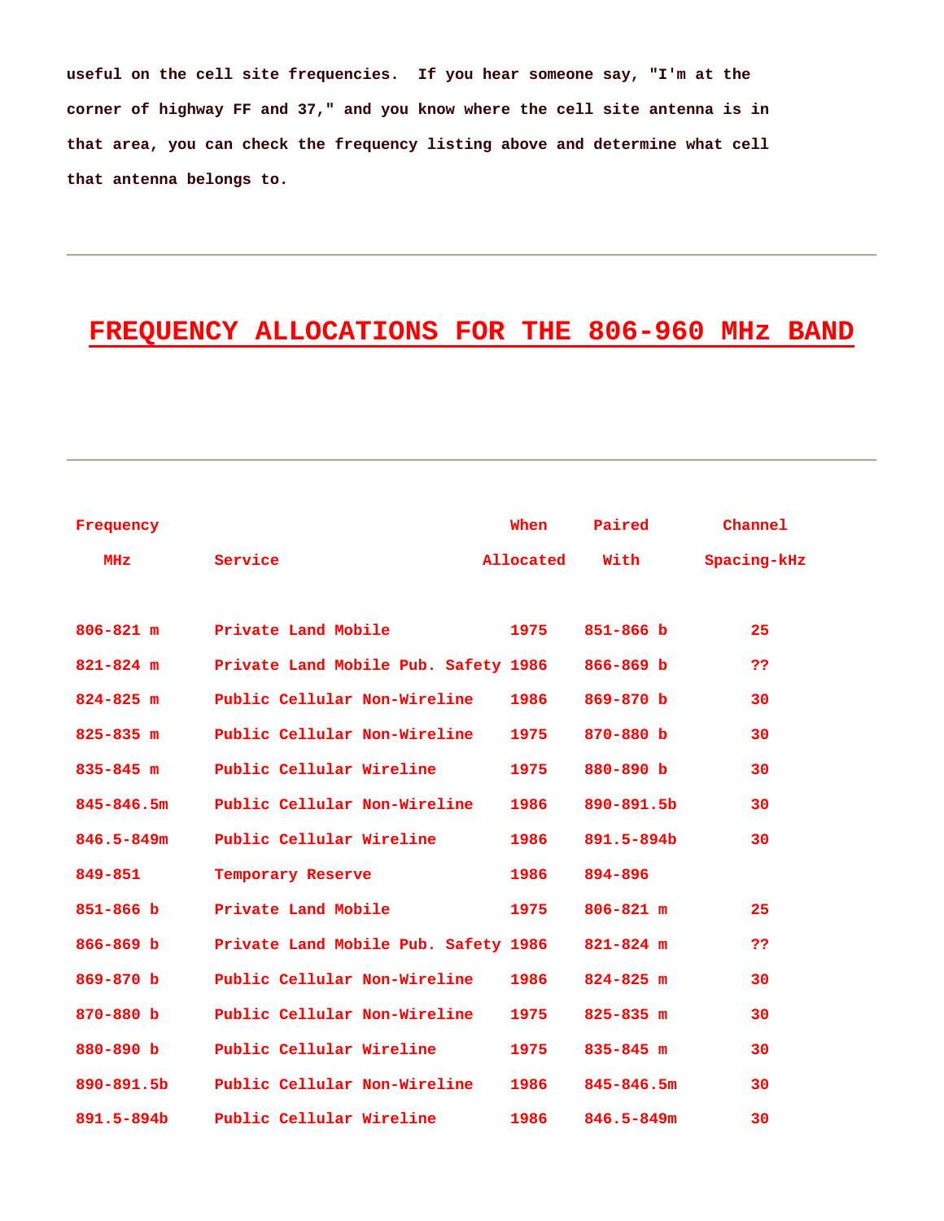useful on the cell site frequencies. If you hear someone say, "I'm at the corner of highway FF and 37," and you know where the cell site antenna is in that area, you can check the frequency listing above and determine what cell that antenna belongs to.

---

# FREQUENCY ALLOCATIONS FOR THE 806-960 MHz BAND

---

| Frequency MHz | Service | When Allocated | Paired With | Channel Spacing-kHz |
|---|---|---|---|---|
| 806-821 m | Private Land Mobile | 1975 | 851-866 b | 25 |
| 821-824 m | Private Land Mobile Pub. Safety | 1986 | 866-869 b | ?? |
| 824-825 m | Public Cellular Non-Wireline | 1986 | 869-870 b | 30 |
| 825-835 m | Public Cellular Non-Wireline | 1975 | 870-880 b | 30 |
| 835-845 m | Public Cellular Wireline | 1975 | 880-890 b | 30 |
| 845-846.5m | Public Cellular Non-Wireline | 1986 | 890-891.5b | 30 |
| 846.5-849m | Public Cellular Wireline | 1986 | 891.5-894b | 30 |
| 849-851 | Temporary Reserve | 1986 | 894-896 | |
| 851-866 b | Private Land Mobile | 1975 | 806-821 m | 25 |
| 866-869 b | Private Land Mobile Pub. Safety | 1986 | 821-824 m | ?? |
| 869-870 b | Public Cellular Non-Wireline | 1986 | 824-825 m | 30 |
| 870-880 b | Public Cellular Non-Wireline | 1975 | 825-835 m | 30 |
| 880-890 b | Public Cellular Wireline | 1975 | 835-845 m | 30 |
| 890-891.5b | Public Cellular Non-Wireline | 1986 | 845-846.5m | 30 |
| 891.5-894b | Public Cellular Wireline | 1986 | 846.5-849m | 30 |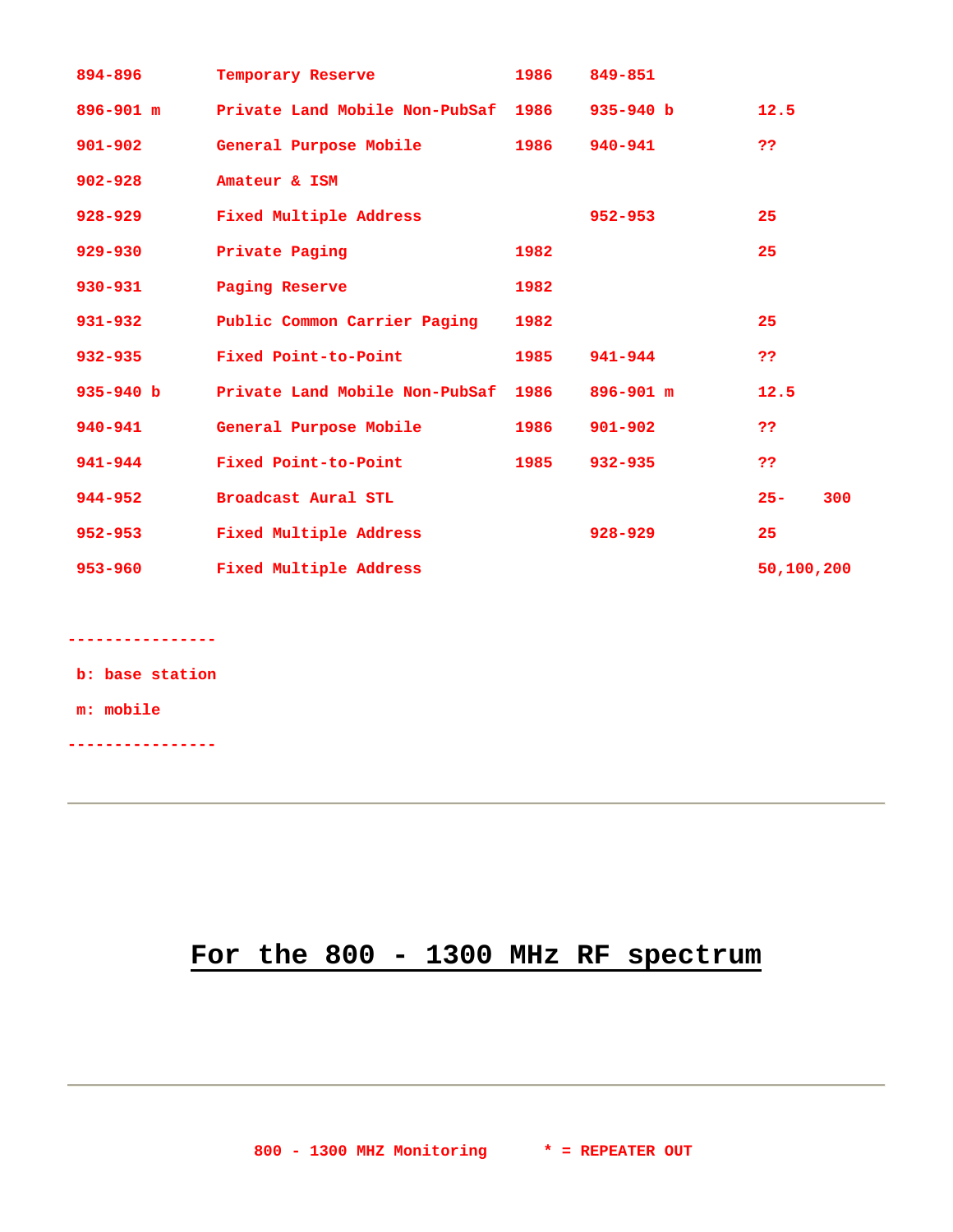| | | | | |
|---|---|---|---|---|
| 894-896 | Temporary Reserve | 1986 | 849-851 | |
| 896-901 m | Private Land Mobile Non-PubSaf | 1986 | 935-940 b | 12.5 |
| 901-902 | General Purpose Mobile | 1986 | 940-941 | ?? |
| 902-928 | Amateur & ISM | | | |
| 928-929 | Fixed Multiple Address | | 952-953 | 25 |
| 929-930 | Private Paging | 1982 | | 25 |
| 930-931 | Paging Reserve | 1982 | | |
| 931-932 | Public Common Carrier Paging | 1982 | | 25 |
| 932-935 | Fixed Point-to-Point | 1985 | 941-944 | ?? |
| 935-940 b | Private Land Mobile Non-PubSaf | 1986 | 896-901 m | 12.5 |
| 940-941 | General Purpose Mobile | 1986 | 901-902 | ?? |
| 941-944 | Fixed Point-to-Point | 1985 | 932-935 | ?? |
| 944-952 | Broadcast Aural STL | | | 25- 300 |
| 952-953 | Fixed Multiple Address | | 928-929 | 25 |
| 953-960 | Fixed Multiple Address | | | 50,100,200 |

----------------

b: base station

m: mobile

----------------

---

# For the 800 - 1300 MHz RF spectrum

---

800 - 1300 MHZ Monitoring      * = REPEATER OUT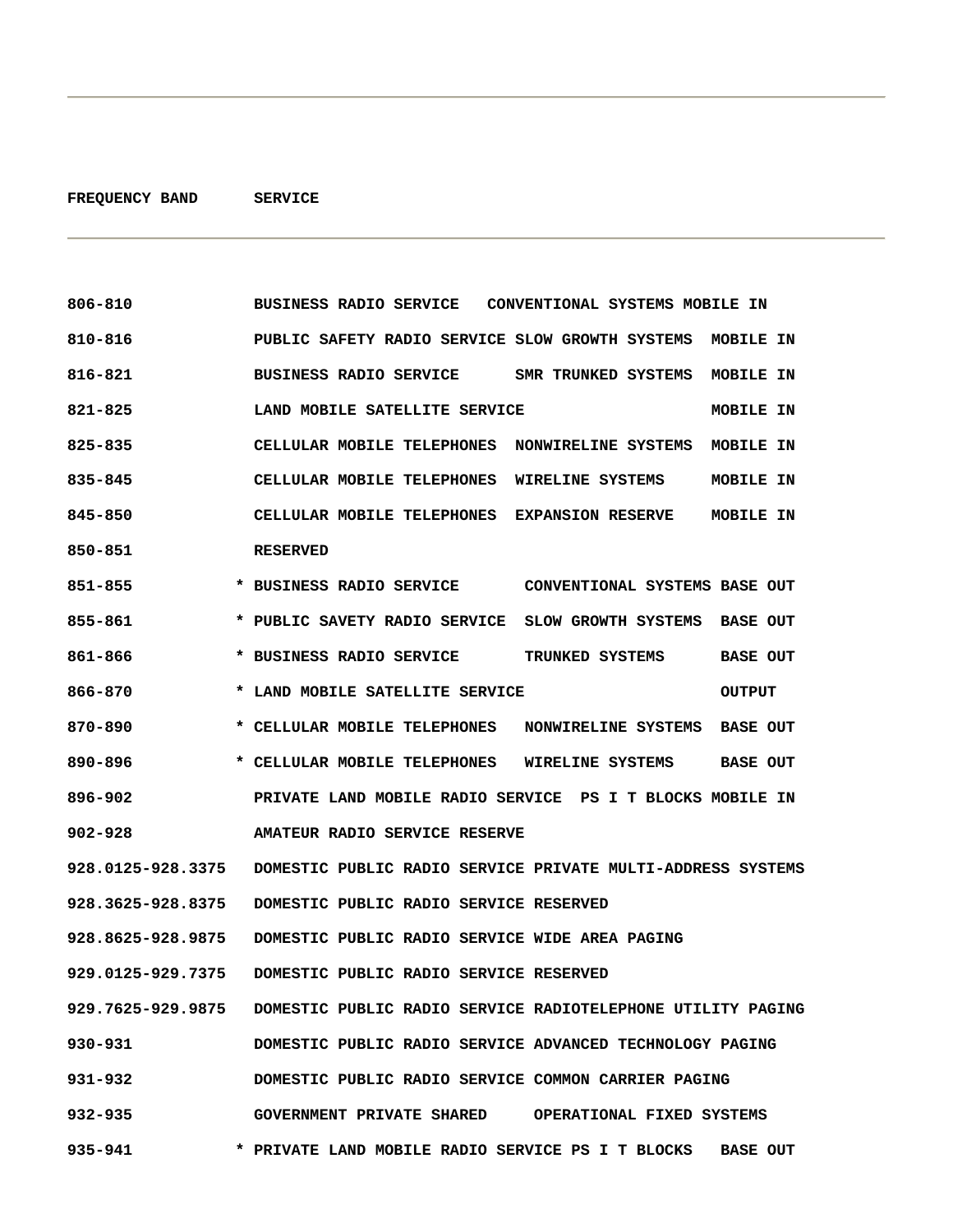| FREQUENCY BAND | SERVICE |
|---|---|
| 806-810 | BUSINESS RADIO SERVICE CONVENTIONAL SYSTEMS MOBILE IN |
| 810-816 | PUBLIC SAFETY RADIO SERVICE SLOW GROWTH SYSTEMS MOBILE IN |
| 816-821 | BUSINESS RADIO SERVICE SMR TRUNKED SYSTEMS MOBILE IN |
| 821-825 | LAND MOBILE SATELLITE SERVICE MOBILE IN |
| 825-835 | CELLULAR MOBILE TELEPHONES NONWIRELINE SYSTEMS MOBILE IN |
| 835-845 | CELLULAR MOBILE TELEPHONES WIRELINE SYSTEMS MOBILE IN |
| 845-850 | CELLULAR MOBILE TELEPHONES EXPANSION RESERVE MOBILE IN |
| 850-851 | RESERVED |
| 851-855 | * BUSINESS RADIO SERVICE CONVENTIONAL SYSTEMS BASE OUT |
| 855-861 | * PUBLIC SAVETY RADIO SERVICE SLOW GROWTH SYSTEMS BASE OUT |
| 861-866 | * BUSINESS RADIO SERVICE TRUNKED SYSTEMS BASE OUT |
| 866-870 | * LAND MOBILE SATELLITE SERVICE OUTPUT |
| 870-890 | * CELLULAR MOBILE TELEPHONES NONWIRELINE SYSTEMS BASE OUT |
| 890-896 | * CELLULAR MOBILE TELEPHONES WIRELINE SYSTEMS BASE OUT |
| 896-902 | PRIVATE LAND MOBILE RADIO SERVICE PS I T BLOCKS MOBILE IN |
| 902-928 | AMATEUR RADIO SERVICE RESERVE |
| 928.0125-928.3375 | DOMESTIC PUBLIC RADIO SERVICE PRIVATE MULTI-ADDRESS SYSTEMS |
| 928.3625-928.8375 | DOMESTIC PUBLIC RADIO SERVICE RESERVED |
| 928.8625-928.9875 | DOMESTIC PUBLIC RADIO SERVICE WIDE AREA PAGING |
| 929.0125-929.7375 | DOMESTIC PUBLIC RADIO SERVICE RESERVED |
| 929.7625-929.9875 | DOMESTIC PUBLIC RADIO SERVICE RADIOTELEPHONE UTILITY PAGING |
| 930-931 | DOMESTIC PUBLIC RADIO SERVICE ADVANCED TECHNOLOGY PAGING |
| 931-932 | DOMESTIC PUBLIC RADIO SERVICE COMMON CARRIER PAGING |
| 932-935 | GOVERNMENT PRIVATE SHARED OPERATIONAL FIXED SYSTEMS |
| 935-941 | * PRIVATE LAND MOBILE RADIO SERVICE PS I T BLOCKS BASE OUT |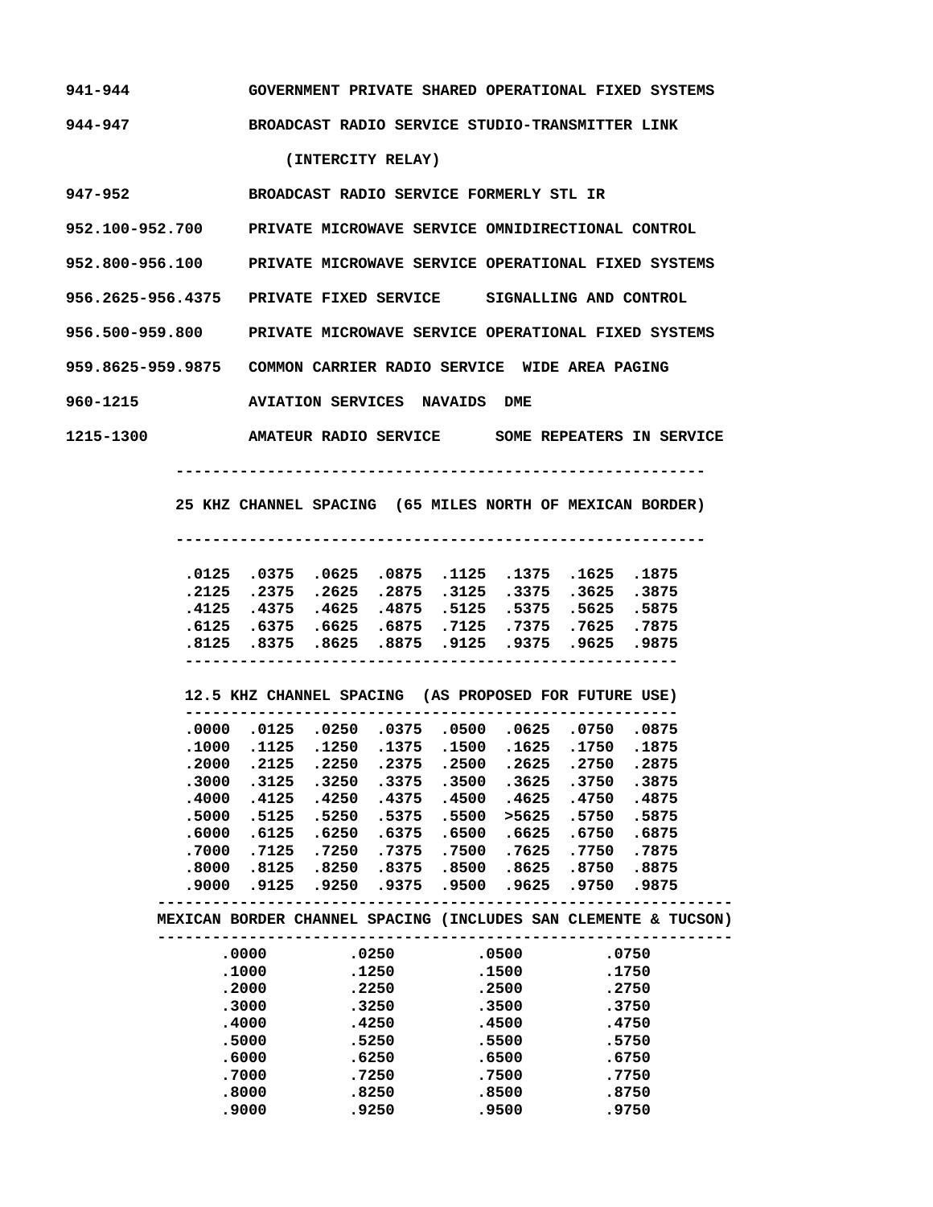| | |
|---|---|
| 941-944 | GOVERNMENT PRIVATE SHARED OPERATIONAL FIXED SYSTEMS |
| 944-947 | BROADCAST RADIO SERVICE STUDIO-TRANSMITTER LINK (INTERCITY RELAY) |
| 947-952 | BROADCAST RADIO SERVICE FORMERLY STL IR |
| 952.100-952.700 | PRIVATE MICROWAVE SERVICE OMNIDIRECTIONAL CONTROL |
| 952.800-956.100 | PRIVATE MICROWAVE SERVICE OPERATIONAL FIXED SYSTEMS |
| 956.2625-956.4375 | PRIVATE FIXED SERVICE SIGNALLING AND CONTROL |
| 956.500-959.800 | PRIVATE MICROWAVE SERVICE OPERATIONAL FIXED SYSTEMS |
| 959.8625-959.9875 | COMMON CARRIER RADIO SERVICE WIDE AREA PAGING |
| 960-1215 | AVIATION SERVICES NAVAIDS DME |
| 1215-1300 | AMATEUR RADIO SERVICE SOME REPEATERS IN SERVICE |

**25 KHZ CHANNEL SPACING (65 MILES NORTH OF MEXICAN BORDER)**

| | | | | | | | |
|---|---|---|---|---|---|---|---|
| .0125 | .0375 | .0625 | .0875 | .1125 | .1375 | .1625 | .1875 |
| .2125 | .2375 | .2625 | .2875 | .3125 | .3375 | .3625 | .3875 |
| .4125 | .4375 | .4625 | .4875 | .5125 | .5375 | .5625 | .5875 |
| .6125 | .6375 | .6625 | .6875 | .7125 | .7375 | .7625 | .7875 |
| .8125 | .8375 | .8625 | .8875 | .9125 | .9375 | .9625 | .9875 |

**12.5 KHZ CHANNEL SPACING (AS PROPOSED FOR FUTURE USE)**

| | | | | | | | |
|---|---|---|---|---|---|---|---|
| .0000 | .0125 | .0250 | .0375 | .0500 | .0625 | .0750 | .0875 |
| .1000 | .1125 | .1250 | .1375 | .1500 | .1625 | .1750 | .1875 |
| .2000 | .2125 | .2250 | .2375 | .2500 | .2625 | .2750 | .2875 |
| .3000 | .3125 | .3250 | .3375 | .3500 | .3625 | .3750 | .3875 |
| .4000 | .4125 | .4250 | .4375 | .4500 | .4625 | .4750 | .4875 |
| .5000 | .5125 | .5250 | .5375 | .5500 | >5625 | .5750 | .5875 |
| .6000 | .6125 | .6250 | .6375 | .6500 | .6625 | .6750 | .6875 |
| .7000 | .7125 | .7250 | .7375 | .7500 | .7625 | .7750 | .7875 |
| .8000 | .8125 | .8250 | .8375 | .8500 | .8625 | .8750 | .8875 |
| .9000 | .9125 | .9250 | .9375 | .9500 | .9625 | .9750 | .9875 |

**MEXICAN BORDER CHANNEL SPACING (INCLUDES SAN CLEMENTE & TUCSON)**

| | | | |
|---|---|---|---|
| .0000 | .0250 | .0500 | .0750 |
| .1000 | .1250 | .1500 | .1750 |
| .2000 | .2250 | .2500 | .2750 |
| .3000 | .3250 | .3500 | .3750 |
| .4000 | .4250 | .4500 | .4750 |
| .5000 | .5250 | .5500 | .5750 |
| .6000 | .6250 | .6500 | .6750 |
| .7000 | .7250 | .7500 | .7750 |
| .8000 | .8250 | .8500 | .8750 |
| .9000 | .9250 | .9500 | .9750 |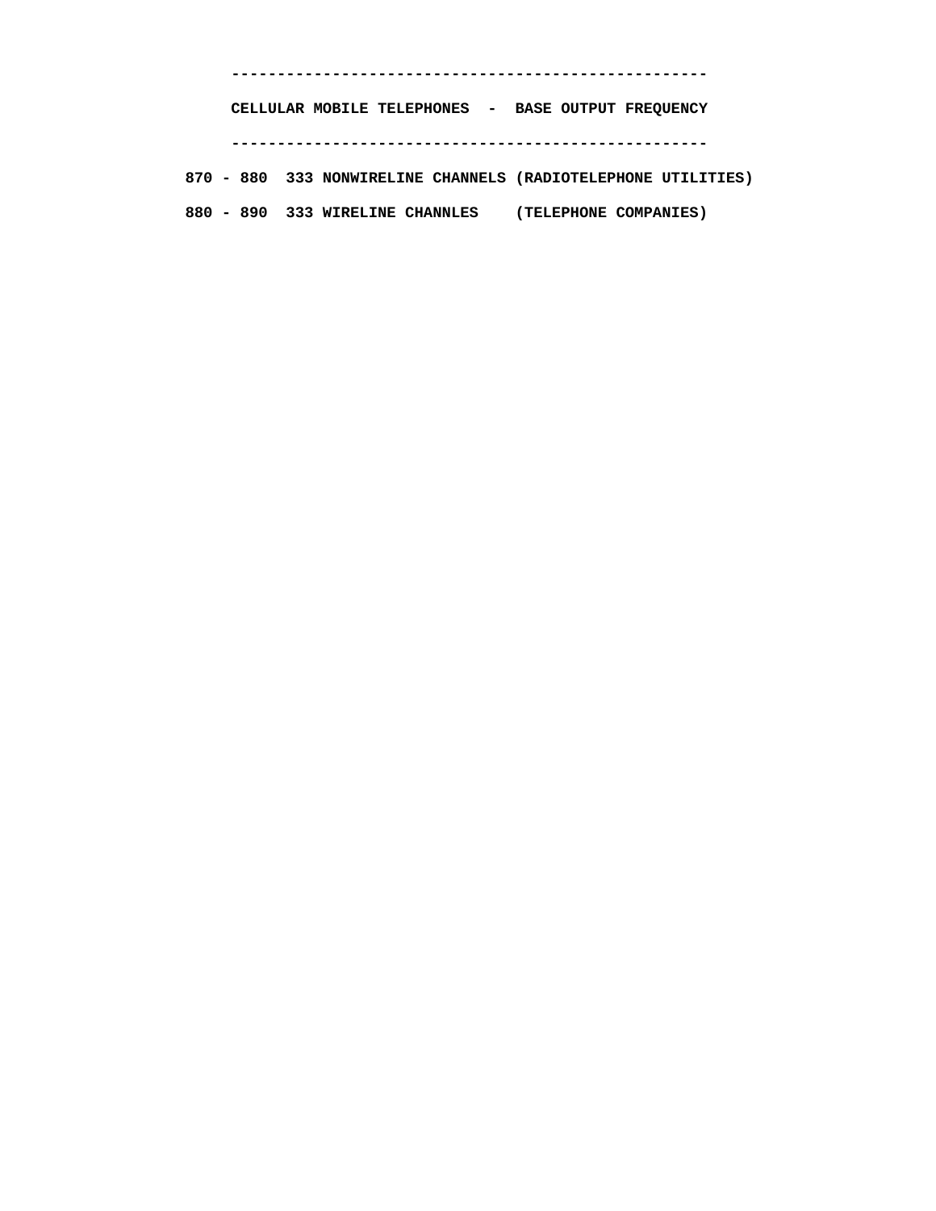---------------------------------------------------

**CELLULAR MOBILE TELEPHONES - BASE OUTPUT FREQUENCY**

---------------------------------------------------

```
870 - 880  333 NONWIRELINE CHANNELS (RADIOTELEPHONE UTILITIES)
880 - 890  333 WIRELINE CHANNLES    (TELEPHONE COMPANIES)
```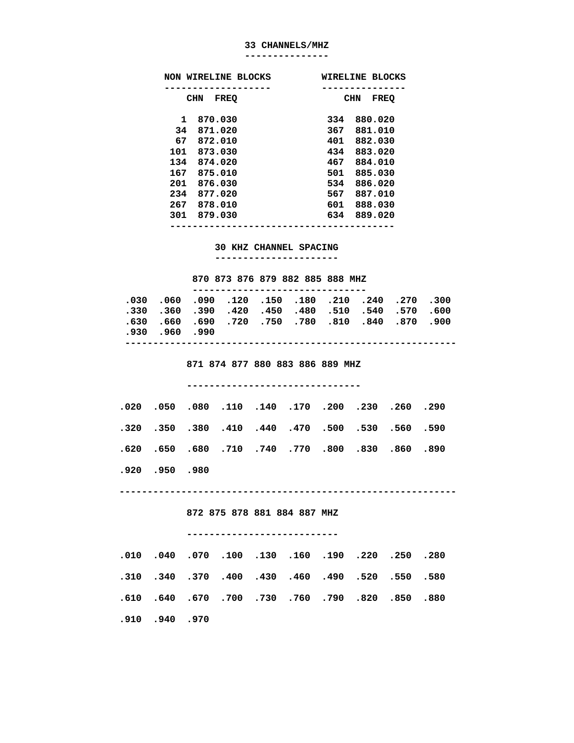## 33 CHANNELS/MHZ

| NON WIRELINE BLOCKS | | WIRELINE BLOCKS | |
|---|---|---|---|
| CHN | FREQ | CHN | FREQ |
| 1 | 870.030 | 334 | 880.020 |
| 34 | 871.020 | 367 | 881.010 |
| 67 | 872.010 | 401 | 882.030 |
| 101 | 873.030 | 434 | 883.020 |
| 134 | 874.020 | 467 | 884.010 |
| 167 | 875.010 | 501 | 885.030 |
| 201 | 876.030 | 534 | 886.020 |
| 234 | 877.020 | 567 | 887.010 |
| 267 | 878.010 | 601 | 888.030 |
| 301 | 879.030 | 634 | 889.020 |

## 30 KHZ CHANNEL SPACING

### 870 873 876 879 882 885 888 MHZ

```
.030  .060  .090  .120  .150  .180  .210  .240  .270  .300
.330  .360  .390  .420  .450  .480  .510  .540  .570  .600
.630  .660  .690  .720  .750  .780  .810  .840  .870  .900
.930  .960  .990
```

### 871 874 877 880 883 886 889 MHZ

```
.020  .050  .080  .110  .140  .170  .200  .230  .260  .290
.320  .350  .380  .410  .440  .470  .500  .530  .560  .590
.620  .650  .680  .710  .740  .770  .800  .830  .860  .890
.920  .950  .980
```

### 872 875 878 881 884 887 MHZ

```
.010  .040  .070  .100  .130  .160  .190  .220  .250  .280
.310  .340  .370  .400  .430  .460  .490  .520  .550  .580
.610  .640  .670  .700  .730  .760  .790  .820  .850  .880
.910  .940  .970
```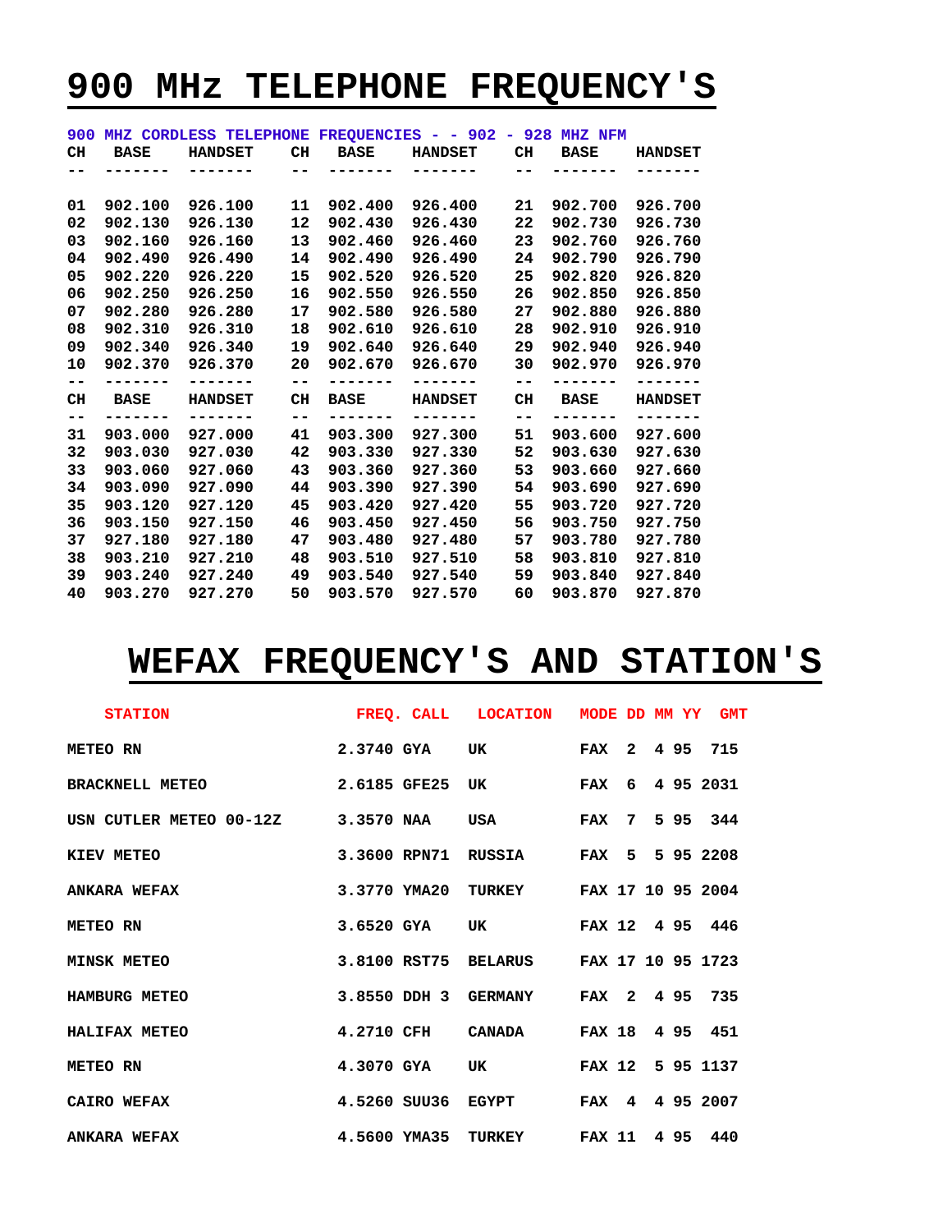# 900 MHz TELEPHONE FREQUENCY'S

900 MHZ CORDLESS TELEPHONE FREQUENCIES - - 902 - 928 MHZ NFM

| CH | BASE | HANDSET | CH | BASE | HANDSET | CH | BASE | HANDSET |
|---|---|---|---|---|---|---|---|---|
| 01 | 902.100 | 926.100 | 11 | 902.400 | 926.400 | 21 | 902.700 | 926.700 |
| 02 | 902.130 | 926.130 | 12 | 902.430 | 926.430 | 22 | 902.730 | 926.730 |
| 03 | 902.160 | 926.160 | 13 | 902.460 | 926.460 | 23 | 902.760 | 926.760 |
| 04 | 902.490 | 926.490 | 14 | 902.490 | 926.490 | 24 | 902.790 | 926.790 |
| 05 | 902.220 | 926.220 | 15 | 902.520 | 926.520 | 25 | 902.820 | 926.820 |
| 06 | 902.250 | 926.250 | 16 | 902.550 | 926.550 | 26 | 902.850 | 926.850 |
| 07 | 902.280 | 926.280 | 17 | 902.580 | 926.580 | 27 | 902.880 | 926.880 |
| 08 | 902.310 | 926.310 | 18 | 902.610 | 926.610 | 28 | 902.910 | 926.910 |
| 09 | 902.340 | 926.340 | 19 | 902.640 | 926.640 | 29 | 902.940 | 926.940 |
| 10 | 902.370 | 926.370 | 20 | 902.670 | 926.670 | 30 | 902.970 | 926.970 |
| CH | BASE | HANDSET | CH | BASE | HANDSET | CH | BASE | HANDSET |
| 31 | 903.000 | 927.000 | 41 | 903.300 | 927.300 | 51 | 903.600 | 927.600 |
| 32 | 903.030 | 927.030 | 42 | 903.330 | 927.330 | 52 | 903.630 | 927.630 |
| 33 | 903.060 | 927.060 | 43 | 903.360 | 927.360 | 53 | 903.660 | 927.660 |
| 34 | 903.090 | 927.090 | 44 | 903.390 | 927.390 | 54 | 903.690 | 927.690 |
| 35 | 903.120 | 927.120 | 45 | 903.420 | 927.420 | 55 | 903.720 | 927.720 |
| 36 | 903.150 | 927.150 | 46 | 903.450 | 927.450 | 56 | 903.750 | 927.750 |
| 37 | 927.180 | 927.180 | 47 | 903.480 | 927.480 | 57 | 903.780 | 927.780 |
| 38 | 903.210 | 927.210 | 48 | 903.510 | 927.510 | 58 | 903.810 | 927.810 |
| 39 | 903.240 | 927.240 | 49 | 903.540 | 927.540 | 59 | 903.840 | 927.840 |
| 40 | 903.270 | 927.270 | 50 | 903.570 | 927.570 | 60 | 903.870 | 927.870 |

# WEFAX FREQUENCY'S AND STATION'S

| STATION | FREQ. | CALL | LOCATION | MODE | DD | MM | YY | GMT |
|---|---|---|---|---|---|---|---|---|
| METEO RN | 2.3740 | GYA | UK | FAX | 2 | 4 | 95 | 715 |
| BRACKNELL METEO | 2.6185 | GFE25 | UK | FAX | 6 | 4 | 95 | 2031 |
| USN CUTLER METEO 00-12Z | 3.3570 | NAA | USA | FAX | 7 | 5 | 95 | 344 |
| KIEV METEO | 3.3600 | RPN71 | RUSSIA | FAX | 5 | 5 | 95 | 2208 |
| ANKARA WEFAX | 3.3770 | YMA20 | TURKEY | FAX | 17 | 10 | 95 | 2004 |
| METEO RN | 3.6520 | GYA | UK | FAX | 12 | 4 | 95 | 446 |
| MINSK METEO | 3.8100 | RST75 | BELARUS | FAX | 17 | 10 | 95 | 1723 |
| HAMBURG METEO | 3.8550 | DDH 3 | GERMANY | FAX | 2 | 4 | 95 | 735 |
| HALIFAX METEO | 4.2710 | CFH | CANADA | FAX | 18 | 4 | 95 | 451 |
| METEO RN | 4.3070 | GYA | UK | FAX | 12 | 5 | 95 | 1137 |
| CAIRO WEFAX | 4.5260 | SUU36 | EGYPT | FAX | 4 | 4 | 95 | 2007 |
| ANKARA WEFAX | 4.5600 | YMA35 | TURKEY | FAX | 11 | 4 | 95 | 440 |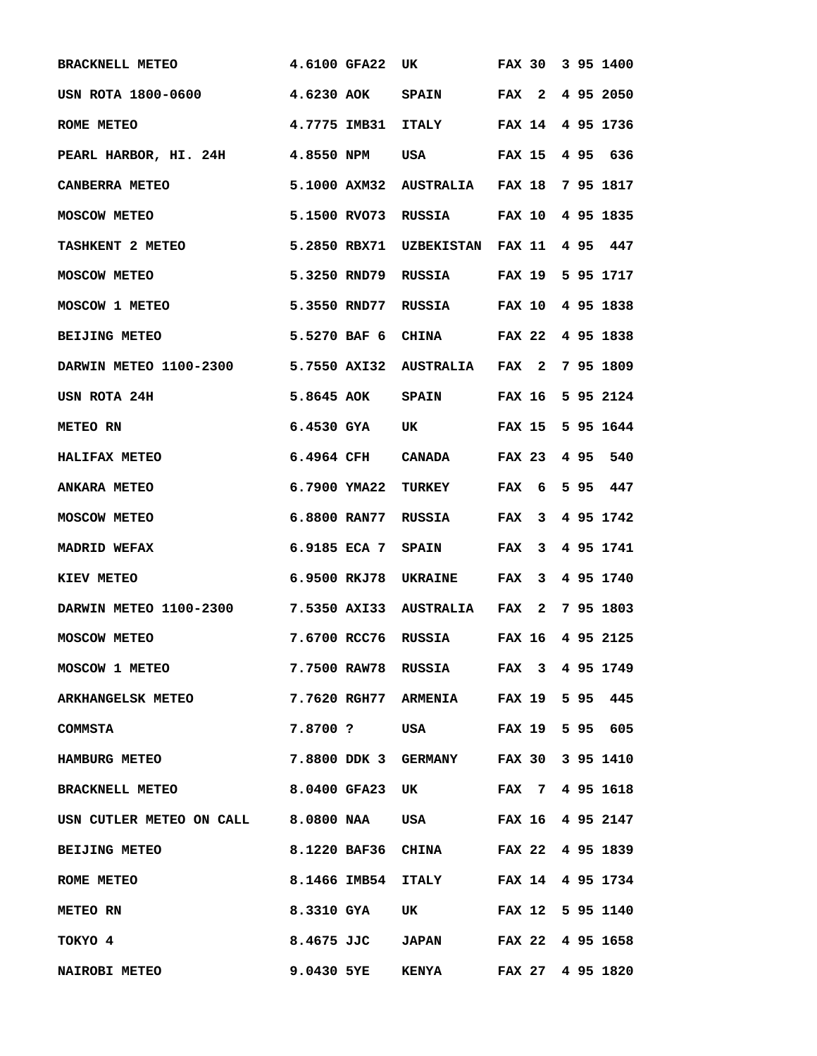```
BRACKNELL METEO          4.6100 GFA22  UK          FAX 30  3 95 1400
USN ROTA 1800-0600       4.6230 AOK    SPAIN       FAX  2  4 95 2050
ROME METEO               4.7775 IMB31  ITALY       FAX 14  4 95 1736
PEARL HARBOR, HI. 24H    4.8550 NPM    USA         FAX 15  4 95  636
CANBERRA METEO           5.1000 AXM32  AUSTRALIA   FAX 18  7 95 1817
MOSCOW METEO             5.1500 RVO73  RUSSIA      FAX 10  4 95 1835
TASHKENT 2 METEO         5.2850 RBX71  UZBEKISTAN  FAX 11  4 95  447
MOSCOW METEO             5.3250 RND79  RUSSIA      FAX 19  5 95 1717
MOSCOW 1 METEO           5.3550 RND77  RUSSIA      FAX 10  4 95 1838
BEIJING METEO            5.5270 BAF 6  CHINA       FAX 22  4 95 1838
DARWIN METEO 1100-2300   5.7550 AXI32  AUSTRALIA   FAX  2  7 95 1809
USN ROTA 24H             5.8645 AOK    SPAIN       FAX 16  5 95 2124
METEO RN                 6.4530 GYA    UK          FAX 15  5 95 1644
HALIFAX METEO            6.4964 CFH    CANADA      FAX 23  4 95  540
ANKARA METEO             6.7900 YMA22  TURKEY      FAX  6  5 95  447
MOSCOW METEO             6.8800 RAN77  RUSSIA      FAX  3  4 95 1742
MADRID WEFAX             6.9185 ECA 7  SPAIN       FAX  3  4 95 1741
KIEV METEO               6.9500 RKJ78  UKRAINE     FAX  3  4 95 1740
DARWIN METEO 1100-2300   7.5350 AXI33  AUSTRALIA   FAX  2  7 95 1803
MOSCOW METEO             7.6700 RCC76  RUSSIA      FAX 16  4 95 2125
MOSCOW 1 METEO           7.7500 RAW78  RUSSIA      FAX  3  4 95 1749
ARKHANGELSK METEO        7.7620 RGH77  ARMENIA     FAX 19  5 95  445
COMMSTA                  7.8700 ?      USA         FAX 19  5 95  605
HAMBURG METEO            7.8800 DDK 3  GERMANY     FAX 30  3 95 1410
BRACKNELL METEO          8.0400 GFA23  UK          FAX  7  4 95 1618
USN CUTLER METEO ON CALL 8.0800 NAA    USA         FAX 16  4 95 2147
BEIJING METEO            8.1220 BAF36  CHINA       FAX 22  4 95 1839
ROME METEO               8.1466 IMB54  ITALY       FAX 14  4 95 1734
METEO RN                 8.3310 GYA    UK          FAX 12  5 95 1140
TOKYO 4                  8.4675 JJC    JAPAN       FAX 22  4 95 1658
NAIROBI METEO            9.0430 5YE    KENYA       FAX 27  4 95 1820
```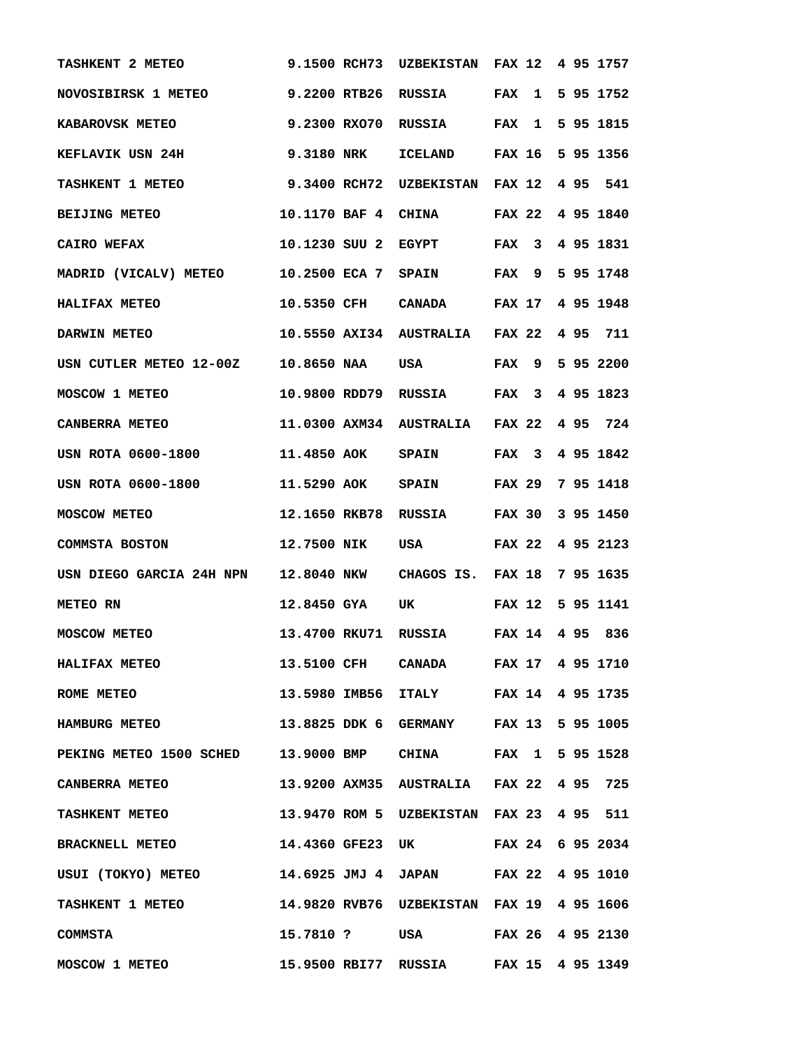```
TASHKENT 2 METEO          9.1500 RCH73  UZBEKISTAN  FAX 12  4 95 1757
NOVOSIBIRSK 1 METEO       9.2200 RTB26  RUSSIA      FAX  1  5 95 1752
KABAROVSK METEO           9.2300 RXO70  RUSSIA      FAX  1  5 95 1815
KEFLAVIK USN 24H          9.3180 NRK    ICELAND     FAX 16  5 95 1356
TASHKENT 1 METEO          9.3400 RCH72  UZBEKISTAN  FAX 12  4 95  541
BEIJING METEO            10.1170 BAF 4  CHINA       FAX 22  4 95 1840
CAIRO WEFAX              10.1230 SUU 2  EGYPT       FAX  3  4 95 1831
MADRID (VICALV) METEO    10.2500 ECA 7  SPAIN       FAX  9  5 95 1748
HALIFAX METEO            10.5350 CFH    CANADA      FAX 17  4 95 1948
DARWIN METEO             10.5550 AXI34  AUSTRALIA   FAX 22  4 95  711
USN CUTLER METEO 12-00Z  10.8650 NAA    USA         FAX  9  5 95 2200
MOSCOW 1 METEO           10.9800 RDD79  RUSSIA      FAX  3  4 95 1823
CANBERRA METEO           11.0300 AXM34  AUSTRALIA   FAX 22  4 95  724
USN ROTA 0600-1800       11.4850 AOK    SPAIN       FAX  3  4 95 1842
USN ROTA 0600-1800       11.5290 AOK    SPAIN       FAX 29  7 95 1418
MOSCOW METEO             12.1650 RKB78  RUSSIA      FAX 30  3 95 1450
COMMSTA BOSTON           12.7500 NIK    USA         FAX 22  4 95 2123
USN DIEGO GARCIA 24H NPN 12.8040 NKW    CHAGOS IS.  FAX 18  7 95 1635
METEO RN                 12.8450 GYA    UK          FAX 12  5 95 1141
MOSCOW METEO             13.4700 RKU71  RUSSIA      FAX 14  4 95  836
HALIFAX METEO            13.5100 CFH    CANADA      FAX 17  4 95 1710
ROME METEO               13.5980 IMB56  ITALY       FAX 14  4 95 1735
HAMBURG METEO            13.8825 DDK 6  GERMANY     FAX 13  5 95 1005
PEKING METEO 1500 SCHED  13.9000 BMP    CHINA       FAX  1  5 95 1528
CANBERRA METEO           13.9200 AXM35  AUSTRALIA   FAX 22  4 95  725
TASHKENT METEO           13.9470 ROM 5  UZBEKISTAN  FAX 23  4 95  511
BRACKNELL METEO          14.4360 GFE23  UK          FAX 24  6 95 2034
USUI (TOKYO) METEO       14.6925 JMJ 4  JAPAN       FAX 22  4 95 1010
TASHKENT 1 METEO         14.9820 RVB76  UZBEKISTAN  FAX 19  4 95 1606
COMMSTA                  15.7810 ?      USA         FAX 26  4 95 2130
MOSCOW 1 METEO           15.9500 RBI77  RUSSIA      FAX 15  4 95 1349
```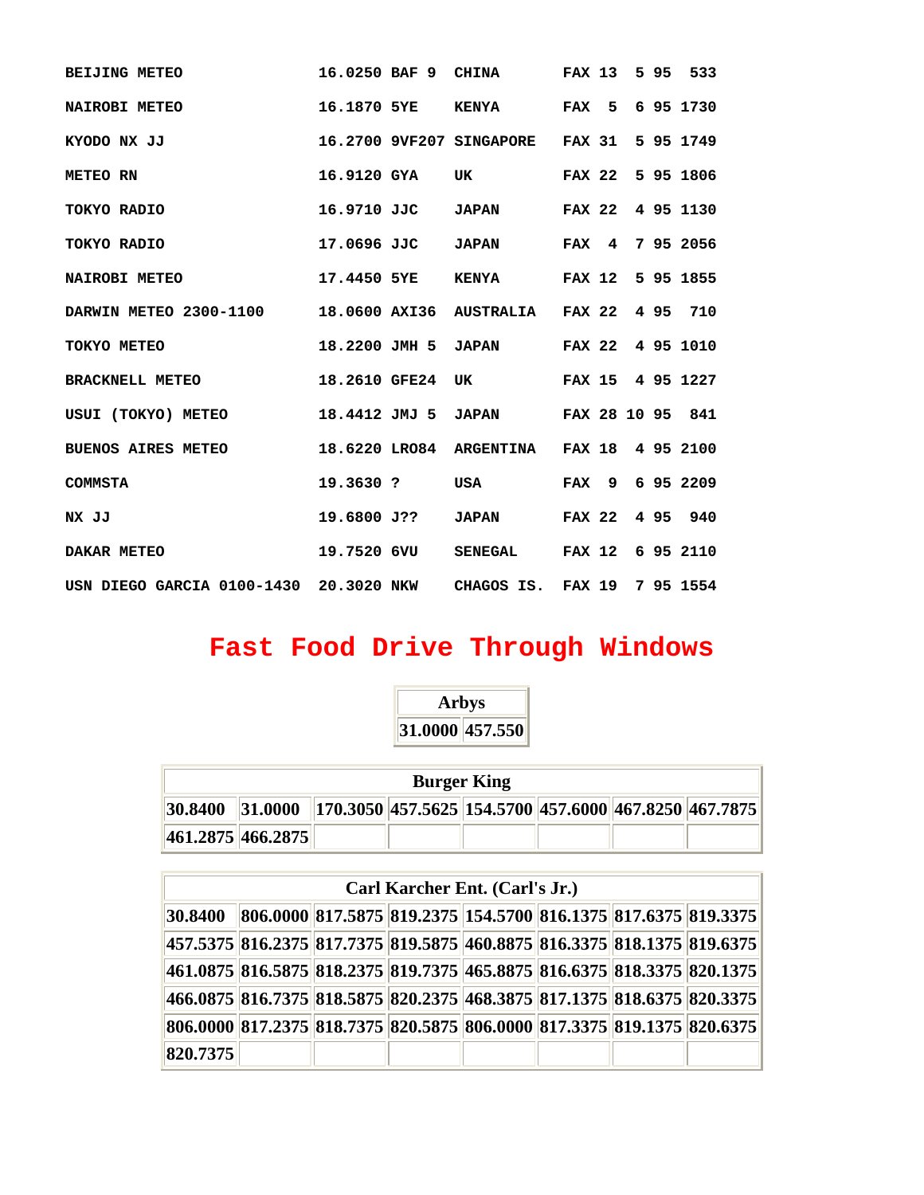```
BEIJING METEO               16.0250 BAF 9  CHINA       FAX 13  5 95  533
NAIROBI METEO               16.1870 5YE    KENYA       FAX  5  6 95 1730
KYODO NX JJ                 16.2700 9VF207 SINGAPORE   FAX 31  5 95 1749
METEO RN                    16.9120 GYA    UK          FAX 22  5 95 1806
TOKYO RADIO                 16.9710 JJC    JAPAN       FAX 22  4 95 1130
TOKYO RADIO                 17.0696 JJC    JAPAN       FAX  4  7 95 2056
NAIROBI METEO               17.4450 5YE    KENYA       FAX 12  5 95 1855
DARWIN METEO 2300-1100      18.0600 AXI36  AUSTRALIA   FAX 22  4 95  710
TOKYO METEO                 18.2200 JMH 5  JAPAN       FAX 22  4 95 1010
BRACKNELL METEO             18.2610 GFE24  UK          FAX 15  4 95 1227
USUI (TOKYO) METEO          18.4412 JMJ 5  JAPAN       FAX 28 10 95  841
BUENOS AIRES METEO          18.6220 LRO84  ARGENTINA   FAX 18  4 95 2100
COMMSTA                     19.3630 ?      USA         FAX  9  6 95 2209
NX JJ                       19.6800 J??    JAPAN       FAX 22  4 95  940
DAKAR METEO                 19.7520 6VU    SENEGAL     FAX 12  6 95 2110
USN DIEGO GARCIA 0100-1430  20.3020 NKW    CHAGOS IS.  FAX 19  7 95 1554
```

## Fast Food Drive Through Windows

| Arbys | |
|---|---|
| 31.0000 | 457.550 |

| Burger King | | | | | | | |
|---|---|---|---|---|---|---|---|
| 30.8400 | 31.0000 | 170.3050 | 457.5625 | 154.5700 | 457.6000 | 467.8250 | 467.7875 |
| 461.2875 | 466.2875 | | | | | | |

| Carl Karcher Ent. (Carl's Jr.) | | | | | | | |
|---|---|---|---|---|---|---|---|
| 30.8400 | 806.0000 | 817.5875 | 819.2375 | 154.5700 | 816.1375 | 817.6375 | 819.3375 |
| 457.5375 | 816.2375 | 817.7375 | 819.5875 | 460.8875 | 816.3375 | 818.1375 | 819.6375 |
| 461.0875 | 816.5875 | 818.2375 | 819.7375 | 465.8875 | 816.6375 | 818.3375 | 820.1375 |
| 466.0875 | 816.7375 | 818.5875 | 820.2375 | 468.3875 | 817.1375 | 818.6375 | 820.3375 |
| 806.0000 | 817.2375 | 818.7375 | 820.5875 | 806.0000 | 817.3375 | 819.1375 | 820.6375 |
| 820.7375 | | | | | | | |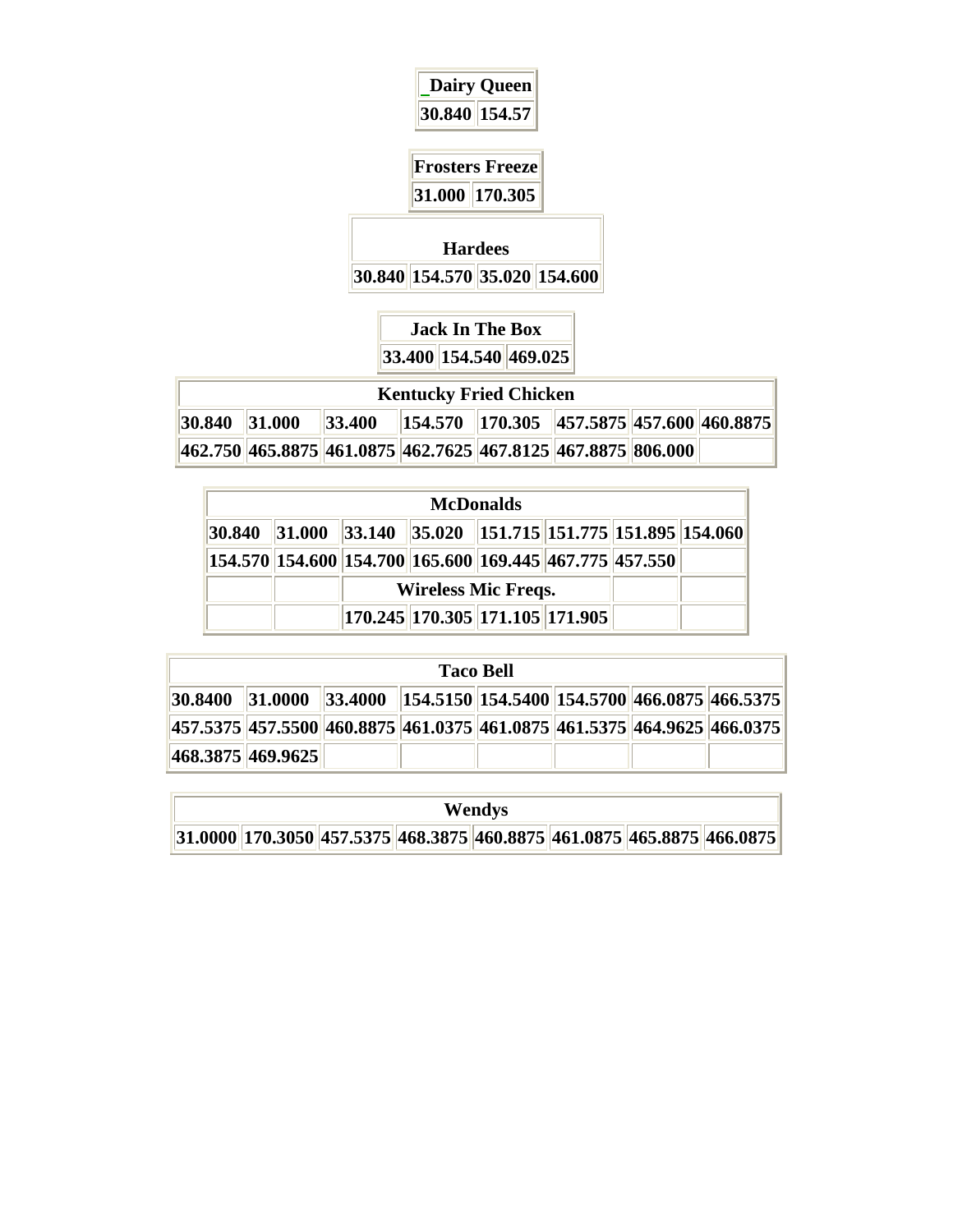| _Dairy Queen | |
|---|---|
| 30.840 | 154.57 |

| Frosters Freeze | |
|---|---|
| 31.000 | 170.305 |

| Hardees | | | |
|---|---|---|---|
| 30.840 | 154.570 | 35.020 | 154.600 |

| Jack In The Box | | |
|---|---|---|
| 33.400 | 154.540 | 469.025 |

| Kentucky Fried Chicken | | | | | | | |
|---|---|---|---|---|---|---|---|
| 30.840 | 31.000 | 33.400 | 154.570 | 170.305 | 457.5875 | 457.600 | 460.8875 |
| 462.750 | 465.8875 | 461.0875 | 462.7625 | 467.8125 | 467.8875 | 806.000 | |

| McDonalds | | | | | | | |
|---|---|---|---|---|---|---|---|
| 30.840 | 31.000 | 33.140 | 35.020 | 151.715 | 151.775 | 151.895 | 154.060 |
| 154.570 | 154.600 | 154.700 | 165.600 | 169.445 | 467.775 | 457.550 | |
| | | Wireless Mic Freqs. | | | | | |
| | | 170.245 | 170.305 | 171.105 | 171.905 | | |

| Taco Bell | | | | | | | |
|---|---|---|---|---|---|---|---|
| 30.8400 | 31.0000 | 33.4000 | 154.5150 | 154.5400 | 154.5700 | 466.0875 | 466.5375 |
| 457.5375 | 457.5500 | 460.8875 | 461.0375 | 461.0875 | 461.5375 | 464.9625 | 466.0375 |
| 468.3875 | 469.9625 | | | | | | |

| Wendys | | | | | | | |
|---|---|---|---|---|---|---|---|
| 31.0000 | 170.3050 | 457.5375 | 468.3875 | 460.8875 | 461.0875 | 465.8875 | 466.0875 |